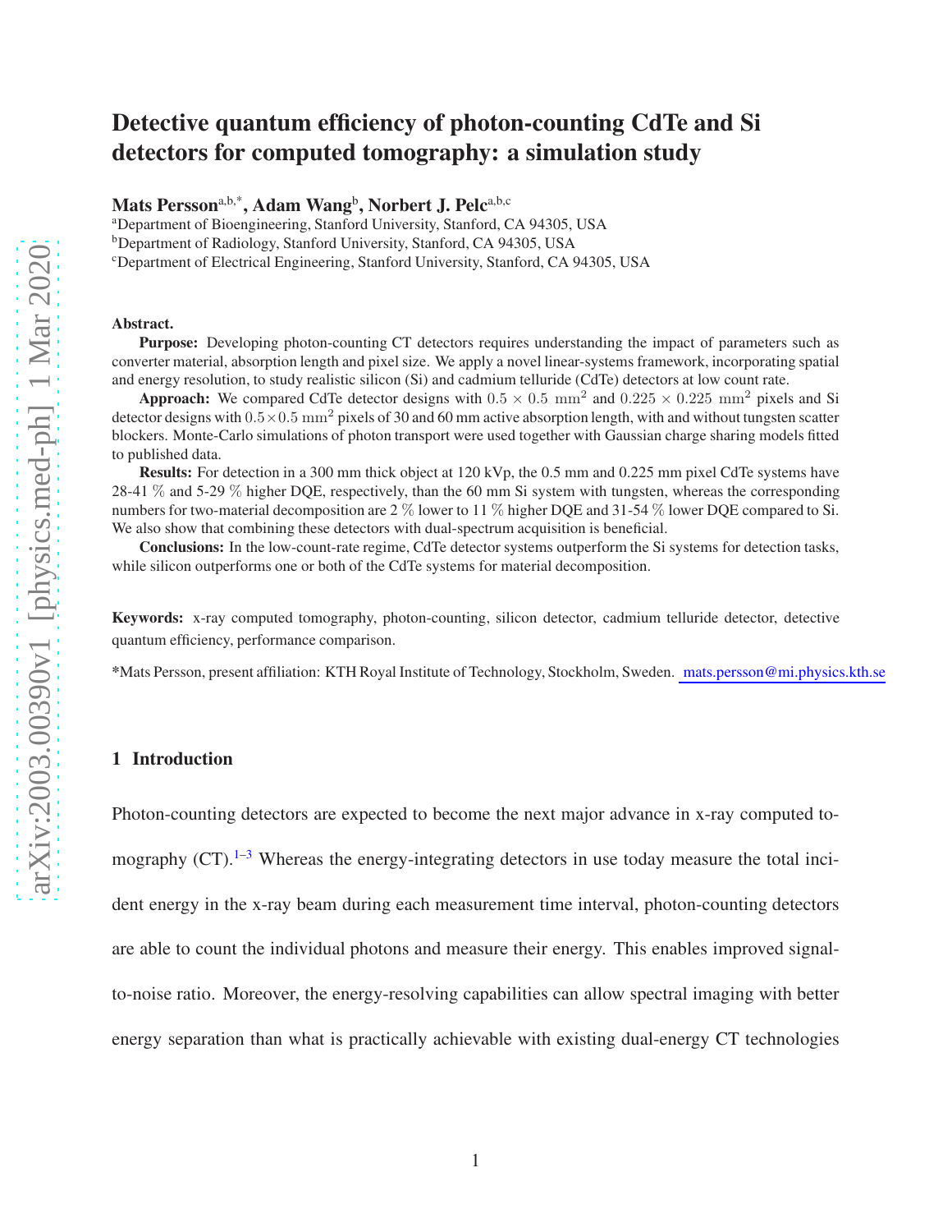# Detective quantum efficiency of photon-counting CdTe and Si detectors for computed tomography: a simulation study

**Mats Persson**[a,b,*], **Adam Wang**[b], **Norbert J. Pelc**[a,b,c]

[a]Department of Bioengineering, Stanford University, Stanford, CA 94305, USA

[b]Department of Radiology, Stanford University, Stanford, CA 94305, USA

[c]Department of Electrical Engineering, Stanford University, Stanford, CA 94305, USA

**Abstract.**

**Purpose:** Developing photon-counting CT detectors requires understanding the impact of parameters such as converter material, absorption length and pixel size. We apply a novel linear-systems framework, incorporating spatial and energy resolution, to study realistic silicon (Si) and cadmium telluride (CdTe) detectors at low count rate.

**Approach:** We compared CdTe detector designs with $0.5 \times 0.5\ \mathrm{mm}^2$ and $0.225 \times 0.225\ \mathrm{mm}^2$ pixels and Si detector designs with $0.5 \times 0.5\ \mathrm{mm}^2$ pixels of 30 and 60 mm active absorption length, with and without tungsten scatter blockers. Monte-Carlo simulations of photon transport were used together with Gaussian charge sharing models fitted to published data.

**Results:** For detection in a 300 mm thick object at 120 kVp, the 0.5 mm and 0.225 mm pixel CdTe systems have 28-41 % and 5-29 % higher DQE, respectively, than the 60 mm Si system with tungsten, whereas the corresponding numbers for two-material decomposition are 2 % lower to 11 % higher DQE and 31-54 % lower DQE compared to Si. We also show that combining these detectors with dual-spectrum acquisition is beneficial.

**Conclusions:** In the low-count-rate regime, CdTe detector systems outperform the Si systems for detection tasks, while silicon outperforms one or both of the CdTe systems for material decomposition.

**Keywords:** x-ray computed tomography, photon-counting, silicon detector, cadmium telluride detector, detective quantum efficiency, performance comparison.

*Mats Persson, present affiliation: KTH Royal Institute of Technology, Stockholm, Sweden. mats.persson@mi.physics.kth.se

## 1 Introduction

Photon-counting detectors are expected to become the next major advance in x-ray computed tomography (CT).[1–3] Whereas the energy-integrating detectors in use today measure the total incident energy in the x-ray beam during each measurement time interval, photon-counting detectors are able to count the individual photons and measure their energy. This enables improved signal-to-noise ratio. Moreover, the energy-resolving capabilities can allow spectral imaging with better energy separation than what is practically achievable with existing dual-energy CT technologies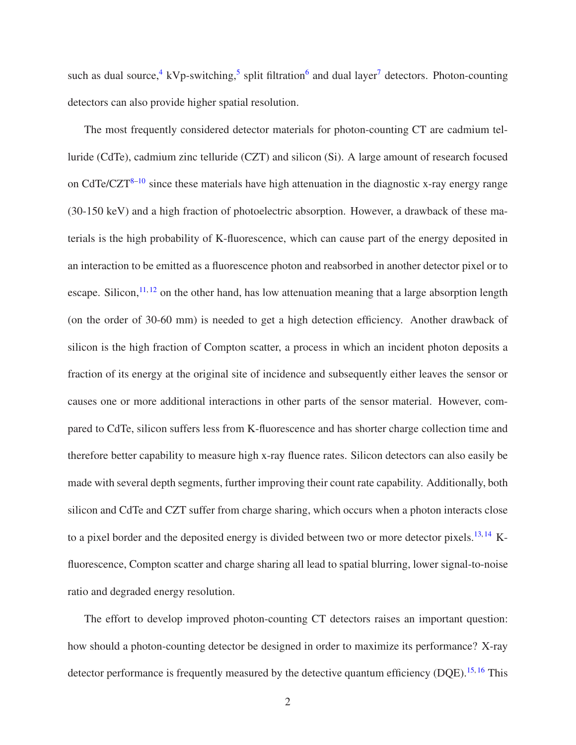such as dual source,[4] kVp-switching,[5] split filtration[6] and dual layer[7] detectors. Photon-counting detectors can also provide higher spatial resolution.

The most frequently considered detector materials for photon-counting CT are cadmium telluride (CdTe), cadmium zinc telluride (CZT) and silicon (Si). A large amount of research focused on CdTe/CZT[8–10] since these materials have high attenuation in the diagnostic x-ray energy range (30-150 keV) and a high fraction of photoelectric absorption. However, a drawback of these materials is the high probability of K-fluorescence, which can cause part of the energy deposited in an interaction to be emitted as a fluorescence photon and reabsorbed in another detector pixel or to escape. Silicon,[11,12] on the other hand, has low attenuation meaning that a large absorption length (on the order of 30-60 mm) is needed to get a high detection efficiency. Another drawback of silicon is the high fraction of Compton scatter, a process in which an incident photon deposits a fraction of its energy at the original site of incidence and subsequently either leaves the sensor or causes one or more additional interactions in other parts of the sensor material. However, compared to CdTe, silicon suffers less from K-fluorescence and has shorter charge collection time and therefore better capability to measure high x-ray fluence rates. Silicon detectors can also easily be made with several depth segments, further improving their count rate capability. Additionally, both silicon and CdTe and CZT suffer from charge sharing, which occurs when a photon interacts close to a pixel border and the deposited energy is divided between two or more detector pixels.[13,14] K-fluorescence, Compton scatter and charge sharing all lead to spatial blurring, lower signal-to-noise ratio and degraded energy resolution.

The effort to develop improved photon-counting CT detectors raises an important question: how should a photon-counting detector be designed in order to maximize its performance? X-ray detector performance is frequently measured by the detective quantum efficiency (DQE).[15,16] This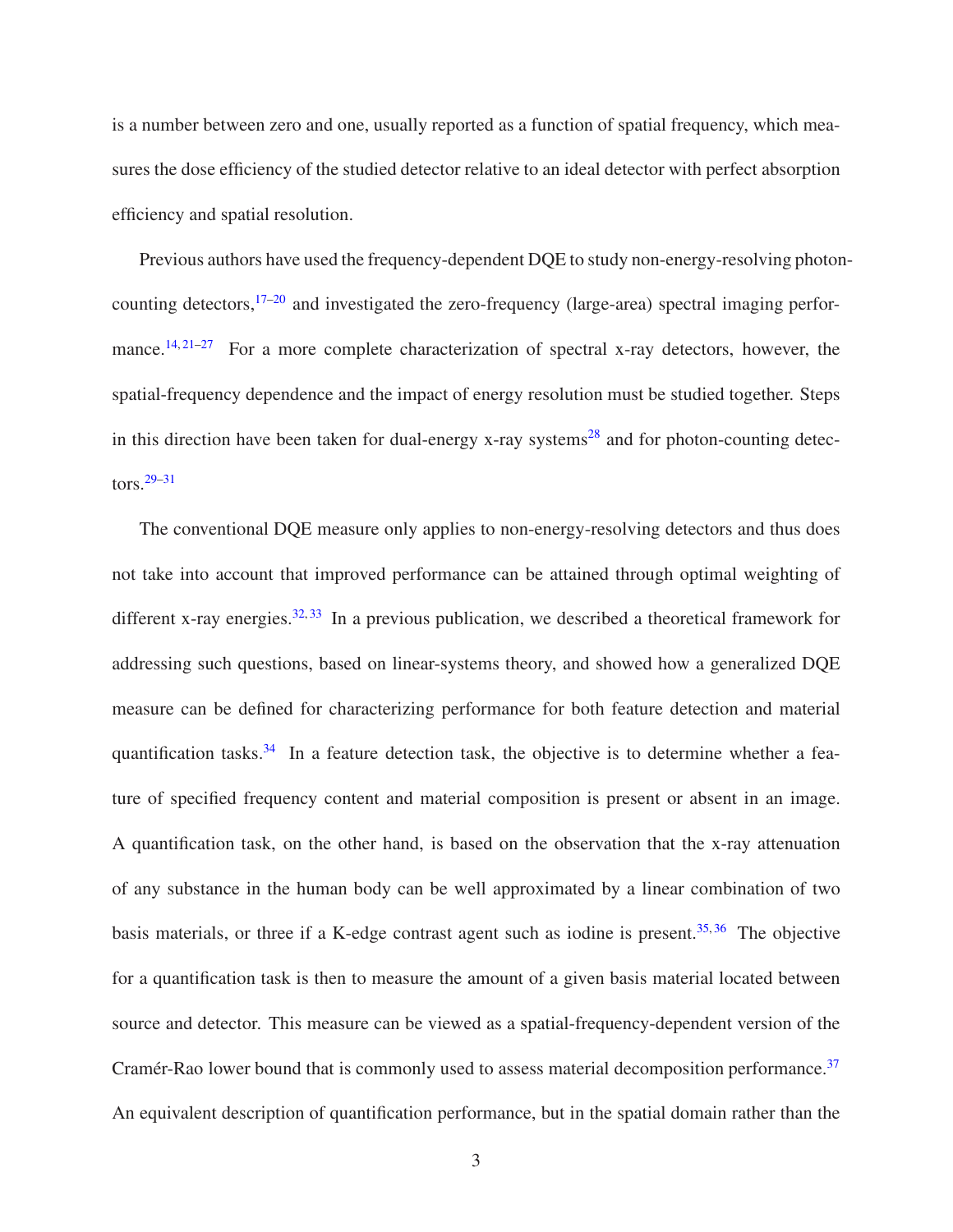is a number between zero and one, usually reported as a function of spatial frequency, which measures the dose efficiency of the studied detector relative to an ideal detector with perfect absorption efficiency and spatial resolution.

Previous authors have used the frequency-dependent DQE to study non-energy-resolving photon-counting detectors,[17–20] and investigated the zero-frequency (large-area) spectral imaging performance.[14, 21–27] For a more complete characterization of spectral x-ray detectors, however, the spatial-frequency dependence and the impact of energy resolution must be studied together. Steps in this direction have been taken for dual-energy x-ray systems[28] and for photon-counting detectors.[29–31]

The conventional DQE measure only applies to non-energy-resolving detectors and thus does not take into account that improved performance can be attained through optimal weighting of different x-ray energies.[32, 33] In a previous publication, we described a theoretical framework for addressing such questions, based on linear-systems theory, and showed how a generalized DQE measure can be defined for characterizing performance for both feature detection and material quantification tasks.[34] In a feature detection task, the objective is to determine whether a feature of specified frequency content and material composition is present or absent in an image. A quantification task, on the other hand, is based on the observation that the x-ray attenuation of any substance in the human body can be well approximated by a linear combination of two basis materials, or three if a K-edge contrast agent such as iodine is present.[35, 36] The objective for a quantification task is then to measure the amount of a given basis material located between source and detector. This measure can be viewed as a spatial-frequency-dependent version of the Cramér-Rao lower bound that is commonly used to assess material decomposition performance.[37] An equivalent description of quantification performance, but in the spatial domain rather than the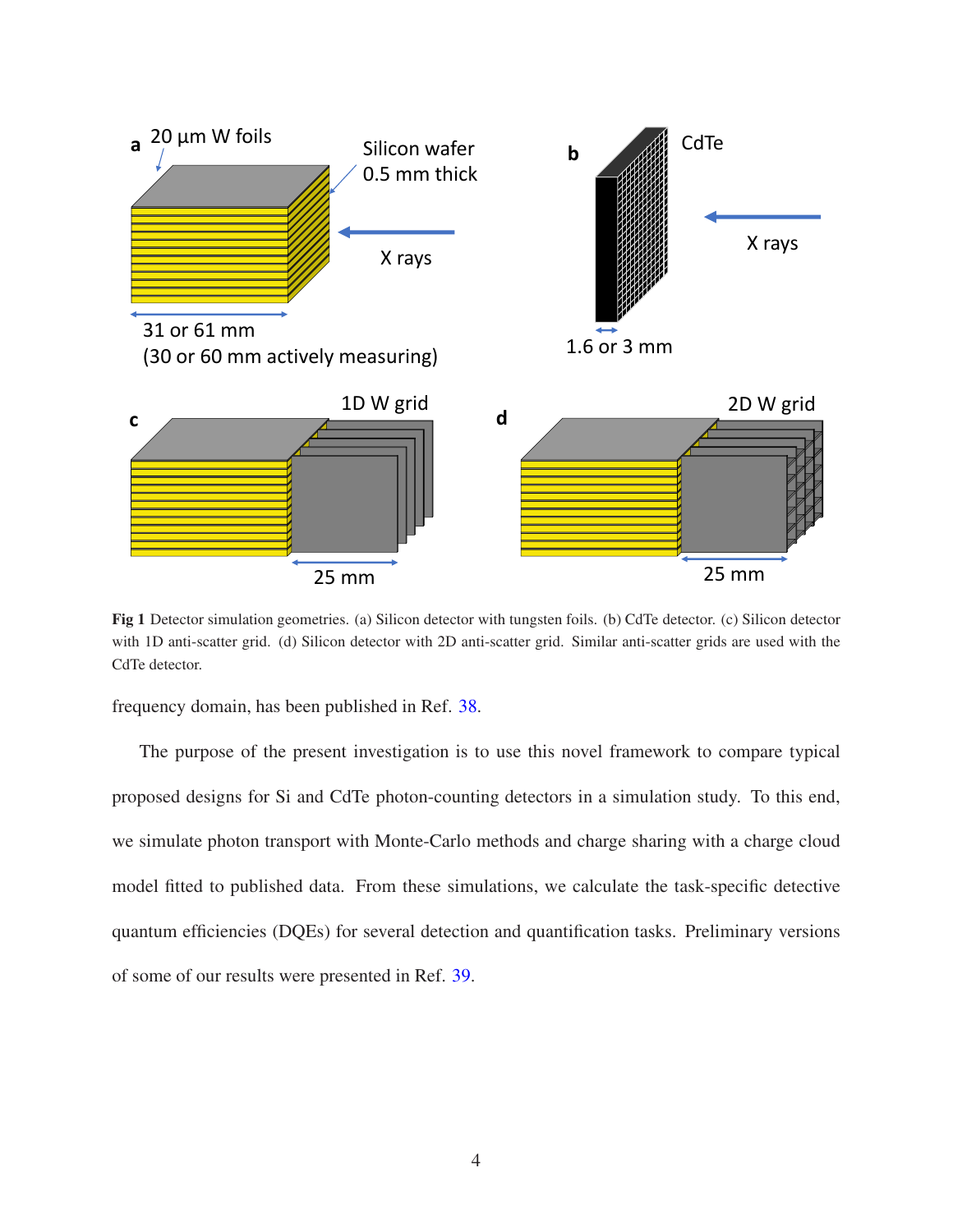**Fig 1** Detector simulation geometries. (a) Silicon detector with tungsten foils. (b) CdTe detector. (c) Silicon detector with 1D anti-scatter grid. (d) Silicon detector with 2D anti-scatter grid. Similar anti-scatter grids are used with the CdTe detector.

frequency domain, has been published in Ref. 38.

The purpose of the present investigation is to use this novel framework to compare typical proposed designs for Si and CdTe photon-counting detectors in a simulation study. To this end, we simulate photon transport with Monte-Carlo methods and charge sharing with a charge cloud model fitted to published data. From these simulations, we calculate the task-specific detective quantum efficiencies (DQEs) for several detection and quantification tasks. Preliminary versions of some of our results were presented in Ref. 39.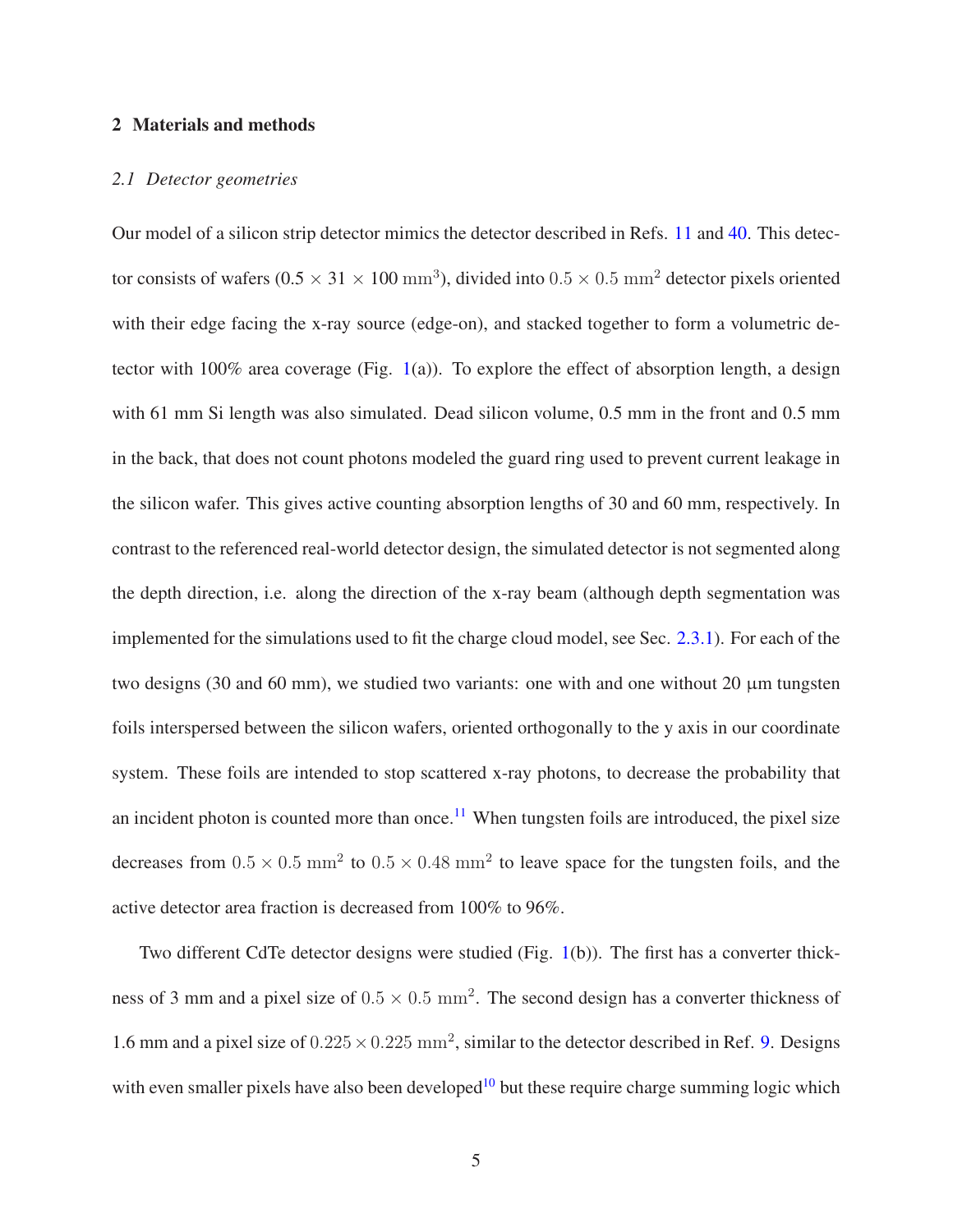## 2 Materials and methods

### *2.1 Detector geometries*

Our model of a silicon strip detector mimics the detector described in Refs. 11 and 40. This detector consists of wafers (0.5 × 31 × 100 $\mathrm{mm}^3$), divided into $0.5 \times 0.5\ \mathrm{mm}^2$ detector pixels oriented with their edge facing the x-ray source (edge-on), and stacked together to form a volumetric detector with 100% area coverage (Fig. 1(a)). To explore the effect of absorption length, a design with 61 mm Si length was also simulated. Dead silicon volume, 0.5 mm in the front and 0.5 mm in the back, that does not count photons modeled the guard ring used to prevent current leakage in the silicon wafer. This gives active counting absorption lengths of 30 and 60 mm, respectively. In contrast to the referenced real-world detector design, the simulated detector is not segmented along the depth direction, i.e. along the direction of the x-ray beam (although depth segmentation was implemented for the simulations used to fit the charge cloud model, see Sec. 2.3.1). For each of the two designs (30 and 60 mm), we studied two variants: one with and one without 20 µm tungsten foils interspersed between the silicon wafers, oriented orthogonally to the y axis in our coordinate system. These foils are intended to stop scattered x-ray photons, to decrease the probability that an incident photon is counted more than once.[11] When tungsten foils are introduced, the pixel size decreases from $0.5 \times 0.5\ \mathrm{mm}^2$ to $0.5 \times 0.48\ \mathrm{mm}^2$ to leave space for the tungsten foils, and the active detector area fraction is decreased from 100% to 96%.

Two different CdTe detector designs were studied (Fig. 1(b)). The first has a converter thickness of 3 mm and a pixel size of $0.5 \times 0.5\ \mathrm{mm}^2$. The second design has a converter thickness of 1.6 mm and a pixel size of $0.225 \times 0.225\ \mathrm{mm}^2$, similar to the detector described in Ref. 9. Designs with even smaller pixels have also been developed[10] but these require charge summing logic which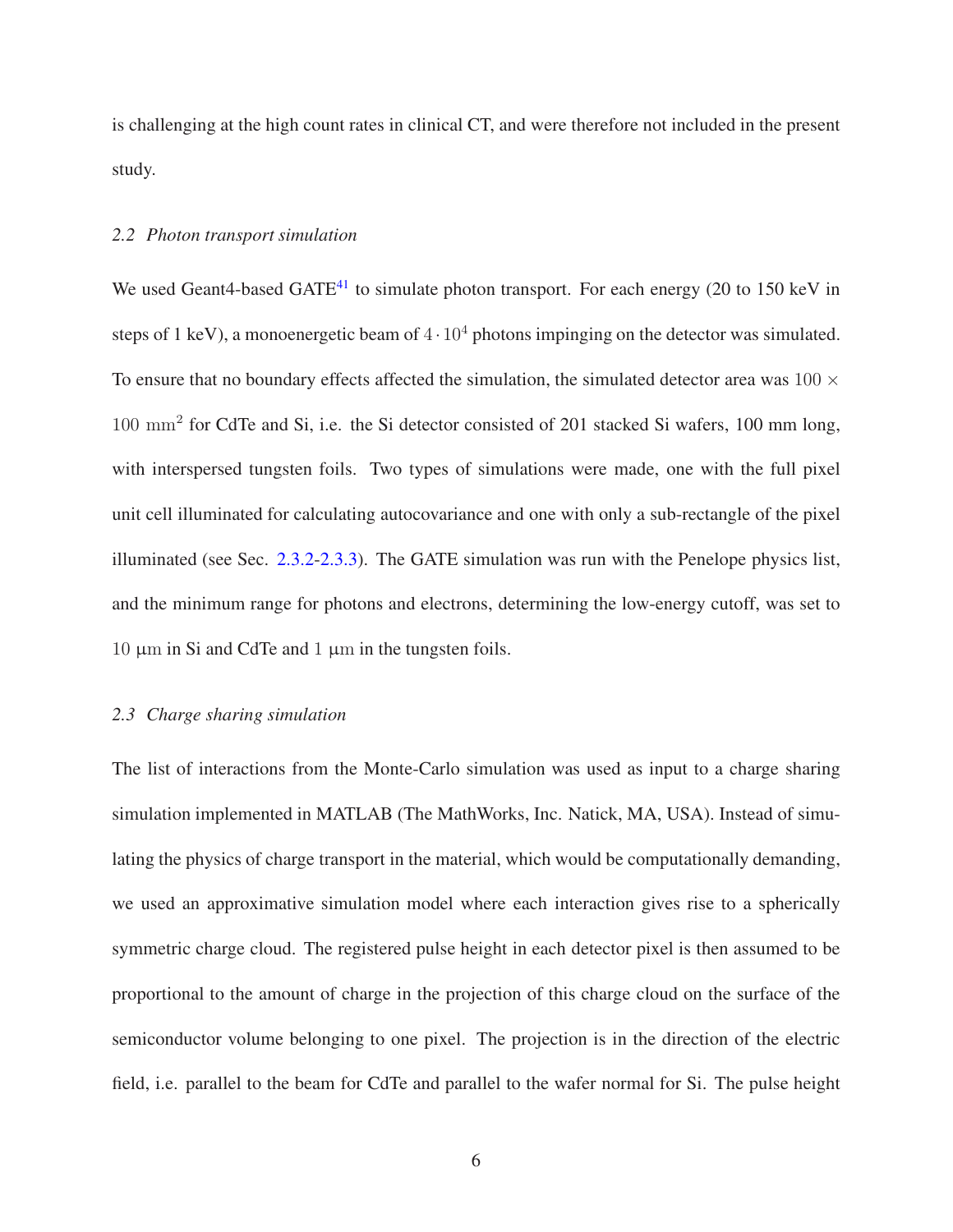is challenging at the high count rates in clinical CT, and were therefore not included in the present study.

### *2.2 Photon transport simulation*

We used Geant4-based GATE[41] to simulate photon transport. For each energy (20 to 150 keV in steps of 1 keV), a monoenergetic beam of $4 \cdot 10^4$ photons impinging on the detector was simulated. To ensure that no boundary effects affected the simulation, the simulated detector area was $100 \times 100\ \mathrm{mm}^2$ for CdTe and Si, i.e. the Si detector consisted of 201 stacked Si wafers, 100 mm long, with interspersed tungsten foils. Two types of simulations were made, one with the full pixel unit cell illuminated for calculating autocovariance and one with only a sub-rectangle of the pixel illuminated (see Sec. 2.3.2-2.3.3). The GATE simulation was run with the Penelope physics list, and the minimum range for photons and electrons, determining the low-energy cutoff, was set to $10\ \mu\mathrm{m}$ in Si and CdTe and $1\ \mu\mathrm{m}$ in the tungsten foils.

### *2.3 Charge sharing simulation*

The list of interactions from the Monte-Carlo simulation was used as input to a charge sharing simulation implemented in MATLAB (The MathWorks, Inc. Natick, MA, USA). Instead of simulating the physics of charge transport in the material, which would be computationally demanding, we used an approximative simulation model where each interaction gives rise to a spherically symmetric charge cloud. The registered pulse height in each detector pixel is then assumed to be proportional to the amount of charge in the projection of this charge cloud on the surface of the semiconductor volume belonging to one pixel. The projection is in the direction of the electric field, i.e. parallel to the beam for CdTe and parallel to the wafer normal for Si. The pulse height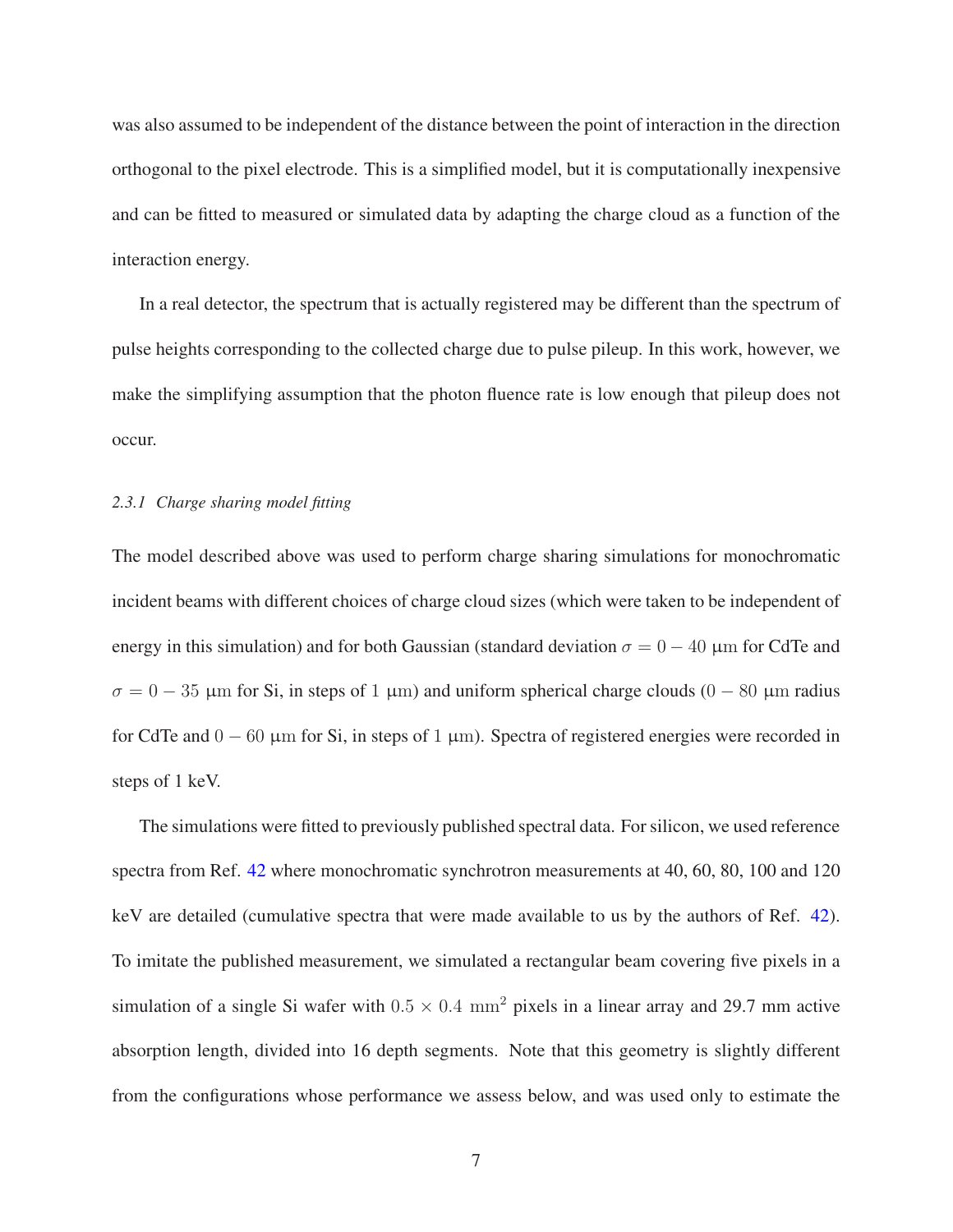was also assumed to be independent of the distance between the point of interaction in the direction orthogonal to the pixel electrode. This is a simplified model, but it is computationally inexpensive and can be fitted to measured or simulated data by adapting the charge cloud as a function of the interaction energy.

In a real detector, the spectrum that is actually registered may be different than the spectrum of pulse heights corresponding to the collected charge due to pulse pileup. In this work, however, we make the simplifying assumption that the photon fluence rate is low enough that pileup does not occur.

#### *2.3.1 Charge sharing model fitting*

The model described above was used to perform charge sharing simulations for monochromatic incident beams with different choices of charge cloud sizes (which were taken to be independent of energy in this simulation) and for both Gaussian (standard deviation $\sigma = 0 - 40$ $\mu\mathrm{m}$ for CdTe and $\sigma = 0 - 35$ $\mu\mathrm{m}$ for Si, in steps of $1$ $\mu\mathrm{m}$) and uniform spherical charge clouds ($0 - 80$ $\mu\mathrm{m}$ radius for CdTe and $0 - 60$ $\mu\mathrm{m}$ for Si, in steps of $1$ $\mu\mathrm{m}$). Spectra of registered energies were recorded in steps of 1 keV.

The simulations were fitted to previously published spectral data. For silicon, we used reference spectra from Ref. 42 where monochromatic synchrotron measurements at 40, 60, 80, 100 and 120 keV are detailed (cumulative spectra that were made available to us by the authors of Ref. 42). To imitate the published measurement, we simulated a rectangular beam covering five pixels in a simulation of a single Si wafer with $0.5 \times 0.4$ $\mathrm{mm}^2$ pixels in a linear array and 29.7 mm active absorption length, divided into 16 depth segments. Note that this geometry is slightly different from the configurations whose performance we assess below, and was used only to estimate the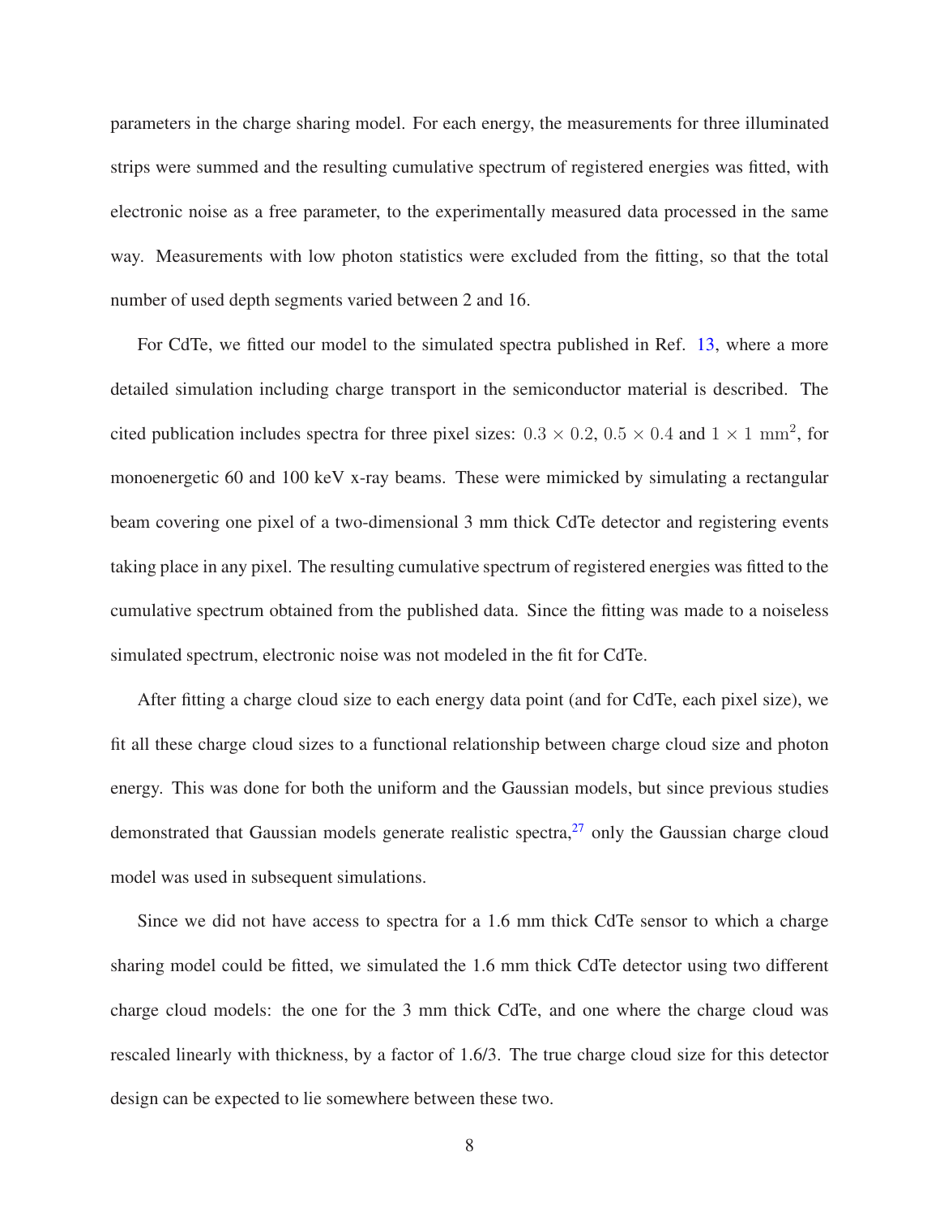parameters in the charge sharing model. For each energy, the measurements for three illuminated strips were summed and the resulting cumulative spectrum of registered energies was fitted, with electronic noise as a free parameter, to the experimentally measured data processed in the same way. Measurements with low photon statistics were excluded from the fitting, so that the total number of used depth segments varied between 2 and 16.

For CdTe, we fitted our model to the simulated spectra published in Ref. 13, where a more detailed simulation including charge transport in the semiconductor material is described. The cited publication includes spectra for three pixel sizes: $0.3 \times 0.2$, $0.5 \times 0.4$ and $1 \times 1\ \mathrm{mm}^2$, for monoenergetic 60 and 100 keV x-ray beams. These were mimicked by simulating a rectangular beam covering one pixel of a two-dimensional 3 mm thick CdTe detector and registering events taking place in any pixel. The resulting cumulative spectrum of registered energies was fitted to the cumulative spectrum obtained from the published data. Since the fitting was made to a noiseless simulated spectrum, electronic noise was not modeled in the fit for CdTe.

After fitting a charge cloud size to each energy data point (and for CdTe, each pixel size), we fit all these charge cloud sizes to a functional relationship between charge cloud size and photon energy. This was done for both the uniform and the Gaussian models, but since previous studies demonstrated that Gaussian models generate realistic spectra,[27] only the Gaussian charge cloud model was used in subsequent simulations.

Since we did not have access to spectra for a 1.6 mm thick CdTe sensor to which a charge sharing model could be fitted, we simulated the 1.6 mm thick CdTe detector using two different charge cloud models: the one for the 3 mm thick CdTe, and one where the charge cloud was rescaled linearly with thickness, by a factor of 1.6/3. The true charge cloud size for this detector design can be expected to lie somewhere between these two.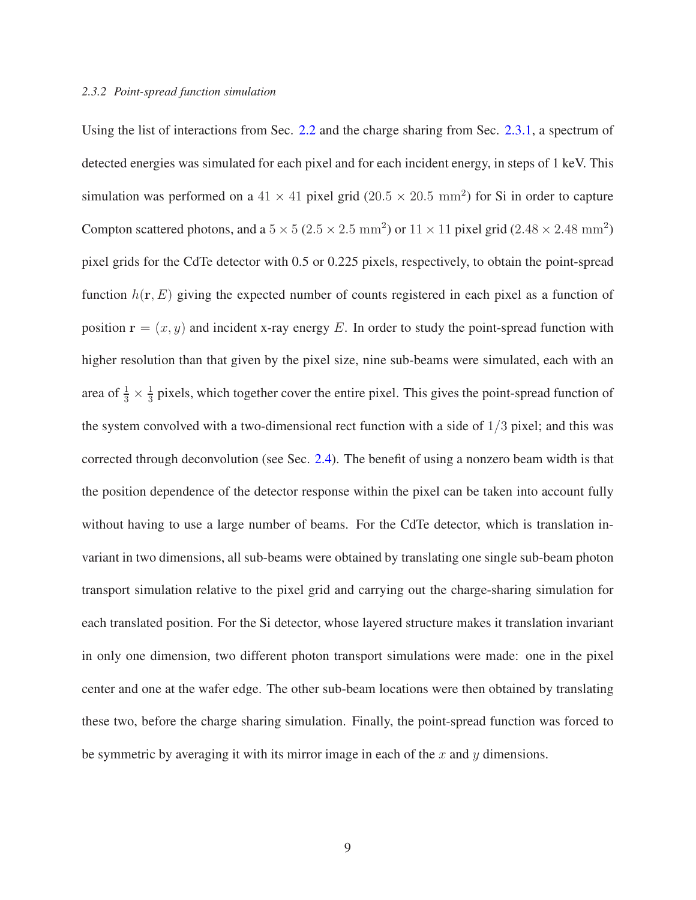#### *2.3.2 Point-spread function simulation*

Using the list of interactions from Sec. 2.2 and the charge sharing from Sec. 2.3.1, a spectrum of detected energies was simulated for each pixel and for each incident energy, in steps of 1 keV. This simulation was performed on a $41 \times 41$ pixel grid ($20.5 \times 20.5$ mm$^2$) for Si in order to capture Compton scattered photons, and a $5 \times 5$ ($2.5 \times 2.5$ mm$^2$) or $11 \times 11$ pixel grid ($2.48 \times 2.48$ mm$^2$) pixel grids for the CdTe detector with 0.5 or 0.225 pixels, respectively, to obtain the point-spread function $h(\mathbf{r}, E)$ giving the expected number of counts registered in each pixel as a function of position $\mathbf{r} = (x, y)$ and incident x-ray energy $E$. In order to study the point-spread function with higher resolution than that given by the pixel size, nine sub-beams were simulated, each with an area of $\frac{1}{3} \times \frac{1}{3}$ pixels, which together cover the entire pixel. This gives the point-spread function of the system convolved with a two-dimensional rect function with a side of $1/3$ pixel; and this was corrected through deconvolution (see Sec. 2.4). The benefit of using a nonzero beam width is that the position dependence of the detector response within the pixel can be taken into account fully without having to use a large number of beams. For the CdTe detector, which is translation invariant in two dimensions, all sub-beams were obtained by translating one single sub-beam photon transport simulation relative to the pixel grid and carrying out the charge-sharing simulation for each translated position. For the Si detector, whose layered structure makes it translation invariant in only one dimension, two different photon transport simulations were made: one in the pixel center and one at the wafer edge. The other sub-beam locations were then obtained by translating these two, before the charge sharing simulation. Finally, the point-spread function was forced to be symmetric by averaging it with its mirror image in each of the $x$ and $y$ dimensions.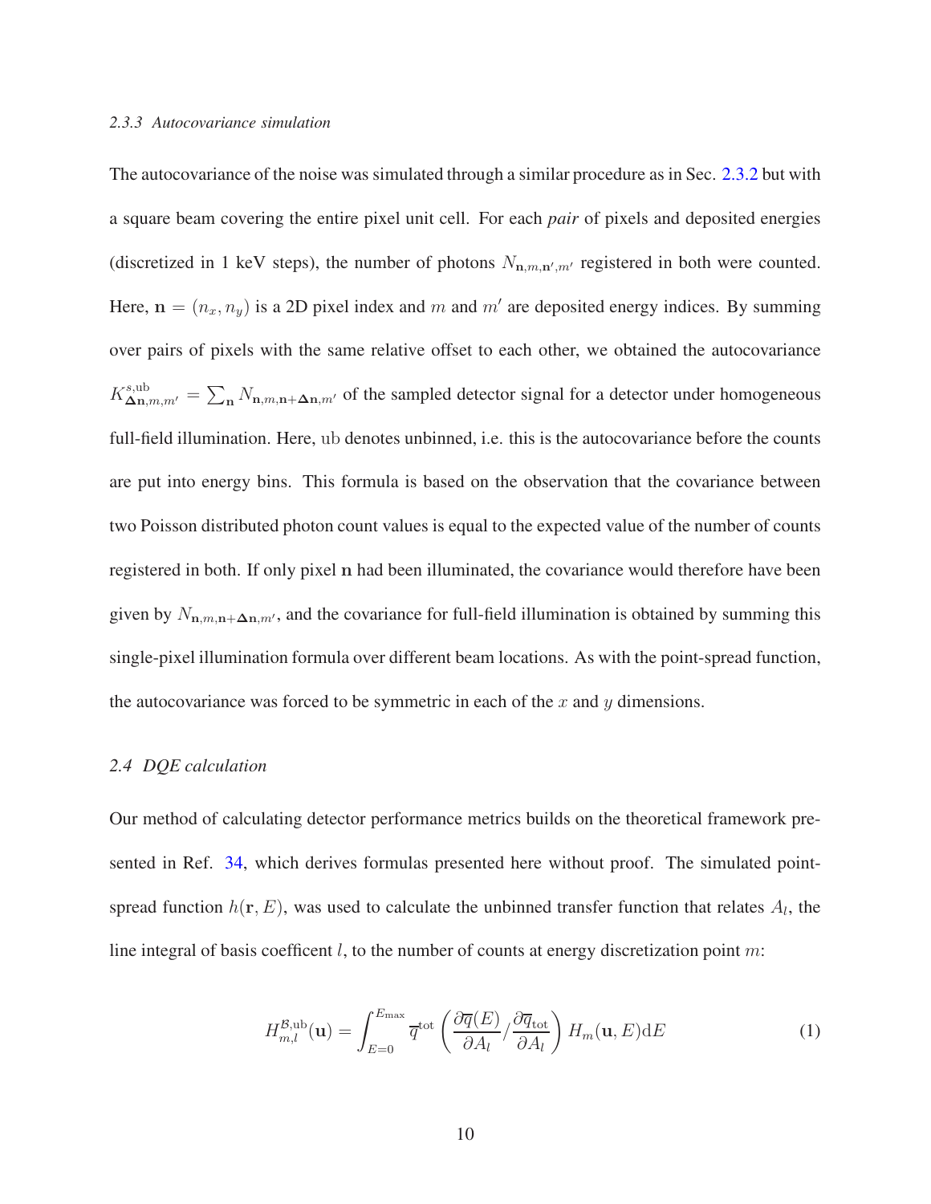### 2.3.3 Autocovariance simulation

The autocovariance of the noise was simulated through a similar procedure as in Sec. 2.3.2 but with a square beam covering the entire pixel unit cell. For each *pair* of pixels and deposited energies (discretized in 1 keV steps), the number of photons $N_{\mathbf{n},m,\mathbf{n}',m'}$ registered in both were counted. Here, $\mathbf{n} = (n_x, n_y)$ is a 2D pixel index and $m$ and $m'$ are deposited energy indices. By summing over pairs of pixels with the same relative offset to each other, we obtained the autocovariance $K^{s,\mathrm{ub}}_{\mathbf{\Delta n},m,m'} = \sum_{\mathbf{n}} N_{\mathbf{n},m,\mathbf{n}+\mathbf{\Delta n},m'}$ of the sampled detector signal for a detector under homogeneous full-field illumination. Here, ub denotes unbinned, i.e. this is the autocovariance before the counts are put into energy bins. This formula is based on the observation that the covariance between two Poisson distributed photon count values is equal to the expected value of the number of counts registered in both. If only pixel $\mathbf{n}$ had been illuminated, the covariance would therefore have been given by $N_{\mathbf{n},m,\mathbf{n}+\mathbf{\Delta n},m'}$, and the covariance for full-field illumination is obtained by summing this single-pixel illumination formula over different beam locations. As with the point-spread function, the autocovariance was forced to be symmetric in each of the $x$ and $y$ dimensions.

## 2.4 DQE calculation

Our method of calculating detector performance metrics builds on the theoretical framework presented in Ref. 34, which derives formulas presented here without proof. The simulated point-spread function $h(\mathbf{r}, E)$, was used to calculate the unbinned transfer function that relates $A_l$, the line integral of basis coefficent $l$, to the number of counts at energy discretization point $m$:

$$H^{\mathcal{B},\mathrm{ub}}_{m,l}(\mathbf{u}) = \int_{E=0}^{E_{\max}} \overline{q}^{\mathrm{tot}} \left( \frac{\partial \overline{q}(E)}{\partial A_l} / \frac{\partial \overline{q}_{\mathrm{tot}}}{\partial A_l} \right) H_m(\mathbf{u}, E) \mathrm{d}E \tag{1}$$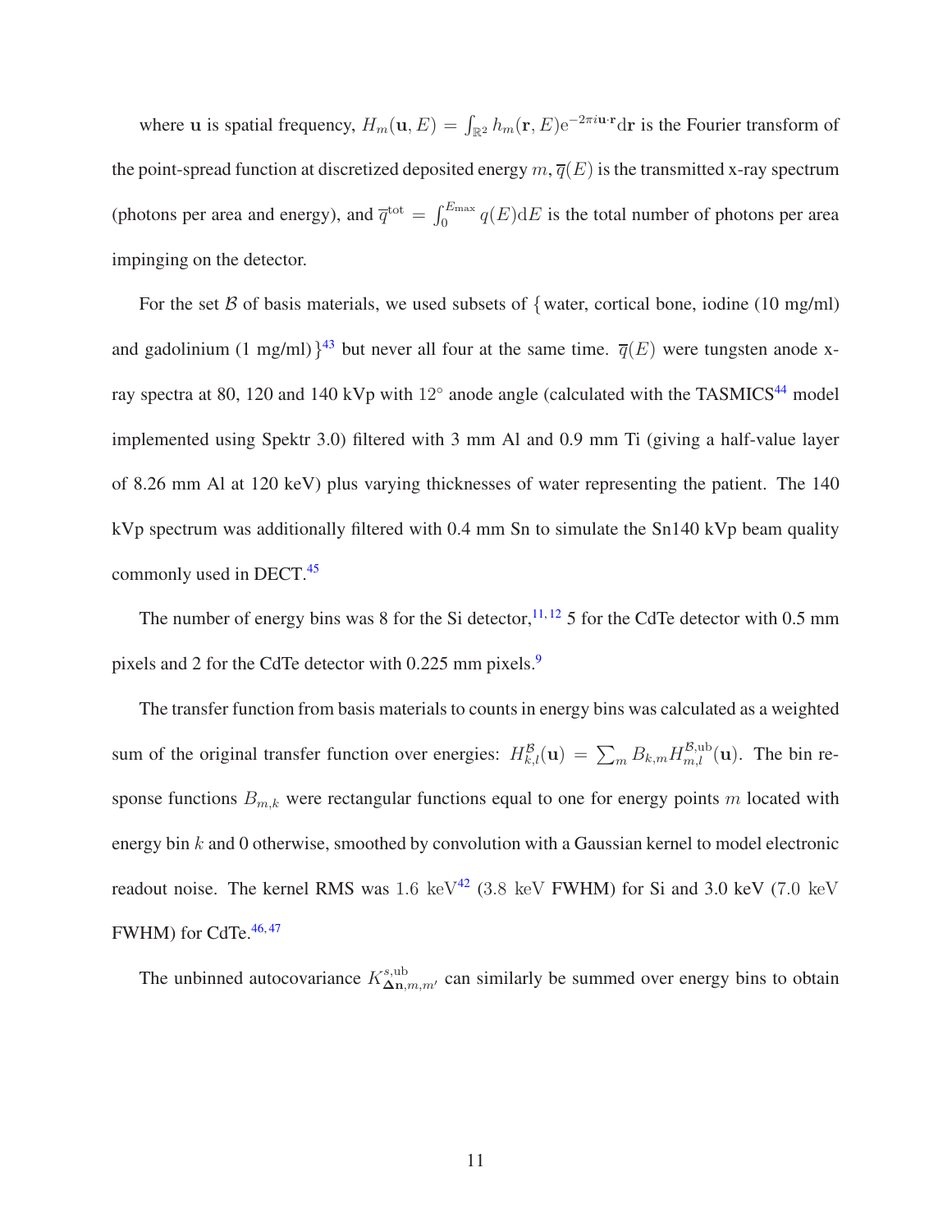where $\mathbf{u}$ is spatial frequency, $H_m(\mathbf{u}, E) = \int_{\mathbb{R}^2} h_m(\mathbf{r}, E)\mathrm{e}^{-2\pi i \mathbf{u}\cdot\mathbf{r}}\mathrm{d}\mathbf{r}$ is the Fourier transform of the point-spread function at discretized deposited energy $m$, $\overline{q}(E)$ is the transmitted x-ray spectrum (photons per area and energy), and $\overline{q}^{\mathrm{tot}} = \int_0^{E_{\max}} q(E)\mathrm{d}E$ is the total number of photons per area impinging on the detector.

For the set $\mathcal{B}$ of basis materials, we used subsets of {water, cortical bone, iodine (10 mg/ml) and gadolinium (1 mg/ml)}[43] but never all four at the same time. $\overline{q}(E)$ were tungsten anode x-ray spectra at 80, 120 and 140 kVp with 12° anode angle (calculated with the TASMICS[44] model implemented using Spektr 3.0) filtered with 3 mm Al and 0.9 mm Ti (giving a half-value layer of 8.26 mm Al at 120 keV) plus varying thicknesses of water representing the patient. The 140 kVp spectrum was additionally filtered with 0.4 mm Sn to simulate the Sn140 kVp beam quality commonly used in DECT.[45]

The number of energy bins was 8 for the Si detector,[11,12] 5 for the CdTe detector with 0.5 mm pixels and 2 for the CdTe detector with 0.225 mm pixels.[9]

The transfer function from basis materials to counts in energy bins was calculated as a weighted sum of the original transfer function over energies: $H_{k,l}^{\mathcal{B}}(\mathbf{u}) = \sum_m B_{k,m} H_{m,l}^{\mathcal{B},\mathrm{ub}}(\mathbf{u})$. The bin response functions $B_{m,k}$ were rectangular functions equal to one for energy points $m$ located with energy bin $k$ and 0 otherwise, smoothed by convolution with a Gaussian kernel to model electronic readout noise. The kernel RMS was $1.6\ \mathrm{keV}$[42] ($3.8\ \mathrm{keV}$ FWHM) for Si and 3.0 keV ($7.0\ \mathrm{keV}$ FWHM) for CdTe.[46,47]

The unbinned autocovariance $K_{\boldsymbol{\Delta}\mathbf{n},m,m'}^{s,\mathrm{ub}}$ can similarly be summed over energy bins to obtain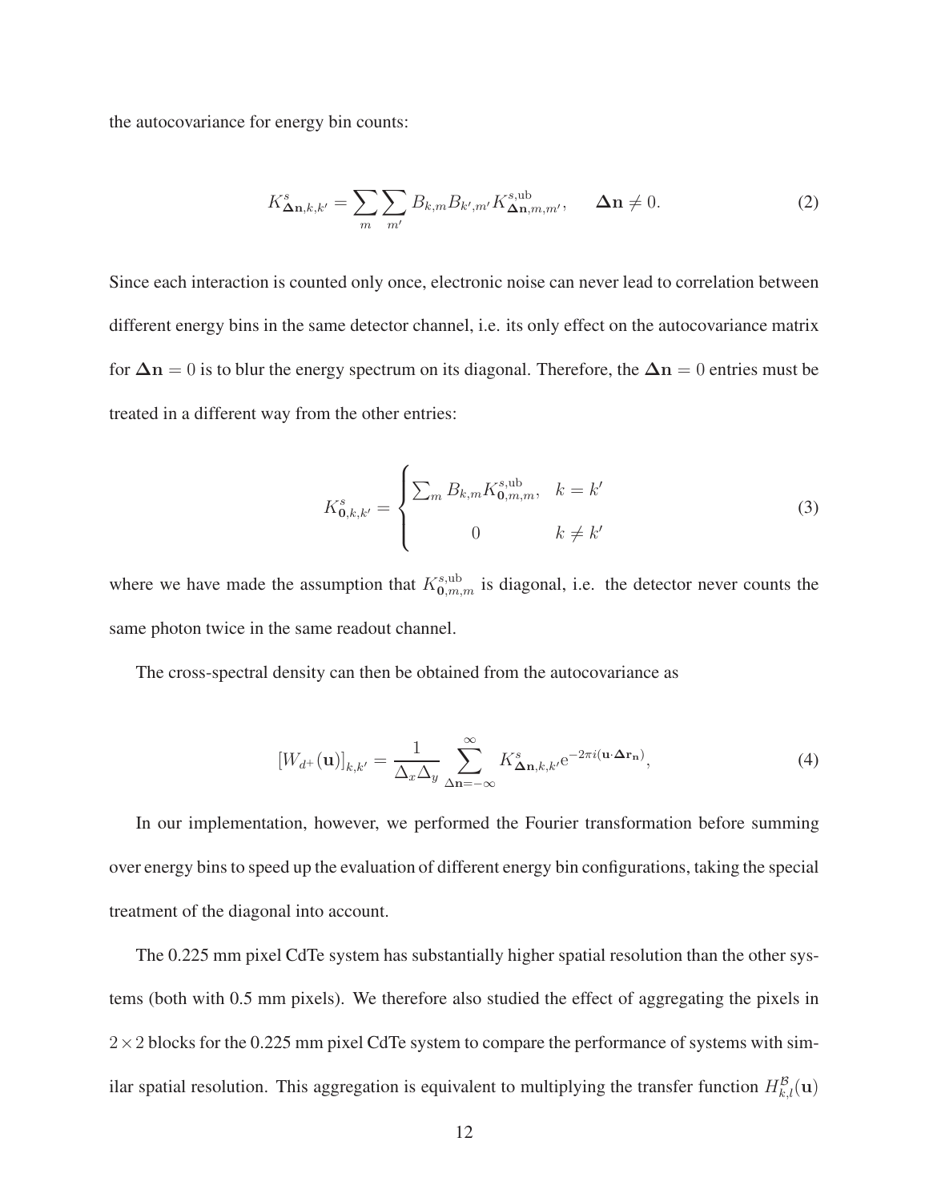the autocovariance for energy bin counts:

$$K^s_{\mathbf{\Delta n},k,k'} = \sum_m \sum_{m'} B_{k,m} B_{k',m'} K^{s,\mathrm{ub}}_{\mathbf{\Delta n},m,m'}, \qquad \mathbf{\Delta n} \neq 0. \tag{2}$$

Since each interaction is counted only once, electronic noise can never lead to correlation between different energy bins in the same detector channel, i.e. its only effect on the autocovariance matrix for $\mathbf{\Delta n} = 0$ is to blur the energy spectrum on its diagonal. Therefore, the $\mathbf{\Delta n} = 0$ entries must be treated in a different way from the other entries:

$$K^s_{\mathbf{0},k,k'} = \begin{cases} \sum_m B_{k,m} K^{s,\mathrm{ub}}_{\mathbf{0},m,m}, & k = k' \\ 0 & k \neq k' \end{cases} \tag{3}$$

where we have made the assumption that $K^{s,\mathrm{ub}}_{\mathbf{0},m,m}$ is diagonal, i.e. the detector never counts the same photon twice in the same readout channel.

The cross-spectral density can then be obtained from the autocovariance as

$$[W_{d^+}(\mathbf{u})]_{k,k'} = \frac{1}{\Delta_x \Delta_y} \sum_{\mathbf{\Delta n}=-\infty}^{\infty} K^s_{\mathbf{\Delta n},k,k'} \mathrm{e}^{-2\pi i (\mathbf{u} \cdot \mathbf{\Delta r_n})}, \tag{4}$$

In our implementation, however, we performed the Fourier transformation before summing over energy bins to speed up the evaluation of different energy bin configurations, taking the special treatment of the diagonal into account.

The 0.225 mm pixel CdTe system has substantially higher spatial resolution than the other systems (both with 0.5 mm pixels). We therefore also studied the effect of aggregating the pixels in $2 \times 2$ blocks for the 0.225 mm pixel CdTe system to compare the performance of systems with similar spatial resolution. This aggregation is equivalent to multiplying the transfer function $H^{\mathcal{B}}_{k,l}(\mathbf{u})$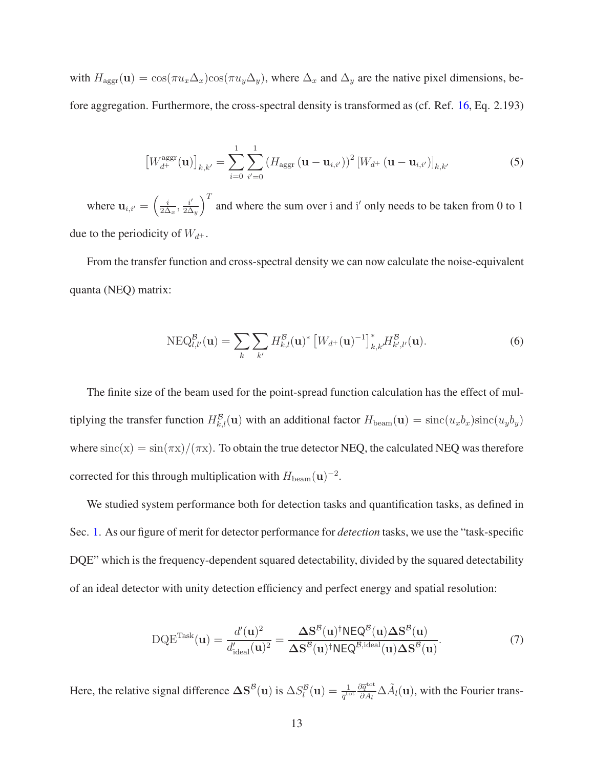with $H_{\mathrm{aggr}}(\mathbf{u}) = \cos(\pi u_x \Delta_x)\cos(\pi u_y \Delta_y)$, where $\Delta_x$ and $\Delta_y$ are the native pixel dimensions, before aggregation. Furthermore, the cross-spectral density is transformed as (cf. Ref. 16, Eq. 2.193)

$$\left[W_{d^+}^{\mathrm{aggr}}(\mathbf{u})\right]_{k,k'} = \sum_{i=0}^{1}\sum_{i'=0}^{1}\left(H_{\mathrm{aggr}}\left(\mathbf{u}-\mathbf{u}_{i,i'}\right)\right)^2\left[W_{d^+}\left(\mathbf{u}-\mathbf{u}_{i,i'}\right)\right]_{k,k'} \tag{5}$$

where $\mathbf{u}_{i,i'} = \left(\frac{i}{2\Delta_x}, \frac{i'}{2\Delta_y}\right)^T$ and where the sum over i and i$'$ only needs to be taken from 0 to 1 due to the periodicity of $W_{d^+}$.

From the transfer function and cross-spectral density we can now calculate the noise-equivalent quanta (NEQ) matrix:

$$\mathrm{NEQ}_{l,l'}^{\mathcal{B}}(\mathbf{u}) = \sum_{k}\sum_{k'} H_{k,l}^{\mathcal{B}}(\mathbf{u})^*\left[W_{d^+}(\mathbf{u})^{-1}\right]_{k,k'}^{*} H_{k',l'}^{\mathcal{B}}(\mathbf{u}). \tag{6}$$

The finite size of the beam used for the point-spread function calculation has the effect of multiplying the transfer function $H_{k,l}^{\mathcal{B}}(\mathbf{u})$ with an additional factor $H_{\mathrm{beam}}(\mathbf{u}) = \mathrm{sinc}(u_x b_x)\mathrm{sinc}(u_y b_y)$ where $\mathrm{sinc}(\mathrm{x}) = \sin(\pi\mathrm{x})/(\pi\mathrm{x})$. To obtain the true detector NEQ, the calculated NEQ was therefore corrected for this through multiplication with $H_{\mathrm{beam}}(\mathbf{u})^{-2}$.

We studied system performance both for detection tasks and quantification tasks, as defined in Sec. 1. As our figure of merit for detector performance for *detection* tasks, we use the "task-specific DQE" which is the frequency-dependent squared detectability, divided by the squared detectability of an ideal detector with unity detection efficiency and perfect energy and spatial resolution:

$$\mathrm{DQE}^{\mathrm{Task}}(\mathbf{u}) = \frac{d'(\mathbf{u})^2}{d'_{\mathrm{ideal}}(\mathbf{u})^2} = \frac{\mathbf{\Delta S}^{\mathcal{B}}(\mathbf{u})^{\dagger}\mathsf{NEQ}^{\mathcal{B}}(\mathbf{u})\mathbf{\Delta S}^{\mathcal{B}}(\mathbf{u})}{\mathbf{\Delta S}^{\mathcal{B}}(\mathbf{u})^{\dagger}\mathsf{NEQ}^{\mathcal{B},\mathrm{ideal}}(\mathbf{u})\mathbf{\Delta S}^{\mathcal{B}}(\mathbf{u})}. \tag{7}$$

Here, the relative signal difference $\mathbf{\Delta S}^{\mathcal{B}}(\mathbf{u})$ is $\Delta S_l^{\mathcal{B}}(\mathbf{u}) = \frac{1}{\overline{q}^{\mathrm{tot}}}\frac{\partial\overline{q}^{\mathrm{tot}}}{\partial A_l}\Delta\tilde{A}_l(\mathbf{u})$, with the Fourier trans-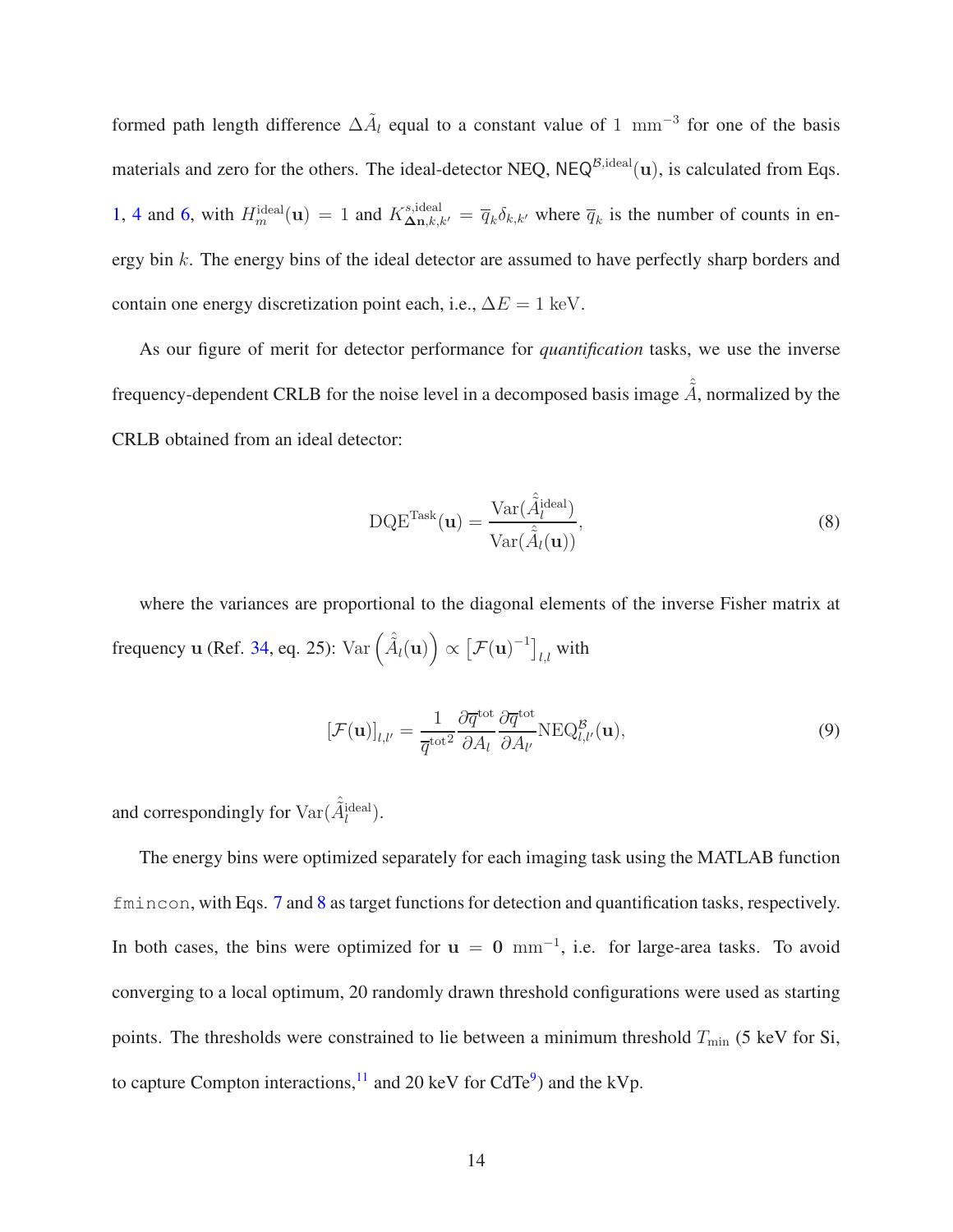formed path length difference $\Delta\tilde{A}_l$ equal to a constant value of $1\ \text{mm}^{-3}$ for one of the basis materials and zero for the others. The ideal-detector NEQ, $\mathsf{NEQ}^{\mathcal{B},\text{ideal}}(\mathbf{u})$, is calculated from Eqs. 1, 4 and 6, with $H_m^{\text{ideal}}(\mathbf{u}) = 1$ and $K_{\boldsymbol{\Delta}\mathbf{n},k,k'}^{s,\text{ideal}} = \overline{q}_k \delta_{k,k'}$ where $\overline{q}_k$ is the number of counts in energy bin $k$. The energy bins of the ideal detector are assumed to have perfectly sharp borders and contain one energy discretization point each, i.e., $\Delta E = 1\ \text{keV}$.

As our figure of merit for detector performance for *quantification* tasks, we use the inverse frequency-dependent CRLB for the noise level in a decomposed basis image $\hat{\tilde{A}}$, normalized by the CRLB obtained from an ideal detector:

$$\text{DQE}^{\text{Task}}(\mathbf{u}) = \frac{\text{Var}(\hat{\tilde{A}}_l^{\text{ideal}})}{\text{Var}(\hat{\tilde{A}}_l(\mathbf{u}))}, \tag{8}$$

where the variances are proportional to the diagonal elements of the inverse Fisher matrix at frequency $\mathbf{u}$ (Ref. 34, eq. 25): $\text{Var}\left(\hat{\tilde{A}}_l(\mathbf{u})\right) \propto \left[\mathcal{F}(\mathbf{u})^{-1}\right]_{l,l}$ with

$$[\mathcal{F}(\mathbf{u})]_{l,l'} = \frac{1}{\overline{q}^{\text{tot}2}} \frac{\partial \overline{q}^{\text{tot}}}{\partial A_l} \frac{\partial \overline{q}^{\text{tot}}}{\partial A_{l'}} \text{NEQ}_{l,l'}^{\mathcal{B}}(\mathbf{u}), \tag{9}$$

and correspondingly for $\text{Var}(\hat{\tilde{A}}_l^{\text{ideal}})$.

The energy bins were optimized separately for each imaging task using the MATLAB function `fmincon`, with Eqs. 7 and 8 as target functions for detection and quantification tasks, respectively. In both cases, the bins were optimized for $\mathbf{u} = \mathbf{0}\ \text{mm}^{-1}$, i.e. for large-area tasks. To avoid converging to a local optimum, 20 randomly drawn threshold configurations were used as starting points. The thresholds were constrained to lie between a minimum threshold $T_{\text{min}}$ (5 keV for Si, to capture Compton interactions,[11] and 20 keV for CdTe[9]) and the kVp.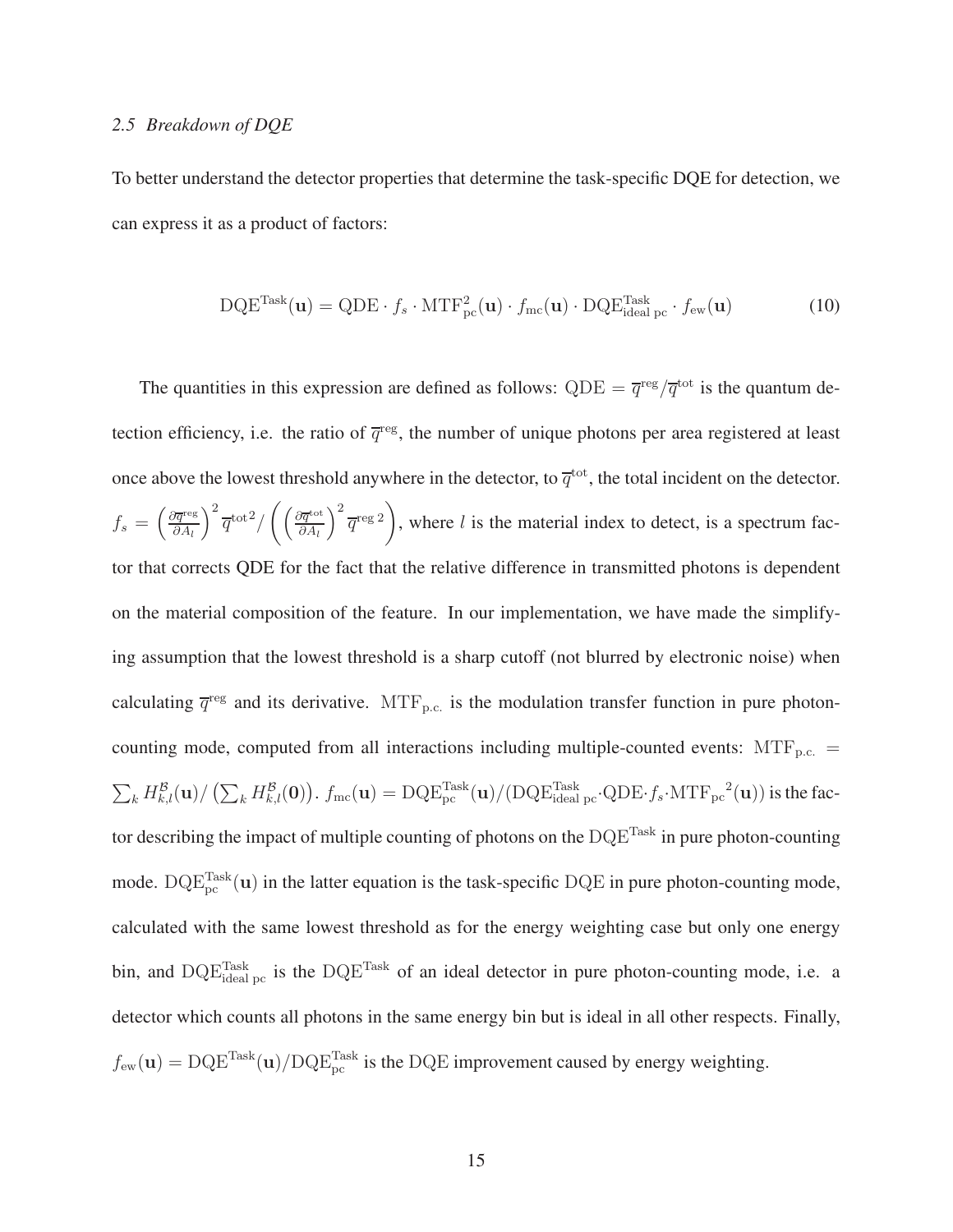### *2.5 Breakdown of DQE*

To better understand the detector properties that determine the task-specific DQE for detection, we can express it as a product of factors:

$$\mathrm{DQE}^{\mathrm{Task}}(\mathbf{u}) = \mathrm{QDE} \cdot f_s \cdot \mathrm{MTF}^2_{\mathrm{pc}}(\mathbf{u}) \cdot f_{\mathrm{mc}}(\mathbf{u}) \cdot \mathrm{DQE}^{\mathrm{Task}}_{\mathrm{ideal\ pc}} \cdot f_{\mathrm{ew}}(\mathbf{u}) \tag{10}$$

The quantities in this expression are defined as follows: $\mathrm{QDE} = \overline{q}^{\mathrm{reg}}/\overline{q}^{\mathrm{tot}}$ is the quantum detection efficiency, i.e. the ratio of $\overline{q}^{\mathrm{reg}}$, the number of unique photons per area registered at least once above the lowest threshold anywhere in the detector, to $\overline{q}^{\mathrm{tot}}$, the total incident on the detector. $f_s = \left(\frac{\partial \overline{q}^{\mathrm{reg}}}{\partial A_l}\right)^2 \overline{q}^{\mathrm{tot}\,2} / \left(\left(\frac{\partial \overline{q}^{\mathrm{tot}}}{\partial A_l}\right)^2 \overline{q}^{\mathrm{reg}\,2}\right)$, where $l$ is the material index to detect, is a spectrum factor that corrects QDE for the fact that the relative difference in transmitted photons is dependent on the material composition of the feature. In our implementation, we have made the simplifying assumption that the lowest threshold is a sharp cutoff (not blurred by electronic noise) when calculating $\overline{q}^{\mathrm{reg}}$ and its derivative. $\mathrm{MTF}_{\mathrm{p.c.}}$ is the modulation transfer function in pure photon-counting mode, computed from all interactions including multiple-counted events: $\mathrm{MTF}_{\mathrm{p.c.}} = \sum_k H^{\mathcal{B}}_{k,l}(\mathbf{u}) / \left(\sum_k H^{\mathcal{B}}_{k,l}(\mathbf{0})\right)$. $f_{\mathrm{mc}}(\mathbf{u}) = \mathrm{DQE}^{\mathrm{Task}}_{\mathrm{pc}}(\mathbf{u}) / (\mathrm{DQE}^{\mathrm{Task}}_{\mathrm{ideal\ pc}} \cdot \mathrm{QDE} \cdot f_s \cdot {\mathrm{MTF}_{\mathrm{pc}}}^2(\mathbf{u}))$ is the factor describing the impact of multiple counting of photons on the $\mathrm{DQE}^{\mathrm{Task}}$ in pure photon-counting mode. $\mathrm{DQE}^{\mathrm{Task}}_{\mathrm{pc}}(\mathbf{u})$ in the latter equation is the task-specific $\mathrm{DQE}$ in pure photon-counting mode, calculated with the same lowest threshold as for the energy weighting case but only one energy bin, and $\mathrm{DQE}^{\mathrm{Task}}_{\mathrm{ideal\ pc}}$ is the $\mathrm{DQE}^{\mathrm{Task}}$ of an ideal detector in pure photon-counting mode, i.e. a detector which counts all photons in the same energy bin but is ideal in all other respects. Finally, $f_{\mathrm{ew}}(\mathbf{u}) = \mathrm{DQE}^{\mathrm{Task}}(\mathbf{u}) / \mathrm{DQE}^{\mathrm{Task}}_{\mathrm{pc}}$ is the $\mathrm{DQE}$ improvement caused by energy weighting.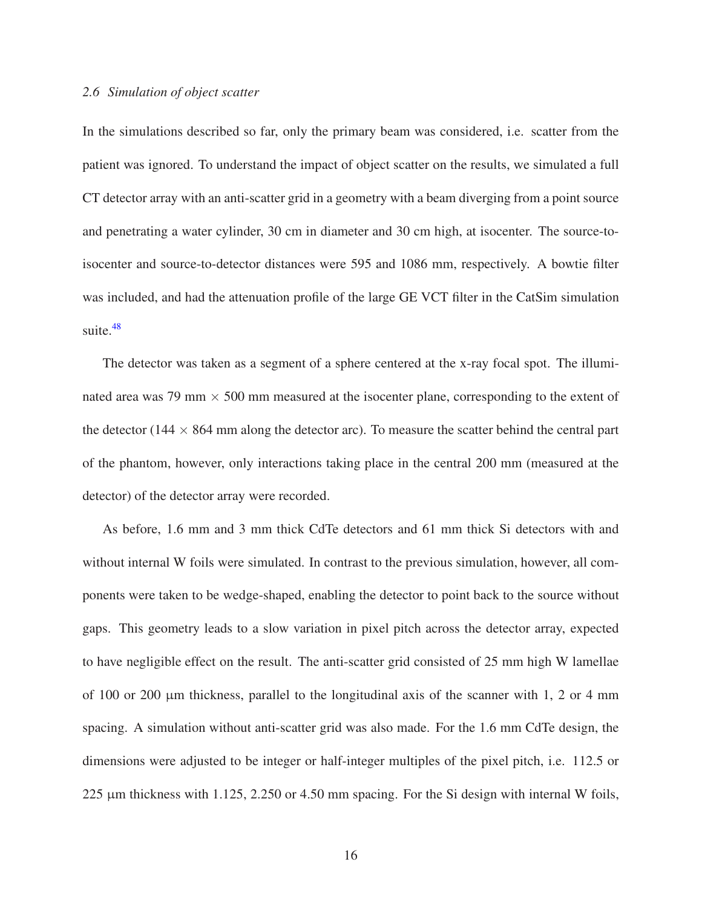### 2.6 *Simulation of object scatter*

In the simulations described so far, only the primary beam was considered, i.e. scatter from the patient was ignored. To understand the impact of object scatter on the results, we simulated a full CT detector array with an anti-scatter grid in a geometry with a beam diverging from a point source and penetrating a water cylinder, 30 cm in diameter and 30 cm high, at isocenter. The source-to-isocenter and source-to-detector distances were 595 and 1086 mm, respectively. A bowtie filter was included, and had the attenuation profile of the large GE VCT filter in the CatSim simulation suite.[48]

The detector was taken as a segment of a sphere centered at the x-ray focal spot. The illuminated area was 79 mm $\times$ 500 mm measured at the isocenter plane, corresponding to the extent of the detector (144 $\times$ 864 mm along the detector arc). To measure the scatter behind the central part of the phantom, however, only interactions taking place in the central 200 mm (measured at the detector) of the detector array were recorded.

As before, 1.6 mm and 3 mm thick CdTe detectors and 61 mm thick Si detectors with and without internal W foils were simulated. In contrast to the previous simulation, however, all components were taken to be wedge-shaped, enabling the detector to point back to the source without gaps. This geometry leads to a slow variation in pixel pitch across the detector array, expected to have negligible effect on the result. The anti-scatter grid consisted of 25 mm high W lamellae of 100 or 200 µm thickness, parallel to the longitudinal axis of the scanner with 1, 2 or 4 mm spacing. A simulation without anti-scatter grid was also made. For the 1.6 mm CdTe design, the dimensions were adjusted to be integer or half-integer multiples of the pixel pitch, i.e. 112.5 or 225 µm thickness with 1.125, 2.250 or 4.50 mm spacing. For the Si design with internal W foils,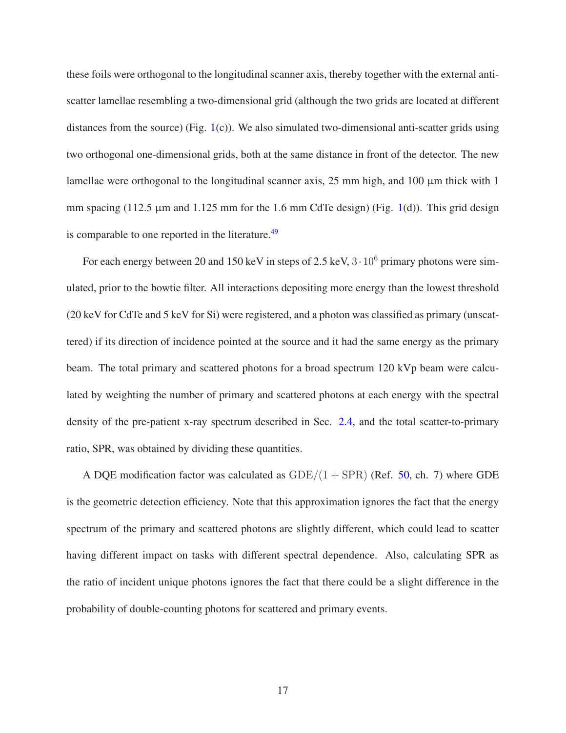these foils were orthogonal to the longitudinal scanner axis, thereby together with the external anti-scatter lamellae resembling a two-dimensional grid (although the two grids are located at different distances from the source) (Fig. 1(c)). We also simulated two-dimensional anti-scatter grids using two orthogonal one-dimensional grids, both at the same distance in front of the detector. The new lamellae were orthogonal to the longitudinal scanner axis, 25 mm high, and 100 μm thick with 1 mm spacing (112.5 μm and 1.125 mm for the 1.6 mm CdTe design) (Fig. 1(d)). This grid design is comparable to one reported in the literature.[49]

For each energy between 20 and 150 keV in steps of 2.5 keV, $3 \cdot 10^6$ primary photons were simulated, prior to the bowtie filter. All interactions depositing more energy than the lowest threshold (20 keV for CdTe and 5 keV for Si) were registered, and a photon was classified as primary (unscattered) if its direction of incidence pointed at the source and it had the same energy as the primary beam. The total primary and scattered photons for a broad spectrum 120 kVp beam were calculated by weighting the number of primary and scattered photons at each energy with the spectral density of the pre-patient x-ray spectrum described in Sec. 2.4, and the total scatter-to-primary ratio, SPR, was obtained by dividing these quantities.

A DQE modification factor was calculated as $\mathrm{GDE}/(1 + \mathrm{SPR})$ (Ref. 50, ch. 7) where GDE is the geometric detection efficiency. Note that this approximation ignores the fact that the energy spectrum of the primary and scattered photons are slightly different, which could lead to scatter having different impact on tasks with different spectral dependence. Also, calculating SPR as the ratio of incident unique photons ignores the fact that there could be a slight difference in the probability of double-counting photons for scattered and primary events.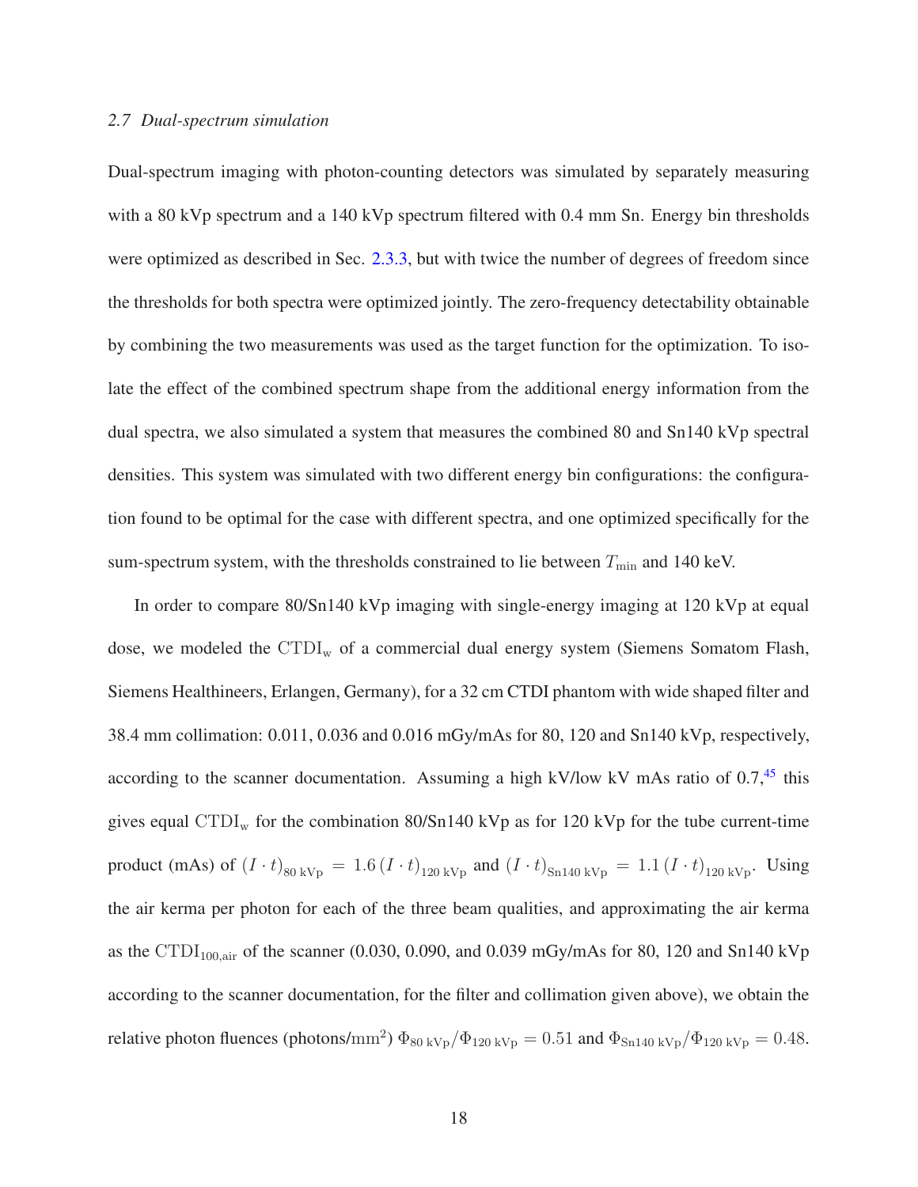### 2.7 Dual-spectrum simulation

Dual-spectrum imaging with photon-counting detectors was simulated by separately measuring with a 80 kVp spectrum and a 140 kVp spectrum filtered with 0.4 mm Sn. Energy bin thresholds were optimized as described in Sec. 2.3.3, but with twice the number of degrees of freedom since the thresholds for both spectra were optimized jointly. The zero-frequency detectability obtainable by combining the two measurements was used as the target function for the optimization. To isolate the effect of the combined spectrum shape from the additional energy information from the dual spectra, we also simulated a system that measures the combined 80 and Sn140 kVp spectral densities. This system was simulated with two different energy bin configurations: the configuration found to be optimal for the case with different spectra, and one optimized specifically for the sum-spectrum system, with the thresholds constrained to lie between $T_{\min}$ and 140 keV.

In order to compare 80/Sn140 kVp imaging with single-energy imaging at 120 kVp at equal dose, we modeled the $\mathrm{CTDI_w}$ of a commercial dual energy system (Siemens Somatom Flash, Siemens Healthineers, Erlangen, Germany), for a 32 cm CTDI phantom with wide shaped filter and 38.4 mm collimation: 0.011, 0.036 and 0.016 mGy/mAs for 80, 120 and Sn140 kVp, respectively, according to the scanner documentation. Assuming a high kV/low kV mAs ratio of 0.7,[45] this gives equal $\mathrm{CTDI_w}$ for the combination 80/Sn140 kVp as for 120 kVp for the tube current-time product (mAs) of $(I \cdot t)_{80\ \mathrm{kVp}} = 1.6\,(I \cdot t)_{120\ \mathrm{kVp}}$ and $(I \cdot t)_{\mathrm{Sn140\ kVp}} = 1.1\,(I \cdot t)_{120\ \mathrm{kVp}}$. Using the air kerma per photon for each of the three beam qualities, and approximating the air kerma as the $\mathrm{CTDI_{100,air}}$ of the scanner (0.030, 0.090, and 0.039 mGy/mAs for 80, 120 and Sn140 kVp according to the scanner documentation, for the filter and collimation given above), we obtain the relative photon fluences (photons/$\mathrm{mm}^2$) $\Phi_{80\ \mathrm{kVp}}/\Phi_{120\ \mathrm{kVp}} = 0.51$ and $\Phi_{\mathrm{Sn140\ kVp}}/\Phi_{120\ \mathrm{kVp}} = 0.48$.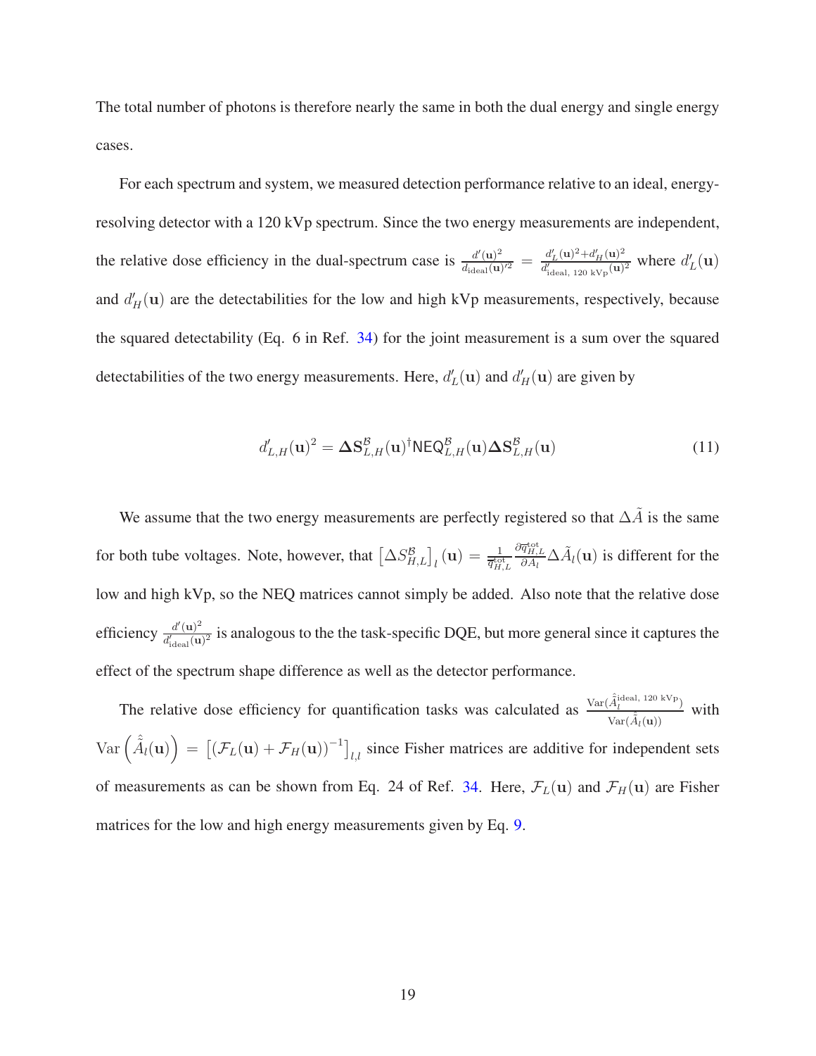The total number of photons is therefore nearly the same in both the dual energy and single energy cases.

For each spectrum and system, we measured detection performance relative to an ideal, energy-resolving detector with a 120 kVp spectrum. Since the two energy measurements are independent, the relative dose efficiency in the dual-spectrum case is $\frac{d'(\mathbf{u})^2}{d_{\text{ideal}}(\mathbf{u})'^2} = \frac{d'_L(\mathbf{u})^2 + d'_H(\mathbf{u})^2}{d'_{\text{ideal, 120 kVp}}(\mathbf{u})^2}$ where $d'_L(\mathbf{u})$ and $d'_H(\mathbf{u})$ are the detectabilities for the low and high kVp measurements, respectively, because the squared detectability (Eq. 6 in Ref. 34) for the joint measurement is a sum over the squared detectabilities of the two energy measurements. Here, $d'_L(\mathbf{u})$ and $d'_H(\mathbf{u})$ are given by

$$d'_{L,H}(\mathbf{u})^2 = \mathbf{\Delta S}^{\mathcal{B}}_{L,H}(\mathbf{u})^{\dagger}\mathsf{NEQ}^{\mathcal{B}}_{L,H}(\mathbf{u})\mathbf{\Delta S}^{\mathcal{B}}_{L,H}(\mathbf{u}) \tag{11}$$

We assume that the two energy measurements are perfectly registered so that $\Delta\tilde{A}$ is the same for both tube voltages. Note, however, that $\left[\Delta S^{\mathcal{B}}_{H,L}\right]_l(\mathbf{u}) = \frac{1}{\overline{q}^{\text{tot}}_{H,L}}\frac{\partial \overline{q}^{\text{tot}}_{H,L}}{\partial A_l}\Delta\tilde{A}_l(\mathbf{u})$ is different for the low and high kVp, so the NEQ matrices cannot simply be added. Also note that the relative dose efficiency $\frac{d'(\mathbf{u})^2}{d'_{\text{ideal}}(\mathbf{u})^2}$ is analogous to the the task-specific DQE, but more general since it captures the effect of the spectrum shape difference as well as the detector performance.

The relative dose efficiency for quantification tasks was calculated as $\frac{\text{Var}(\hat{\tilde{A}}_l^{\text{ideal, 120 kVp}})}{\text{Var}(\hat{\tilde{A}}_l(\mathbf{u}))}$ with $\text{Var}\left(\hat{\tilde{A}}_l(\mathbf{u})\right) = \left[(\mathcal{F}_L(\mathbf{u}) + \mathcal{F}_H(\mathbf{u}))^{-1}\right]_{l,l}$ since Fisher matrices are additive for independent sets of measurements as can be shown from Eq. 24 of Ref. 34. Here, $\mathcal{F}_L(\mathbf{u})$ and $\mathcal{F}_H(\mathbf{u})$ are Fisher matrices for the low and high energy measurements given by Eq. 9.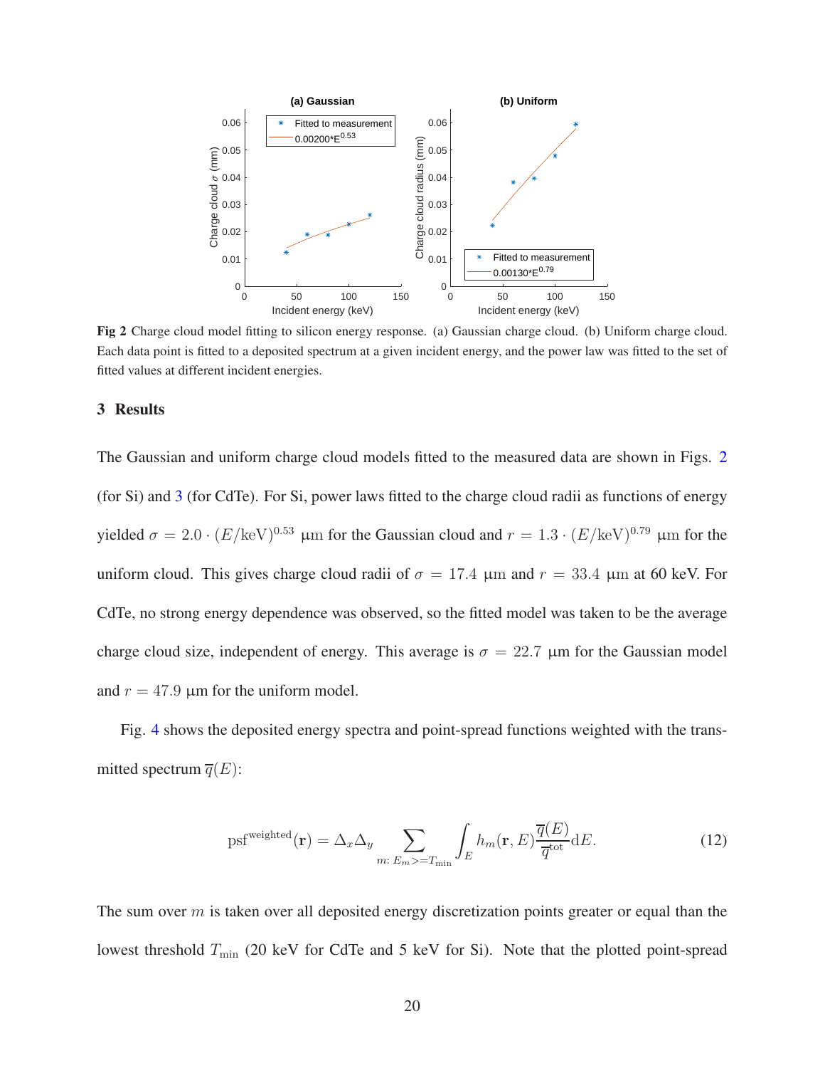**Fig 2** Charge cloud model fitting to silicon energy response. (a) Gaussian charge cloud. (b) Uniform charge cloud. Each data point is fitted to a deposited spectrum at a given incident energy, and the power law was fitted to the set of fitted values at different incident energies.

## 3 Results

The Gaussian and uniform charge cloud models fitted to the measured data are shown in Figs. 2 (for Si) and 3 (for CdTe). For Si, power laws fitted to the charge cloud radii as functions of energy yielded $\sigma = 2.0 \cdot (E/\mathrm{keV})^{0.53}$ µm for the Gaussian cloud and $r = 1.3 \cdot (E/\mathrm{keV})^{0.79}$ µm for the uniform cloud. This gives charge cloud radii of $\sigma = 17.4$ µm and $r = 33.4$ µm at 60 keV. For CdTe, no strong energy dependence was observed, so the fitted model was taken to be the average charge cloud size, independent of energy. This average is $\sigma = 22.7$ µm for the Gaussian model and $r = 47.9$ µm for the uniform model.

Fig. 4 shows the deposited energy spectra and point-spread functions weighted with the transmitted spectrum $\overline{q}(E)$:

$$\mathrm{psf}^{\mathrm{weighted}}(\mathbf{r}) = \Delta_x \Delta_y \sum_{m:\, E_m >= T_{\min}} \int_E h_m(\mathbf{r}, E) \frac{\overline{q}(E)}{\overline{q}^{\mathrm{tot}}} \mathrm{d}E. \tag{12}$$

The sum over $m$ is taken over all deposited energy discretization points greater or equal than the lowest threshold $T_{\min}$ (20 keV for CdTe and 5 keV for Si). Note that the plotted point-spread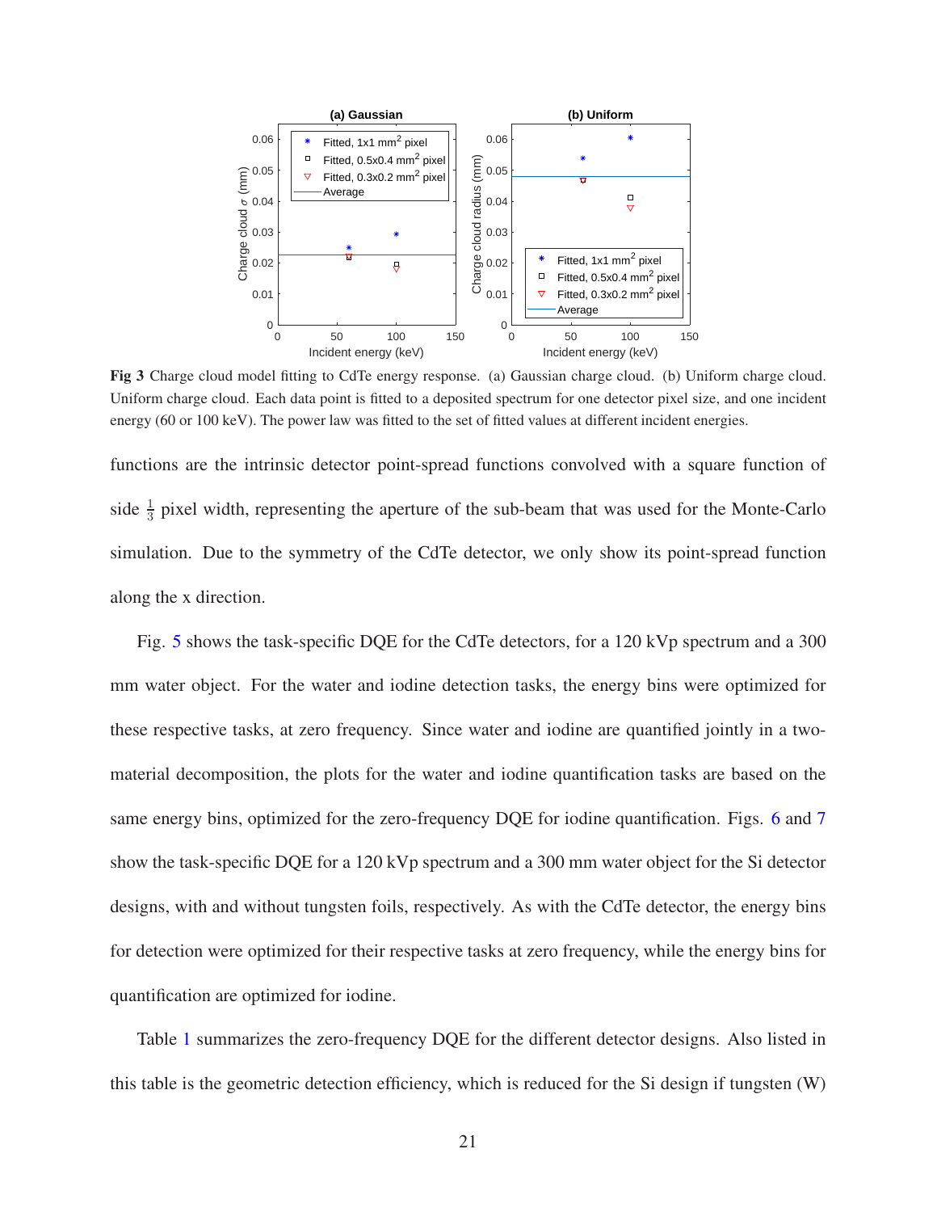**Fig 3** Charge cloud model fitting to CdTe energy response. (a) Gaussian charge cloud. (b) Uniform charge cloud. Uniform charge cloud. Each data point is fitted to a deposited spectrum for one detector pixel size, and one incident energy (60 or 100 keV). The power law was fitted to the set of fitted values at different incident energies.

functions are the intrinsic detector point-spread functions convolved with a square function of side $\frac{1}{3}$ pixel width, representing the aperture of the sub-beam that was used for the Monte-Carlo simulation. Due to the symmetry of the CdTe detector, we only show its point-spread function along the x direction.

Fig. 5 shows the task-specific DQE for the CdTe detectors, for a 120 kVp spectrum and a 300 mm water object. For the water and iodine detection tasks, the energy bins were optimized for these respective tasks, at zero frequency. Since water and iodine are quantified jointly in a two-material decomposition, the plots for the water and iodine quantification tasks are based on the same energy bins, optimized for the zero-frequency DQE for iodine quantification. Figs. 6 and 7 show the task-specific DQE for a 120 kVp spectrum and a 300 mm water object for the Si detector designs, with and without tungsten foils, respectively. As with the CdTe detector, the energy bins for detection were optimized for their respective tasks at zero frequency, while the energy bins for quantification are optimized for iodine.

Table 1 summarizes the zero-frequency DQE for the different detector designs. Also listed in this table is the geometric detection efficiency, which is reduced for the Si design if tungsten (W)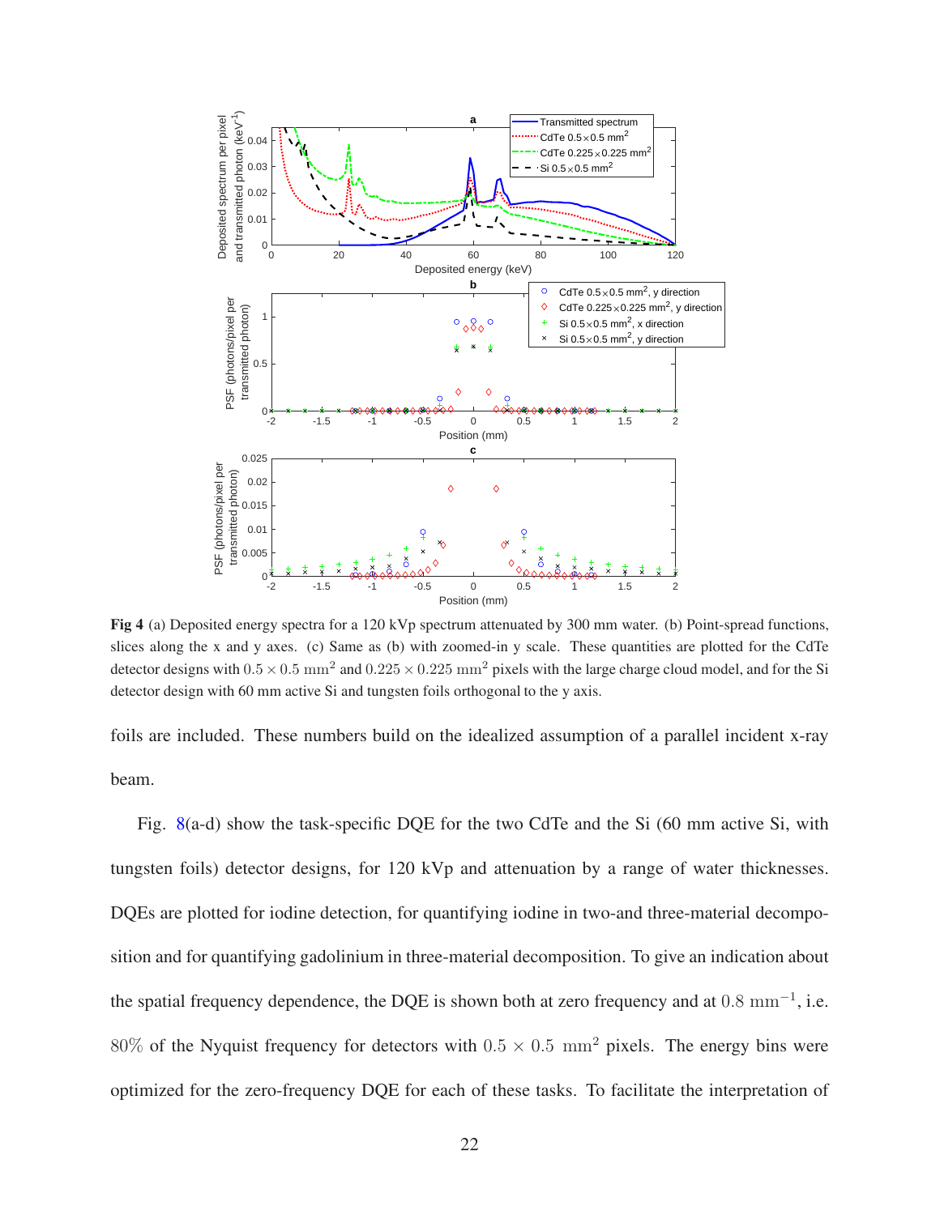**Fig 4** (a) Deposited energy spectra for a 120 kVp spectrum attenuated by 300 mm water. (b) Point-spread functions, slices along the x and y axes. (c) Same as (b) with zoomed-in y scale. These quantities are plotted for the CdTe detector designs with $0.5 \times 0.5\ \mathrm{mm}^2$ and $0.225 \times 0.225\ \mathrm{mm}^2$ pixels with the large charge cloud model, and for the Si detector design with 60 mm active Si and tungsten foils orthogonal to the y axis.

foils are included. These numbers build on the idealized assumption of a parallel incident x-ray beam.

Fig. 8(a-d) show the task-specific DQE for the two CdTe and the Si (60 mm active Si, with tungsten foils) detector designs, for 120 kVp and attenuation by a range of water thicknesses. DQEs are plotted for iodine detection, for quantifying iodine in two-and three-material decomposition and for quantifying gadolinium in three-material decomposition. To give an indication about the spatial frequency dependence, the DQE is shown both at zero frequency and at $0.8\ \mathrm{mm}^{-1}$, i.e. $80\%$ of the Nyquist frequency for detectors with $0.5 \times 0.5\ \mathrm{mm}^2$ pixels. The energy bins were optimized for the zero-frequency DQE for each of these tasks. To facilitate the interpretation of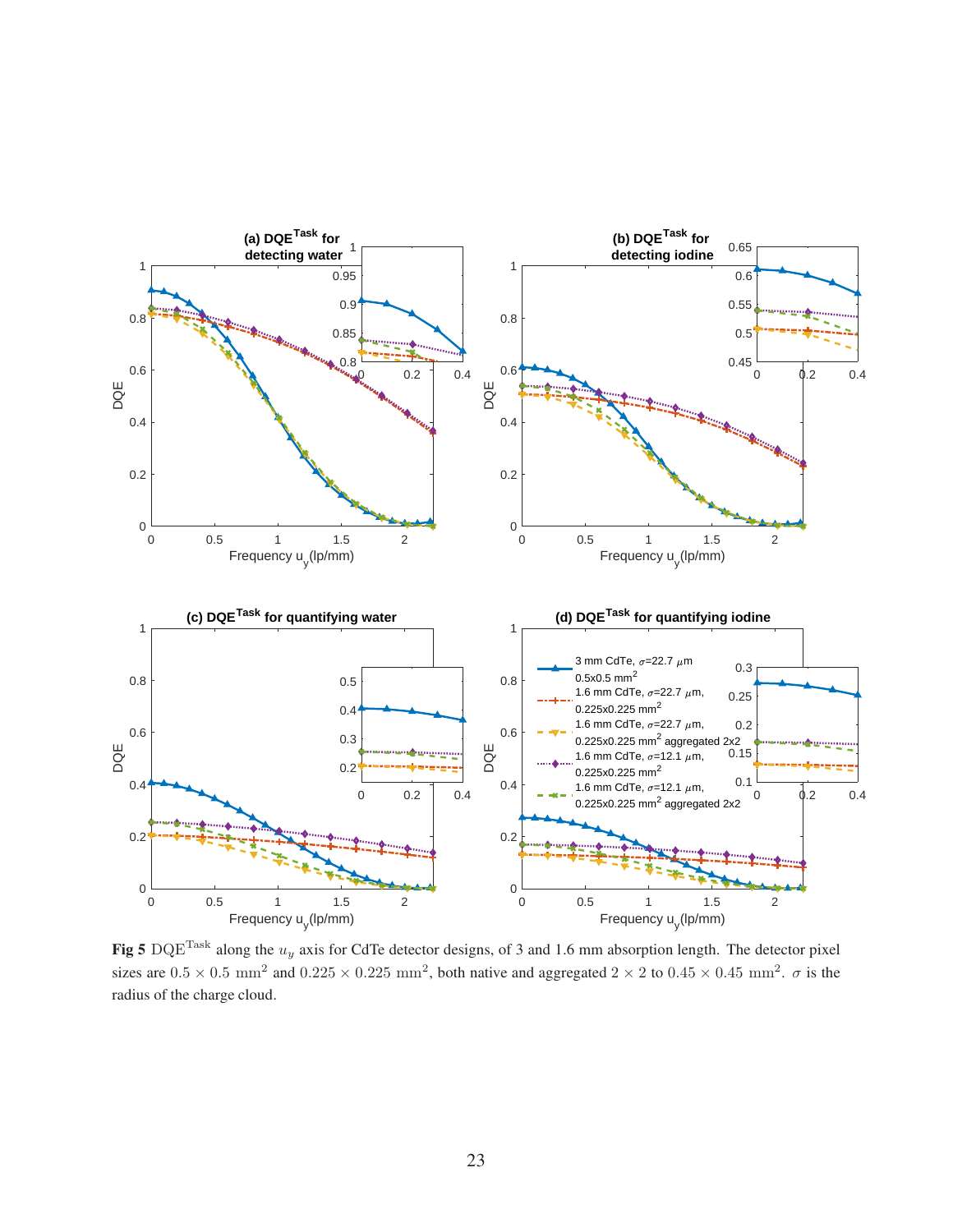**Fig 5** $\mathrm{DQE}^{\mathrm{Task}}$ along the $u_y$ axis for CdTe detector designs, of 3 and 1.6 mm absorption length. The detector pixel sizes are $0.5 \times 0.5\ \mathrm{mm}^2$ and $0.225 \times 0.225\ \mathrm{mm}^2$, both native and aggregated $2 \times 2$ to $0.45 \times 0.45\ \mathrm{mm}^2$. $\sigma$ is the radius of the charge cloud.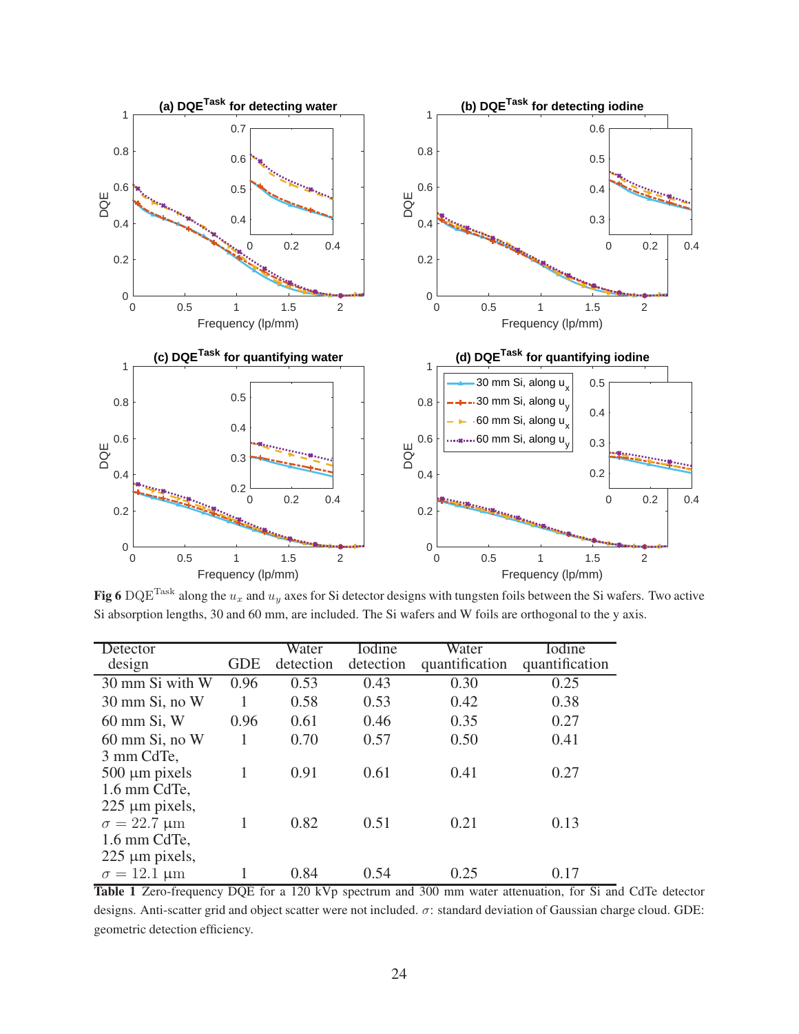Fig 6 $\mathrm{DQE}^{\mathrm{Task}}$ along the $u_x$ and $u_y$ axes for Si detector designs with tungsten foils between the Si wafers. Two active Si absorption lengths, 30 and 60 mm, are included. The Si wafers and W foils are orthogonal to the y axis.

| Detector design | GDE | Water detection | Iodine detection | Water quantification | Iodine quantification |
|---|---|---|---|---|---|
| 30 mm Si with W | 0.96 | 0.53 | 0.43 | 0.30 | 0.25 |
| 30 mm Si, no W | 1 | 0.58 | 0.53 | 0.42 | 0.38 |
| 60 mm Si, W | 0.96 | 0.61 | 0.46 | 0.35 | 0.27 |
| 60 mm Si, no W | 1 | 0.70 | 0.57 | 0.50 | 0.41 |
| 3 mm CdTe, 500 µm pixels | 1 | 0.91 | 0.61 | 0.41 | 0.27 |
| 1.6 mm CdTe, 225 µm pixels, $\sigma = 22.7$ µm | 1 | 0.82 | 0.51 | 0.21 | 0.13 |
| 1.6 mm CdTe, 225 µm pixels, $\sigma = 12.1$ µm | 1 | 0.84 | 0.54 | 0.25 | 0.17 |

**Table 1** Zero-frequency DQE for a 120 kVp spectrum and 300 mm water attenuation, for Si and CdTe detector designs. Anti-scatter grid and object scatter were not included. $\sigma$: standard deviation of Gaussian charge cloud. GDE: geometric detection efficiency.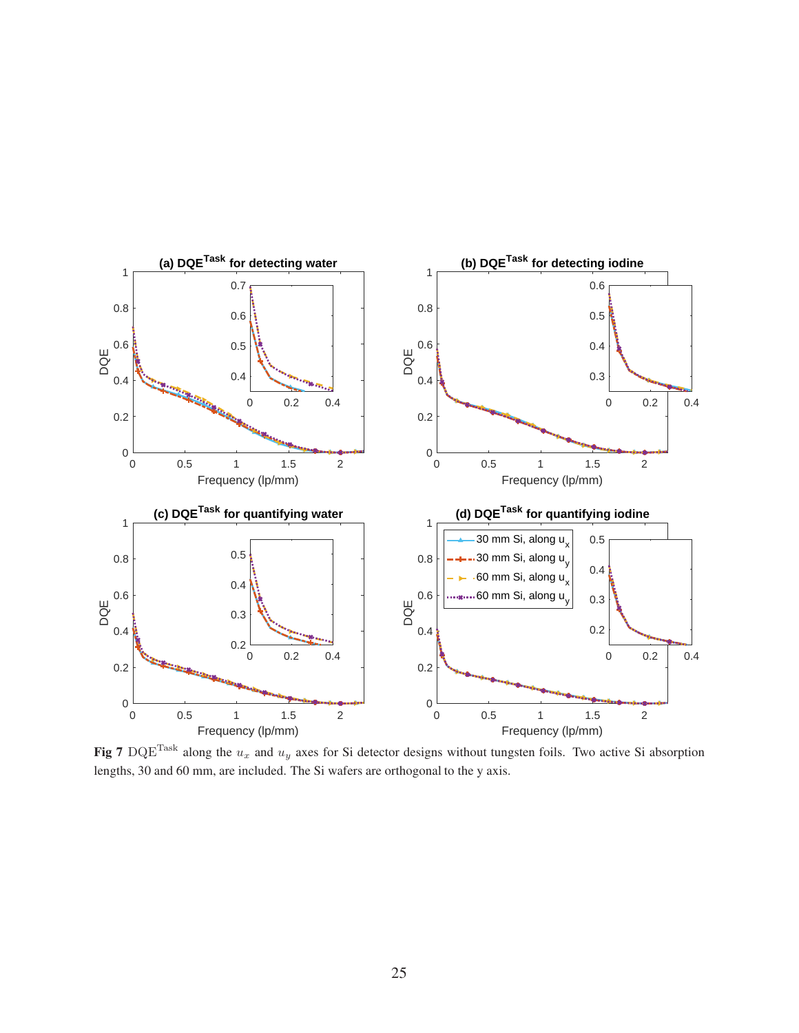Fig 7 $\mathrm{DQE}^{\mathrm{Task}}$ along the $u_x$ and $u_y$ axes for Si detector designs without tungsten foils. Two active Si absorption lengths, 30 and 60 mm, are included. The Si wafers are orthogonal to the y axis.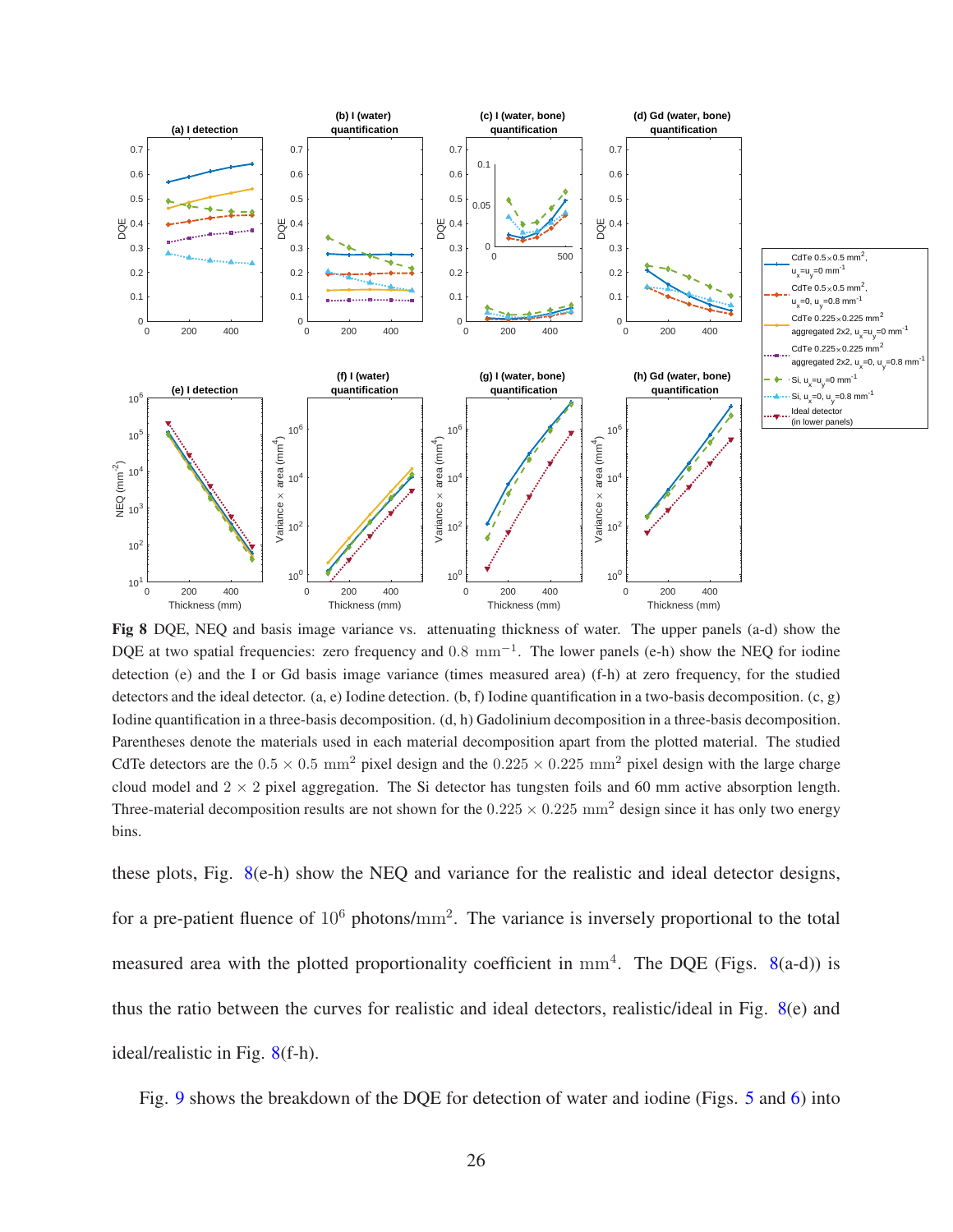**Fig 8** DQE, NEQ and basis image variance vs. attenuating thickness of water. The upper panels (a-d) show the DQE at two spatial frequencies: zero frequency and $0.8\ \mathrm{mm}^{-1}$. The lower panels (e-h) show the NEQ for iodine detection (e) and the I or Gd basis image variance (times measured area) (f-h) at zero frequency, for the studied detectors and the ideal detector. (a, e) Iodine detection. (b, f) Iodine quantification in a two-basis decomposition. (c, g) Iodine quantification in a three-basis decomposition. (d, h) Gadolinium decomposition in a three-basis decomposition. Parentheses denote the materials used in each material decomposition apart from the plotted material. The studied CdTe detectors are the $0.5 \times 0.5\ \mathrm{mm}^2$ pixel design and the $0.225 \times 0.225\ \mathrm{mm}^2$ pixel design with the large charge cloud model and $2 \times 2$ pixel aggregation. The Si detector has tungsten foils and 60 mm active absorption length. Three-material decomposition results are not shown for the $0.225 \times 0.225\ \mathrm{mm}^2$ design since it has only two energy bins.

these plots, Fig. 8(e-h) show the NEQ and variance for the realistic and ideal detector designs, for a pre-patient fluence of $10^6$ photons/$\mathrm{mm}^2$. The variance is inversely proportional to the total measured area with the plotted proportionality coefficient in $\mathrm{mm}^4$. The DQE (Figs. 8(a-d)) is thus the ratio between the curves for realistic and ideal detectors, realistic/ideal in Fig. 8(e) and ideal/realistic in Fig. 8(f-h).

Fig. 9 shows the breakdown of the DQE for detection of water and iodine (Figs. 5 and 6) into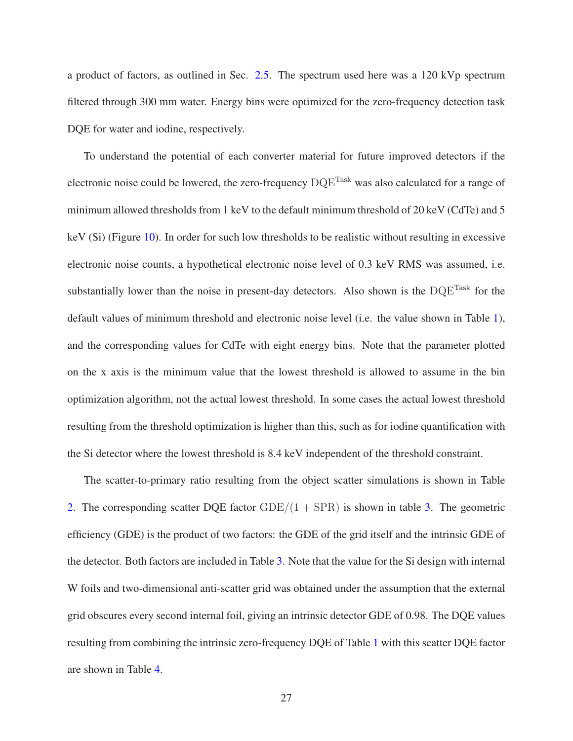a product of factors, as outlined in Sec. 2.5. The spectrum used here was a 120 kVp spectrum filtered through 300 mm water. Energy bins were optimized for the zero-frequency detection task DQE for water and iodine, respectively.

To understand the potential of each converter material for future improved detectors if the electronic noise could be lowered, the zero-frequency $\mathrm{DQE}^{\mathrm{Task}}$ was also calculated for a range of minimum allowed thresholds from 1 keV to the default minimum threshold of 20 keV (CdTe) and 5 keV (Si) (Figure 10). In order for such low thresholds to be realistic without resulting in excessive electronic noise counts, a hypothetical electronic noise level of 0.3 keV RMS was assumed, i.e. substantially lower than the noise in present-day detectors. Also shown is the $\mathrm{DQE}^{\mathrm{Task}}$ for the default values of minimum threshold and electronic noise level (i.e. the value shown in Table 1), and the corresponding values for CdTe with eight energy bins. Note that the parameter plotted on the x axis is the minimum value that the lowest threshold is allowed to assume in the bin optimization algorithm, not the actual lowest threshold. In some cases the actual lowest threshold resulting from the threshold optimization is higher than this, such as for iodine quantification with the Si detector where the lowest threshold is 8.4 keV independent of the threshold constraint.

The scatter-to-primary ratio resulting from the object scatter simulations is shown in Table 2. The corresponding scatter DQE factor $\mathrm{GDE}/(1 + \mathrm{SPR})$ is shown in table 3. The geometric efficiency (GDE) is the product of two factors: the GDE of the grid itself and the intrinsic GDE of the detector. Both factors are included in Table 3. Note that the value for the Si design with internal W foils and two-dimensional anti-scatter grid was obtained under the assumption that the external grid obscures every second internal foil, giving an intrinsic detector GDE of 0.98. The DQE values resulting from combining the intrinsic zero-frequency DQE of Table 1 with this scatter DQE factor are shown in Table 4.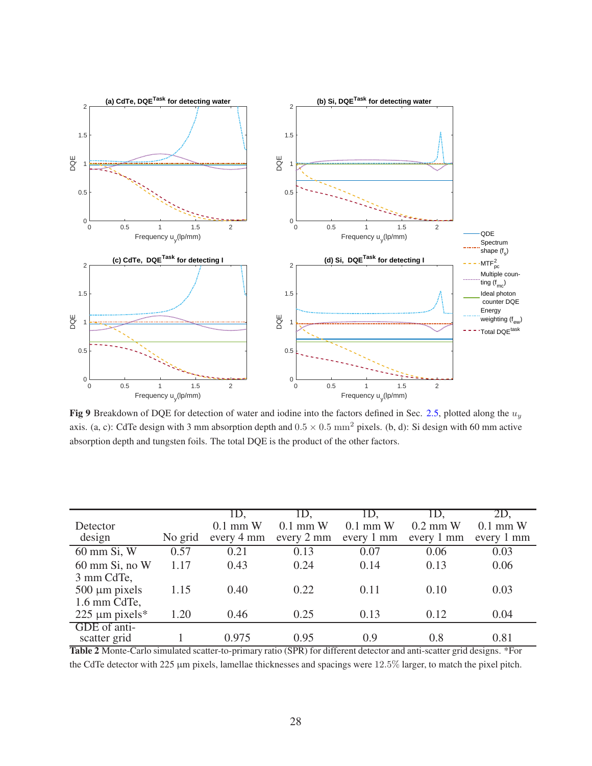**Fig 9** Breakdown of DQE for detection of water and iodine into the factors defined in Sec. 2.5, plotted along the $u_y$ axis. (a, c): CdTe design with 3 mm absorption depth and $0.5 \times 0.5$ mm$^2$ pixels. (b, d): Si design with 60 mm active absorption depth and tungsten foils. The total DQE is the product of the other factors.

| Detector design | No grid | 1D, 0.1 mm W every 4 mm | 1D, 0.1 mm W every 2 mm | 1D, 0.1 mm W every 1 mm | 1D, 0.2 mm W every 1 mm | 2D, 0.1 mm W every 1 mm |
|---|---|---|---|---|---|---|
| 60 mm Si, W | 0.57 | 0.21 | 0.13 | 0.07 | 0.06 | 0.03 |
| 60 mm Si, no W | 1.17 | 0.43 | 0.24 | 0.14 | 0.13 | 0.06 |
| 3 mm CdTe, 500 µm pixels | 1.15 | 0.40 | 0.22 | 0.11 | 0.10 | 0.03 |
| 1.6 mm CdTe, 225 µm pixels* | 1.20 | 0.46 | 0.25 | 0.13 | 0.12 | 0.04 |
| GDE of anti-scatter grid | 1 | 0.975 | 0.95 | 0.9 | 0.8 | 0.81 |

**Table 2** Monte-Carlo simulated scatter-to-primary ratio (SPR) for different detector and anti-scatter grid designs. *For the CdTe detector with 225 µm pixels, lamellae thicknesses and spacings were 12.5% larger, to match the pixel pitch.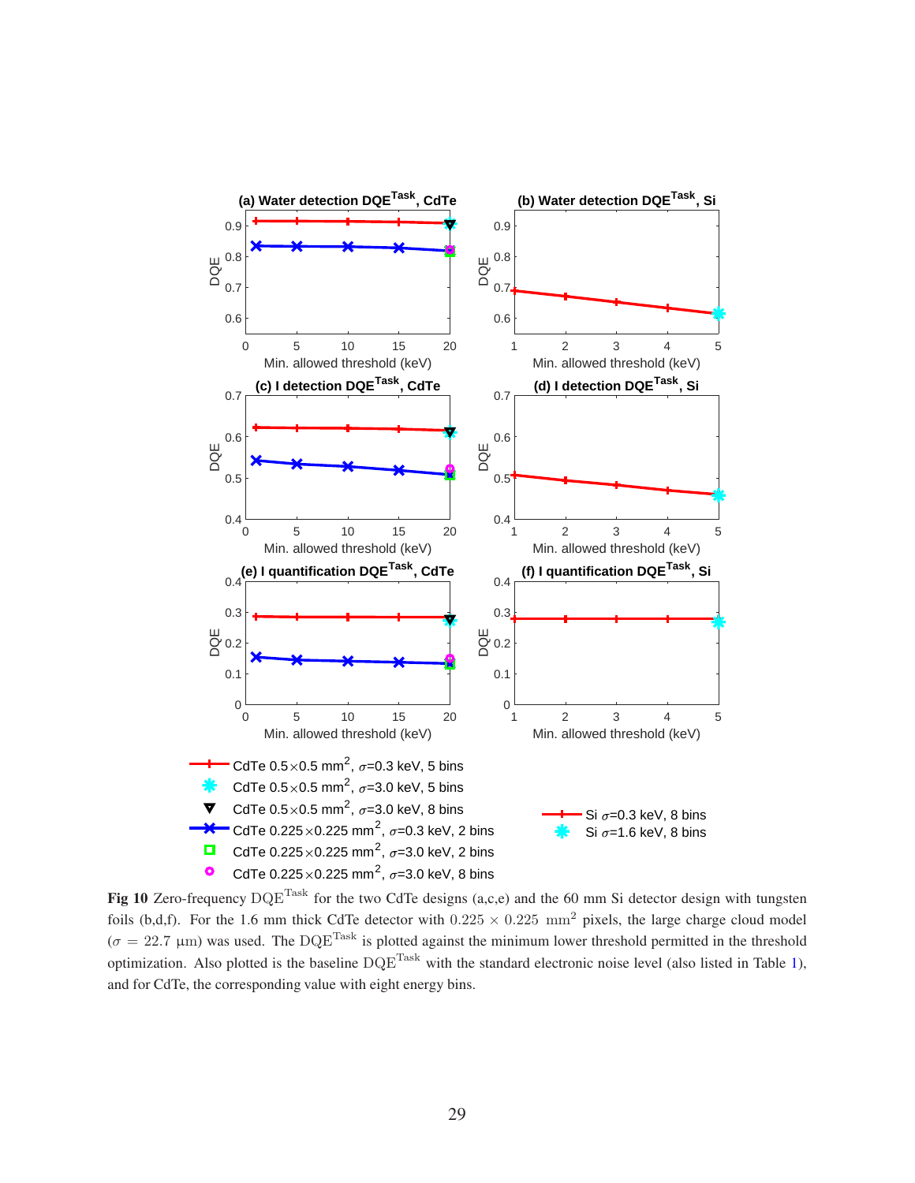**Fig 10** Zero-frequency $\mathrm{DQE}^{\mathrm{Task}}$ for the two CdTe designs (a,c,e) and the 60 mm Si detector design with tungsten foils (b,d,f). For the 1.6 mm thick CdTe detector with $0.225 \times 0.225\ \mathrm{mm}^2$ pixels, the large charge cloud model ($\sigma = 22.7\ \mu\mathrm{m}$) was used. The $\mathrm{DQE}^{\mathrm{Task}}$ is plotted against the minimum lower threshold permitted in the threshold optimization. Also plotted is the baseline $\mathrm{DQE}^{\mathrm{Task}}$ with the standard electronic noise level (also listed in Table 1), and for CdTe, the corresponding value with eight energy bins.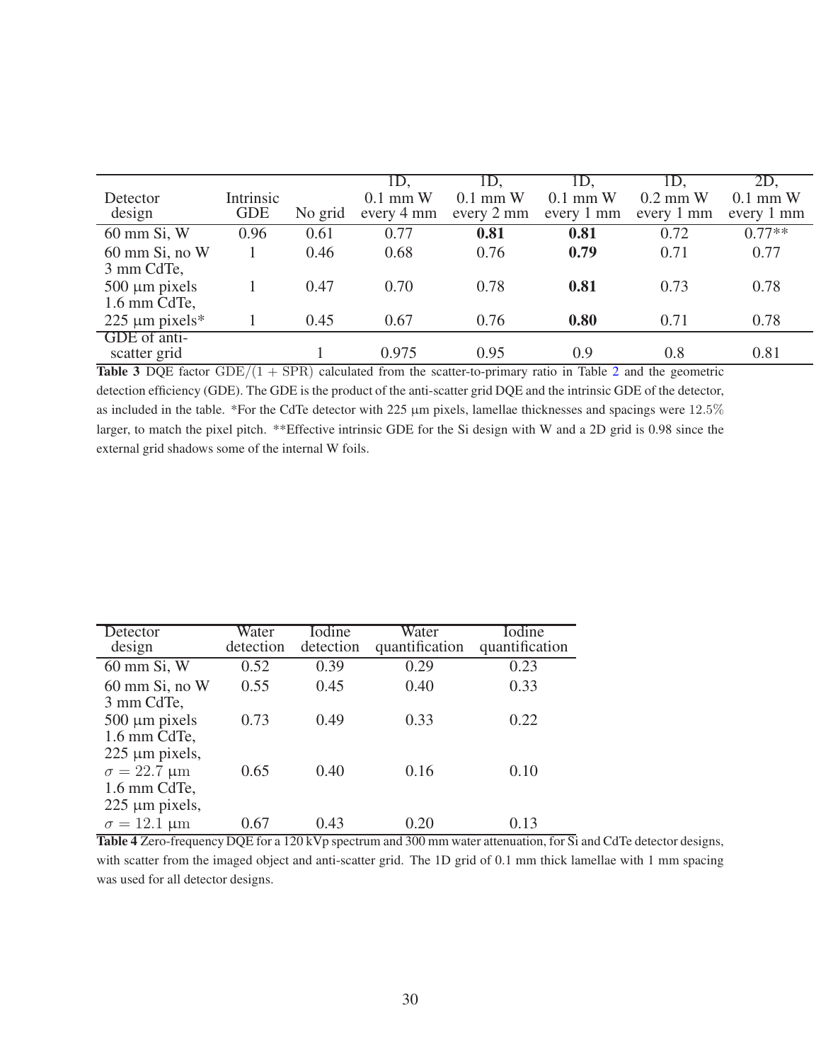| Detector design | Intrinsic GDE | No grid | 1D, 0.1 mm W every 4 mm | 1D, 0.1 mm W every 2 mm | 1D, 0.1 mm W every 1 mm | 1D, 0.2 mm W every 1 mm | 2D, 0.1 mm W every 1 mm |
|---|---|---|---|---|---|---|---|
| 60 mm Si, W | 0.96 | 0.61 | 0.77 | **0.81** | **0.81** | 0.72 | 0.77** |
| 60 mm Si, no W | 1 | 0.46 | 0.68 | 0.76 | **0.79** | 0.71 | 0.77 |
| 3 mm CdTe, 500 μm pixels | 1 | 0.47 | 0.70 | 0.78 | **0.81** | 0.73 | 0.78 |
| 1.6 mm CdTe, 225 μm pixels* | 1 | 0.45 | 0.67 | 0.76 | **0.80** | 0.71 | 0.78 |
| GDE of anti-scatter grid | | 1 | 0.975 | 0.95 | 0.9 | 0.8 | 0.81 |

**Table 3** DQE factor $\mathrm{GDE}/(1+\mathrm{SPR})$ calculated from the scatter-to-primary ratio in Table 2 and the geometric detection efficiency (GDE). The GDE is the product of the anti-scatter grid DQE and the intrinsic GDE of the detector, as included in the table. *For the CdTe detector with 225 μm pixels, lamellae thicknesses and spacings were $12.5\%$ larger, to match the pixel pitch. **Effective intrinsic GDE for the Si design with W and a 2D grid is 0.98 since the external grid shadows some of the internal W foils.

| Detector design | Water detection | Iodine detection | Water quantification | Iodine quantification |
|---|---|---|---|---|
| 60 mm Si, W | 0.52 | 0.39 | 0.29 | 0.23 |
| 60 mm Si, no W | 0.55 | 0.45 | 0.40 | 0.33 |
| 3 mm CdTe, 500 μm pixels | 0.73 | 0.49 | 0.33 | 0.22 |
| 1.6 mm CdTe, 225 μm pixels, $\sigma = 22.7$ μm | 0.65 | 0.40 | 0.16 | 0.10 |
| 1.6 mm CdTe, 225 μm pixels, $\sigma = 12.1$ μm | 0.67 | 0.43 | 0.20 | 0.13 |

**Table 4** Zero-frequency DQE for a 120 kVp spectrum and 300 mm water attenuation, for Si and CdTe detector designs, with scatter from the imaged object and anti-scatter grid. The 1D grid of 0.1 mm thick lamellae with 1 mm spacing was used for all detector designs.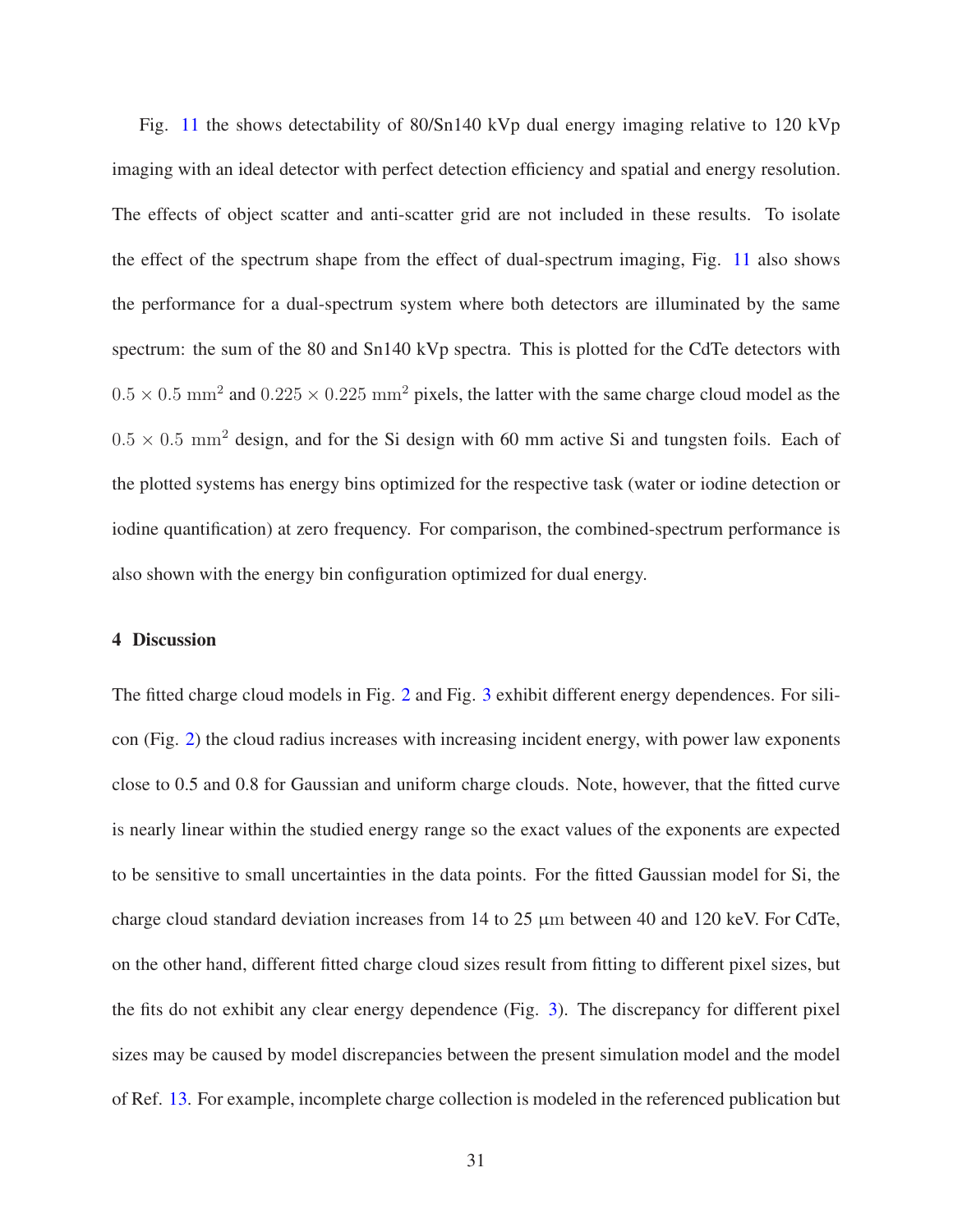Fig. 11 the shows detectability of 80/Sn140 kVp dual energy imaging relative to 120 kVp imaging with an ideal detector with perfect detection efficiency and spatial and energy resolution. The effects of object scatter and anti-scatter grid are not included in these results. To isolate the effect of the spectrum shape from the effect of dual-spectrum imaging, Fig. 11 also shows the performance for a dual-spectrum system where both detectors are illuminated by the same spectrum: the sum of the 80 and Sn140 kVp spectra. This is plotted for the CdTe detectors with $0.5 \times 0.5\ \mathrm{mm}^2$ and $0.225 \times 0.225\ \mathrm{mm}^2$ pixels, the latter with the same charge cloud model as the $0.5 \times 0.5\ \mathrm{mm}^2$ design, and for the Si design with 60 mm active Si and tungsten foils. Each of the plotted systems has energy bins optimized for the respective task (water or iodine detection or iodine quantification) at zero frequency. For comparison, the combined-spectrum performance is also shown with the energy bin configuration optimized for dual energy.

## 4 Discussion

The fitted charge cloud models in Fig. 2 and Fig. 3 exhibit different energy dependences. For silicon (Fig. 2) the cloud radius increases with increasing incident energy, with power law exponents close to 0.5 and 0.8 for Gaussian and uniform charge clouds. Note, however, that the fitted curve is nearly linear within the studied energy range so the exact values of the exponents are expected to be sensitive to small uncertainties in the data points. For the fitted Gaussian model for Si, the charge cloud standard deviation increases from 14 to 25 $\mu\mathrm{m}$ between 40 and 120 keV. For CdTe, on the other hand, different fitted charge cloud sizes result from fitting to different pixel sizes, but the fits do not exhibit any clear energy dependence (Fig. 3). The discrepancy for different pixel sizes may be caused by model discrepancies between the present simulation model and the model of Ref. 13. For example, incomplete charge collection is modeled in the referenced publication but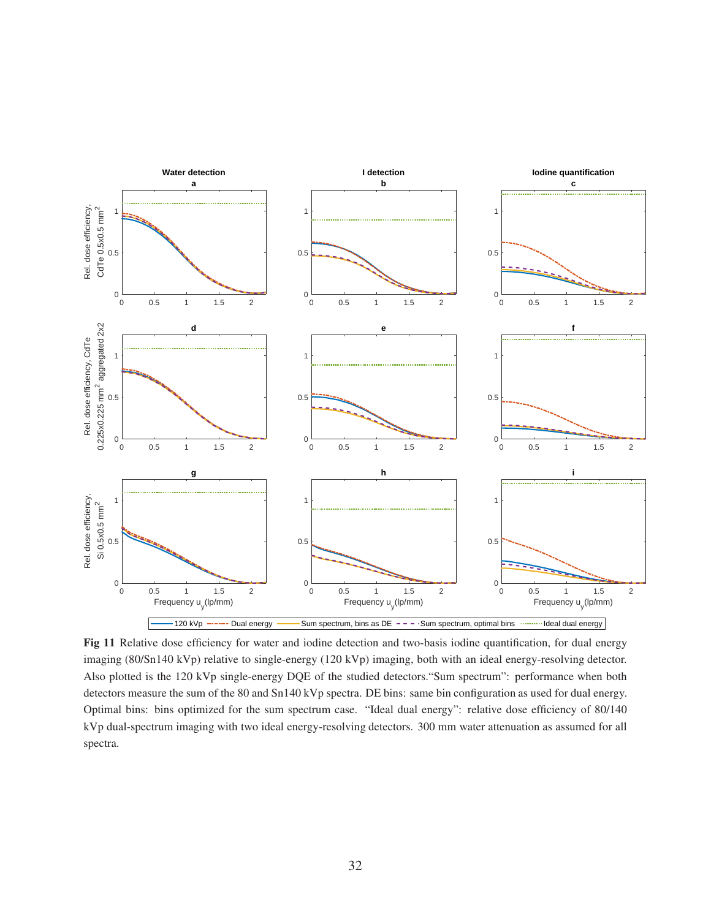**Fig 11** Relative dose efficiency for water and iodine detection and two-basis iodine quantification, for dual energy imaging (80/Sn140 kVp) relative to single-energy (120 kVp) imaging, both with an ideal energy-resolving detector. Also plotted is the 120 kVp single-energy DQE of the studied detectors."Sum spectrum": performance when both detectors measure the sum of the 80 and Sn140 kVp spectra. DE bins: same bin configuration as used for dual energy. Optimal bins: bins optimized for the sum spectrum case. "Ideal dual energy": relative dose efficiency of 80/140 kVp dual-spectrum imaging with two ideal energy-resolving detectors. 300 mm water attenuation as assumed for all spectra.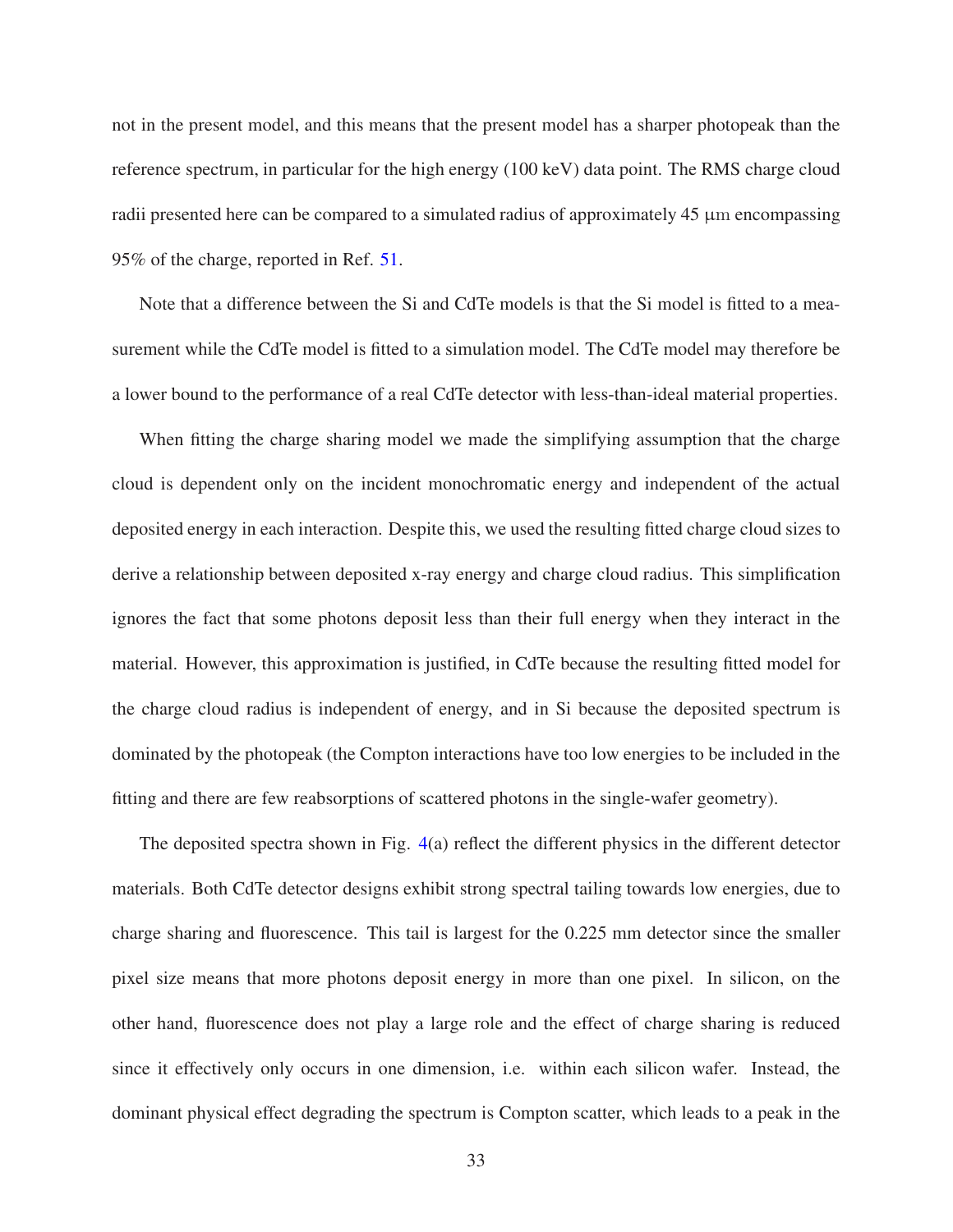not in the present model, and this means that the present model has a sharper photopeak than the reference spectrum, in particular for the high energy (100 keV) data point. The RMS charge cloud radii presented here can be compared to a simulated radius of approximately 45 $\mu$m encompassing 95% of the charge, reported in Ref. 51.

Note that a difference between the Si and CdTe models is that the Si model is fitted to a measurement while the CdTe model is fitted to a simulation model. The CdTe model may therefore be a lower bound to the performance of a real CdTe detector with less-than-ideal material properties.

When fitting the charge sharing model we made the simplifying assumption that the charge cloud is dependent only on the incident monochromatic energy and independent of the actual deposited energy in each interaction. Despite this, we used the resulting fitted charge cloud sizes to derive a relationship between deposited x-ray energy and charge cloud radius. This simplification ignores the fact that some photons deposit less than their full energy when they interact in the material. However, this approximation is justified, in CdTe because the resulting fitted model for the charge cloud radius is independent of energy, and in Si because the deposited spectrum is dominated by the photopeak (the Compton interactions have too low energies to be included in the fitting and there are few reabsorptions of scattered photons in the single-wafer geometry).

The deposited spectra shown in Fig. 4(a) reflect the different physics in the different detector materials. Both CdTe detector designs exhibit strong spectral tailing towards low energies, due to charge sharing and fluorescence. This tail is largest for the 0.225 mm detector since the smaller pixel size means that more photons deposit energy in more than one pixel. In silicon, on the other hand, fluorescence does not play a large role and the effect of charge sharing is reduced since it effectively only occurs in one dimension, i.e. within each silicon wafer. Instead, the dominant physical effect degrading the spectrum is Compton scatter, which leads to a peak in the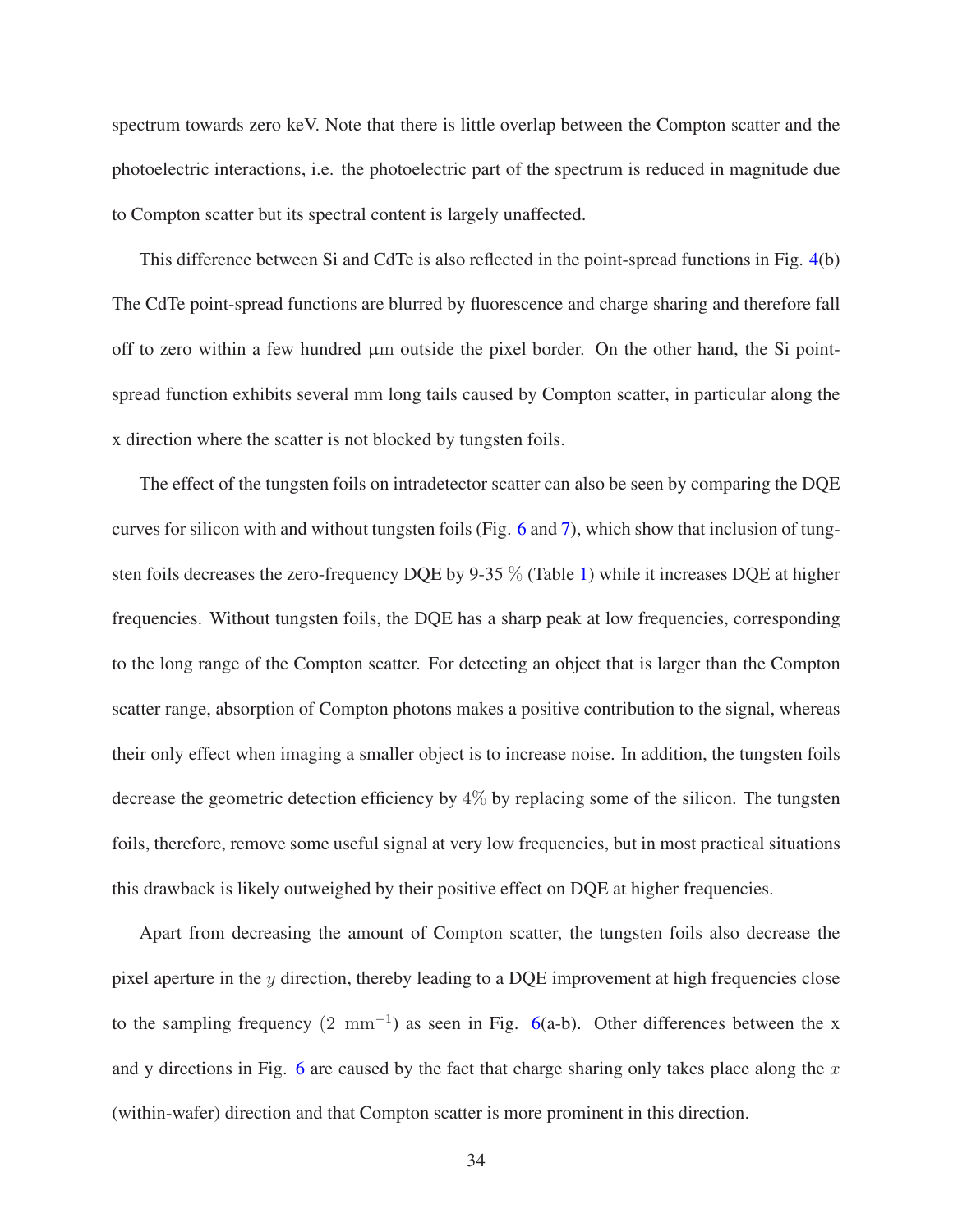spectrum towards zero keV. Note that there is little overlap between the Compton scatter and the photoelectric interactions, i.e. the photoelectric part of the spectrum is reduced in magnitude due to Compton scatter but its spectral content is largely unaffected.

This difference between Si and CdTe is also reflected in the point-spread functions in Fig. 4(b) The CdTe point-spread functions are blurred by fluorescence and charge sharing and therefore fall off to zero within a few hundred $\mu$m outside the pixel border. On the other hand, the Si point-spread function exhibits several mm long tails caused by Compton scatter, in particular along the x direction where the scatter is not blocked by tungsten foils.

The effect of the tungsten foils on intradetector scatter can also be seen by comparing the DQE curves for silicon with and without tungsten foils (Fig. 6 and 7), which show that inclusion of tungsten foils decreases the zero-frequency DQE by 9-35 $\%$ (Table 1) while it increases DQE at higher frequencies. Without tungsten foils, the DQE has a sharp peak at low frequencies, corresponding to the long range of the Compton scatter. For detecting an object that is larger than the Compton scatter range, absorption of Compton photons makes a positive contribution to the signal, whereas their only effect when imaging a smaller object is to increase noise. In addition, the tungsten foils decrease the geometric detection efficiency by $4\%$ by replacing some of the silicon. The tungsten foils, therefore, remove some useful signal at very low frequencies, but in most practical situations this drawback is likely outweighed by their positive effect on DQE at higher frequencies.

Apart from decreasing the amount of Compton scatter, the tungsten foils also decrease the pixel aperture in the $y$ direction, thereby leading to a DQE improvement at high frequencies close to the sampling frequency ($2\ \mathrm{mm}^{-1}$) as seen in Fig. 6(a-b). Other differences between the x and y directions in Fig. 6 are caused by the fact that charge sharing only takes place along the $x$ (within-wafer) direction and that Compton scatter is more prominent in this direction.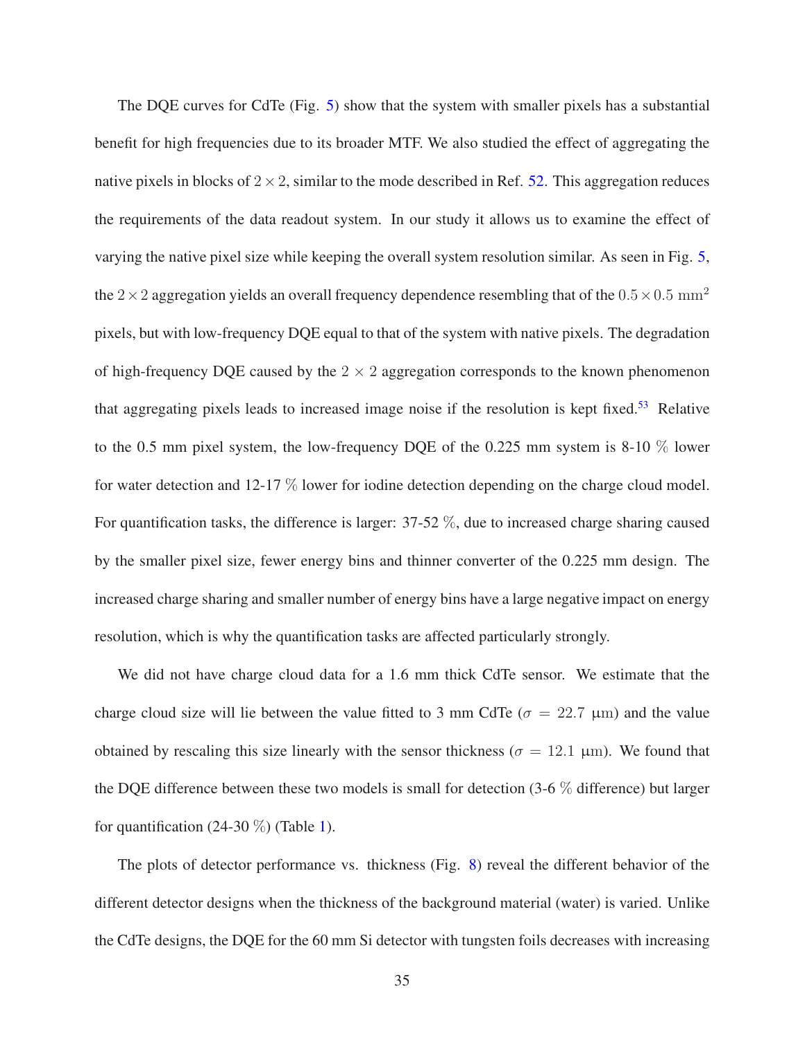The DQE curves for CdTe (Fig. 5) show that the system with smaller pixels has a substantial benefit for high frequencies due to its broader MTF. We also studied the effect of aggregating the native pixels in blocks of $2 \times 2$, similar to the mode described in Ref. 52. This aggregation reduces the requirements of the data readout system. In our study it allows us to examine the effect of varying the native pixel size while keeping the overall system resolution similar. As seen in Fig. 5, the $2 \times 2$ aggregation yields an overall frequency dependence resembling that of the $0.5 \times 0.5$ mm$^2$ pixels, but with low-frequency DQE equal to that of the system with native pixels. The degradation of high-frequency DQE caused by the $2 \times 2$ aggregation corresponds to the known phenomenon that aggregating pixels leads to increased image noise if the resolution is kept fixed.[53] Relative to the 0.5 mm pixel system, the low-frequency DQE of the 0.225 mm system is 8-10 % lower for water detection and 12-17 % lower for iodine detection depending on the charge cloud model. For quantification tasks, the difference is larger: 37-52 %, due to increased charge sharing caused by the smaller pixel size, fewer energy bins and thinner converter of the 0.225 mm design. The increased charge sharing and smaller number of energy bins have a large negative impact on energy resolution, which is why the quantification tasks are affected particularly strongly.

We did not have charge cloud data for a 1.6 mm thick CdTe sensor. We estimate that the charge cloud size will lie between the value fitted to 3 mm CdTe ($\sigma = 22.7$ μm) and the value obtained by rescaling this size linearly with the sensor thickness ($\sigma = 12.1$ μm). We found that the DQE difference between these two models is small for detection (3-6 % difference) but larger for quantification (24-30 %) (Table 1).

The plots of detector performance vs. thickness (Fig. 8) reveal the different behavior of the different detector designs when the thickness of the background material (water) is varied. Unlike the CdTe designs, the DQE for the 60 mm Si detector with tungsten foils decreases with increasing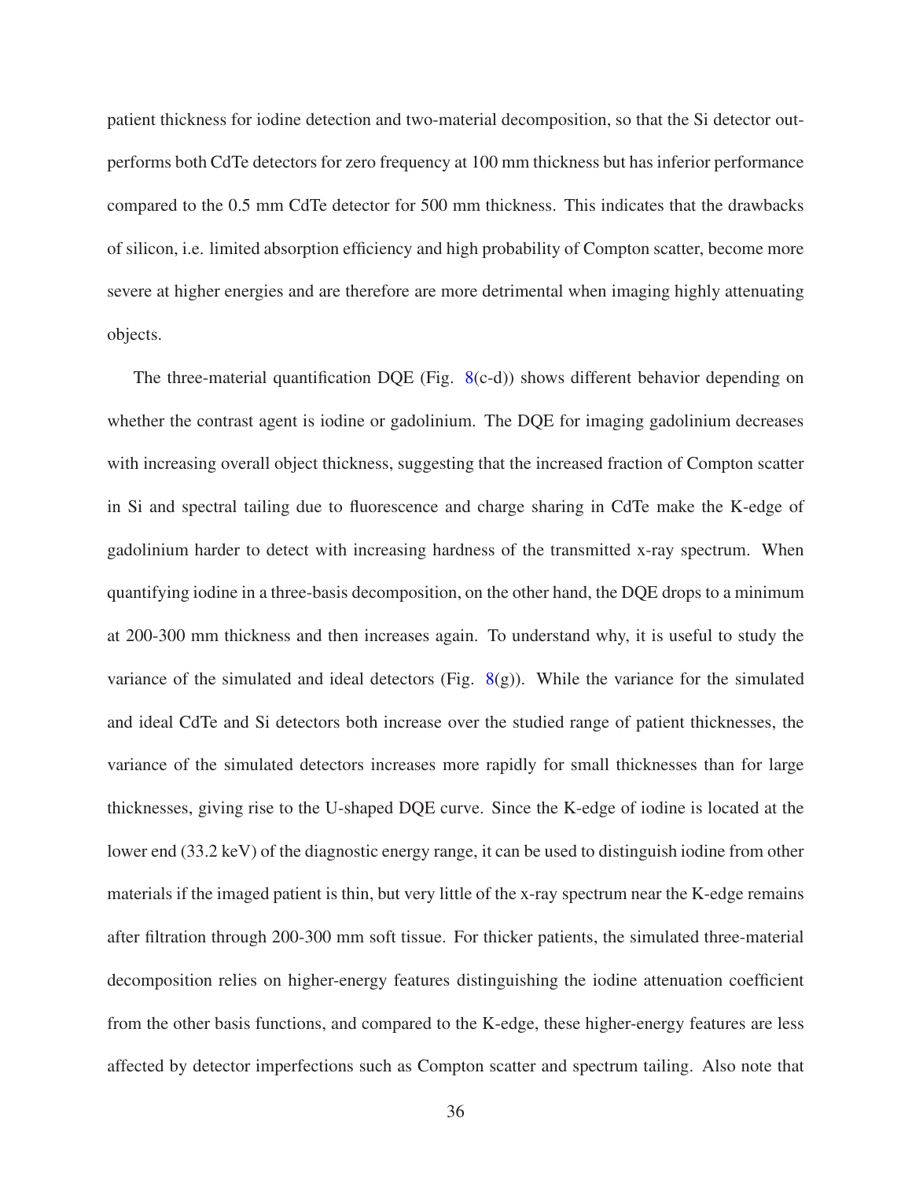patient thickness for iodine detection and two-material decomposition, so that the Si detector outperforms both CdTe detectors for zero frequency at 100 mm thickness but has inferior performance compared to the 0.5 mm CdTe detector for 500 mm thickness. This indicates that the drawbacks of silicon, i.e. limited absorption efficiency and high probability of Compton scatter, become more severe at higher energies and are therefore are more detrimental when imaging highly attenuating objects.

The three-material quantification DQE (Fig. 8(c-d)) shows different behavior depending on whether the contrast agent is iodine or gadolinium. The DQE for imaging gadolinium decreases with increasing overall object thickness, suggesting that the increased fraction of Compton scatter in Si and spectral tailing due to fluorescence and charge sharing in CdTe make the K-edge of gadolinium harder to detect with increasing hardness of the transmitted x-ray spectrum. When quantifying iodine in a three-basis decomposition, on the other hand, the DQE drops to a minimum at 200-300 mm thickness and then increases again. To understand why, it is useful to study the variance of the simulated and ideal detectors (Fig. 8(g)). While the variance for the simulated and ideal CdTe and Si detectors both increase over the studied range of patient thicknesses, the variance of the simulated detectors increases more rapidly for small thicknesses than for large thicknesses, giving rise to the U-shaped DQE curve. Since the K-edge of iodine is located at the lower end (33.2 keV) of the diagnostic energy range, it can be used to distinguish iodine from other materials if the imaged patient is thin, but very little of the x-ray spectrum near the K-edge remains after filtration through 200-300 mm soft tissue. For thicker patients, the simulated three-material decomposition relies on higher-energy features distinguishing the iodine attenuation coefficient from the other basis functions, and compared to the K-edge, these higher-energy features are less affected by detector imperfections such as Compton scatter and spectrum tailing. Also note that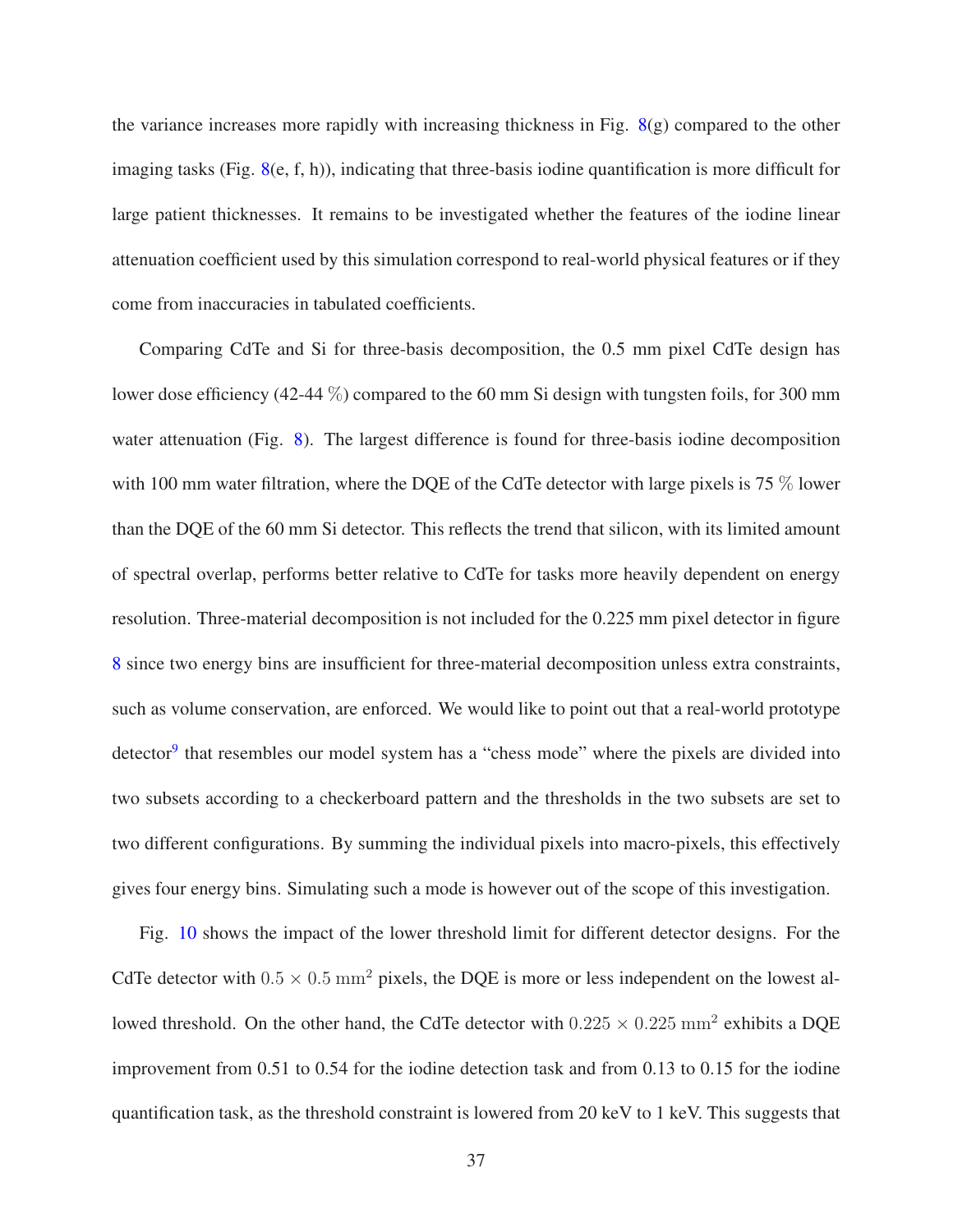the variance increases more rapidly with increasing thickness in Fig. 8(g) compared to the other imaging tasks (Fig. 8(e, f, h)), indicating that three-basis iodine quantification is more difficult for large patient thicknesses. It remains to be investigated whether the features of the iodine linear attenuation coefficient used by this simulation correspond to real-world physical features or if they come from inaccuracies in tabulated coefficients.

Comparing CdTe and Si for three-basis decomposition, the 0.5 mm pixel CdTe design has lower dose efficiency (42-44 %) compared to the 60 mm Si design with tungsten foils, for 300 mm water attenuation (Fig. 8). The largest difference is found for three-basis iodine decomposition with 100 mm water filtration, where the DQE of the CdTe detector with large pixels is 75 % lower than the DQE of the 60 mm Si detector. This reflects the trend that silicon, with its limited amount of spectral overlap, performs better relative to CdTe for tasks more heavily dependent on energy resolution. Three-material decomposition is not included for the 0.225 mm pixel detector in figure 8 since two energy bins are insufficient for three-material decomposition unless extra constraints, such as volume conservation, are enforced. We would like to point out that a real-world prototype detector[9] that resembles our model system has a "chess mode" where the pixels are divided into two subsets according to a checkerboard pattern and the thresholds in the two subsets are set to two different configurations. By summing the individual pixels into macro-pixels, this effectively gives four energy bins. Simulating such a mode is however out of the scope of this investigation.

Fig. 10 shows the impact of the lower threshold limit for different detector designs. For the CdTe detector with $0.5 \times 0.5\ \mathrm{mm}^2$ pixels, the DQE is more or less independent on the lowest allowed threshold. On the other hand, the CdTe detector with $0.225 \times 0.225\ \mathrm{mm}^2$ exhibits a DQE improvement from 0.51 to 0.54 for the iodine detection task and from 0.13 to 0.15 for the iodine quantification task, as the threshold constraint is lowered from 20 keV to 1 keV. This suggests that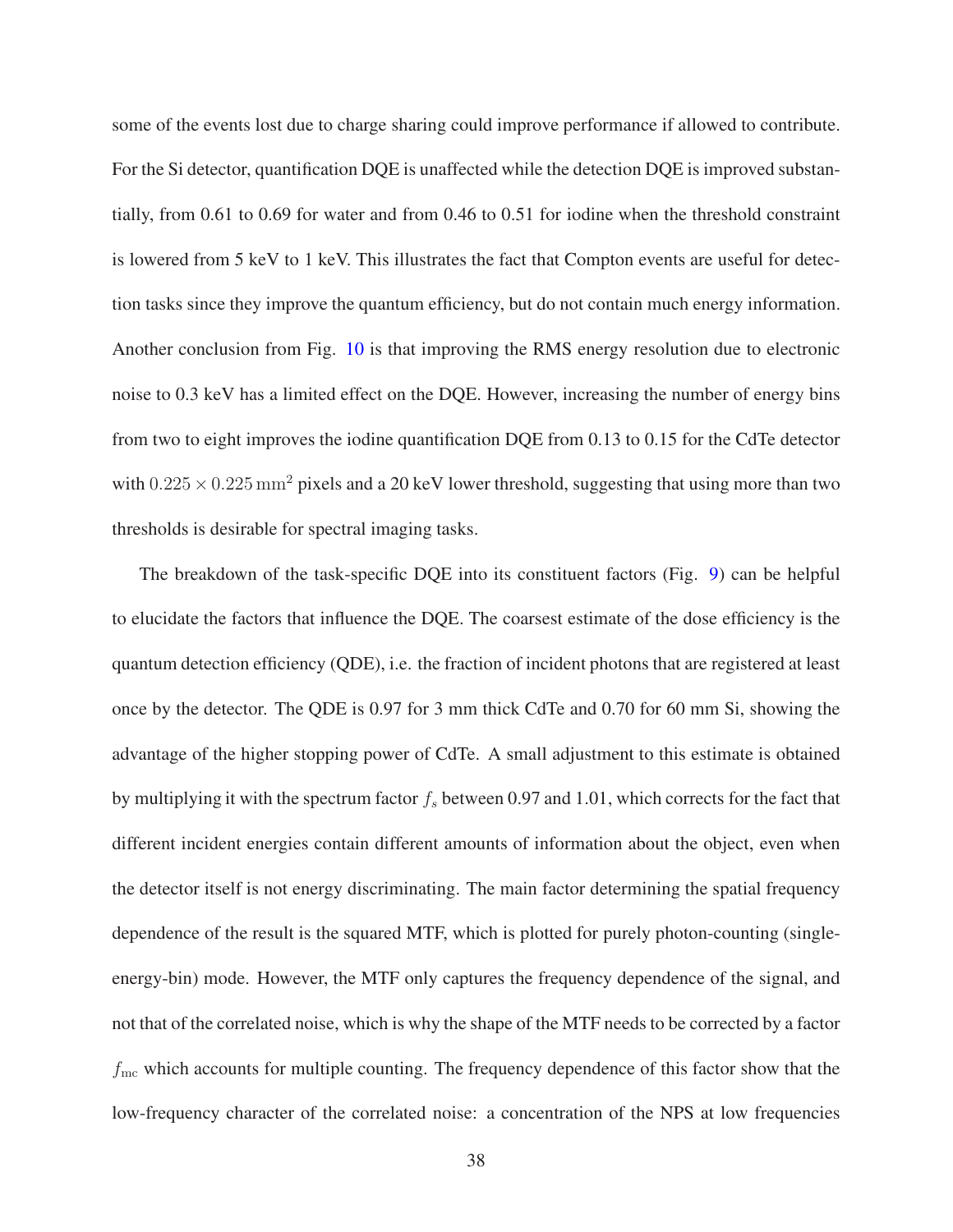some of the events lost due to charge sharing could improve performance if allowed to contribute. For the Si detector, quantification DQE is unaffected while the detection DQE is improved substantially, from 0.61 to 0.69 for water and from 0.46 to 0.51 for iodine when the threshold constraint is lowered from 5 keV to 1 keV. This illustrates the fact that Compton events are useful for detection tasks since they improve the quantum efficiency, but do not contain much energy information. Another conclusion from Fig. 10 is that improving the RMS energy resolution due to electronic noise to 0.3 keV has a limited effect on the DQE. However, increasing the number of energy bins from two to eight improves the iodine quantification DQE from 0.13 to 0.15 for the CdTe detector with $0.225 \times 0.225\,\mathrm{mm}^2$ pixels and a 20 keV lower threshold, suggesting that using more than two thresholds is desirable for spectral imaging tasks.

The breakdown of the task-specific DQE into its constituent factors (Fig. 9) can be helpful to elucidate the factors that influence the DQE. The coarsest estimate of the dose efficiency is the quantum detection efficiency (QDE), i.e. the fraction of incident photons that are registered at least once by the detector. The QDE is 0.97 for 3 mm thick CdTe and 0.70 for 60 mm Si, showing the advantage of the higher stopping power of CdTe. A small adjustment to this estimate is obtained by multiplying it with the spectrum factor $f_s$ between 0.97 and 1.01, which corrects for the fact that different incident energies contain different amounts of information about the object, even when the detector itself is not energy discriminating. The main factor determining the spatial frequency dependence of the result is the squared MTF, which is plotted for purely photon-counting (single-energy-bin) mode. However, the MTF only captures the frequency dependence of the signal, and not that of the correlated noise, which is why the shape of the MTF needs to be corrected by a factor $f_{\mathrm{mc}}$ which accounts for multiple counting. The frequency dependence of this factor show that the low-frequency character of the correlated noise: a concentration of the NPS at low frequencies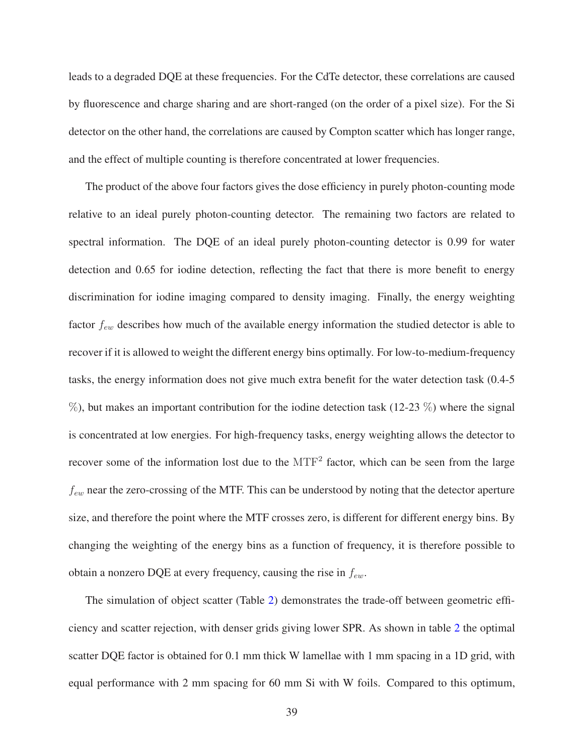leads to a degraded DQE at these frequencies. For the CdTe detector, these correlations are caused by fluorescence and charge sharing and are short-ranged (on the order of a pixel size). For the Si detector on the other hand, the correlations are caused by Compton scatter which has longer range, and the effect of multiple counting is therefore concentrated at lower frequencies.

The product of the above four factors gives the dose efficiency in purely photon-counting mode relative to an ideal purely photon-counting detector. The remaining two factors are related to spectral information. The DQE of an ideal purely photon-counting detector is 0.99 for water detection and 0.65 for iodine detection, reflecting the fact that there is more benefit to energy discrimination for iodine imaging compared to density imaging. Finally, the energy weighting factor $f_{ew}$ describes how much of the available energy information the studied detector is able to recover if it is allowed to weight the different energy bins optimally. For low-to-medium-frequency tasks, the energy information does not give much extra benefit for the water detection task (0.4-5 %), but makes an important contribution for the iodine detection task (12-23 %) where the signal is concentrated at low energies. For high-frequency tasks, energy weighting allows the detector to recover some of the information lost due to the $\mathrm{MTF}^2$ factor, which can be seen from the large $f_{ew}$ near the zero-crossing of the MTF. This can be understood by noting that the detector aperture size, and therefore the point where the MTF crosses zero, is different for different energy bins. By changing the weighting of the energy bins as a function of frequency, it is therefore possible to obtain a nonzero DQE at every frequency, causing the rise in $f_{ew}$.

The simulation of object scatter (Table 2) demonstrates the trade-off between geometric efficiency and scatter rejection, with denser grids giving lower SPR. As shown in table 2 the optimal scatter DQE factor is obtained for 0.1 mm thick W lamellae with 1 mm spacing in a 1D grid, with equal performance with 2 mm spacing for 60 mm Si with W foils. Compared to this optimum,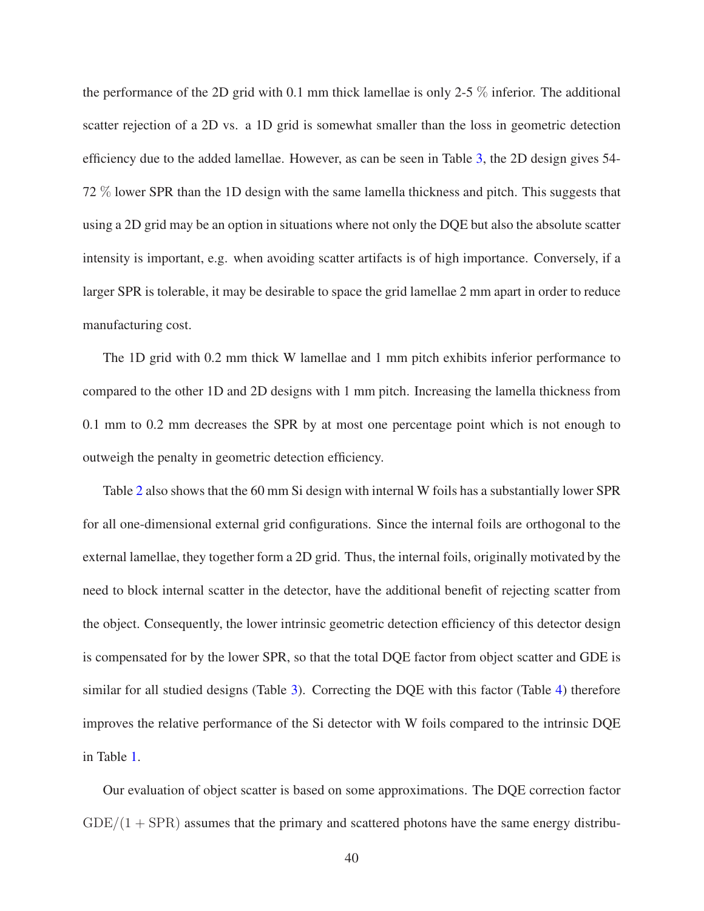the performance of the 2D grid with 0.1 mm thick lamellae is only 2-5 % inferior. The additional scatter rejection of a 2D vs. a 1D grid is somewhat smaller than the loss in geometric detection efficiency due to the added lamellae. However, as can be seen in Table 3, the 2D design gives 54-72 % lower SPR than the 1D design with the same lamella thickness and pitch. This suggests that using a 2D grid may be an option in situations where not only the DQE but also the absolute scatter intensity is important, e.g. when avoiding scatter artifacts is of high importance. Conversely, if a larger SPR is tolerable, it may be desirable to space the grid lamellae 2 mm apart in order to reduce manufacturing cost.

The 1D grid with 0.2 mm thick W lamellae and 1 mm pitch exhibits inferior performance to compared to the other 1D and 2D designs with 1 mm pitch. Increasing the lamella thickness from 0.1 mm to 0.2 mm decreases the SPR by at most one percentage point which is not enough to outweigh the penalty in geometric detection efficiency.

Table 2 also shows that the 60 mm Si design with internal W foils has a substantially lower SPR for all one-dimensional external grid configurations. Since the internal foils are orthogonal to the external lamellae, they together form a 2D grid. Thus, the internal foils, originally motivated by the need to block internal scatter in the detector, have the additional benefit of rejecting scatter from the object. Consequently, the lower intrinsic geometric detection efficiency of this detector design is compensated for by the lower SPR, so that the total DQE factor from object scatter and GDE is similar for all studied designs (Table 3). Correcting the DQE with this factor (Table 4) therefore improves the relative performance of the Si detector with W foils compared to the intrinsic DQE in Table 1.

Our evaluation of object scatter is based on some approximations. The DQE correction factor $\mathrm{GDE}/(1+\mathrm{SPR})$ assumes that the primary and scattered photons have the same energy distribu-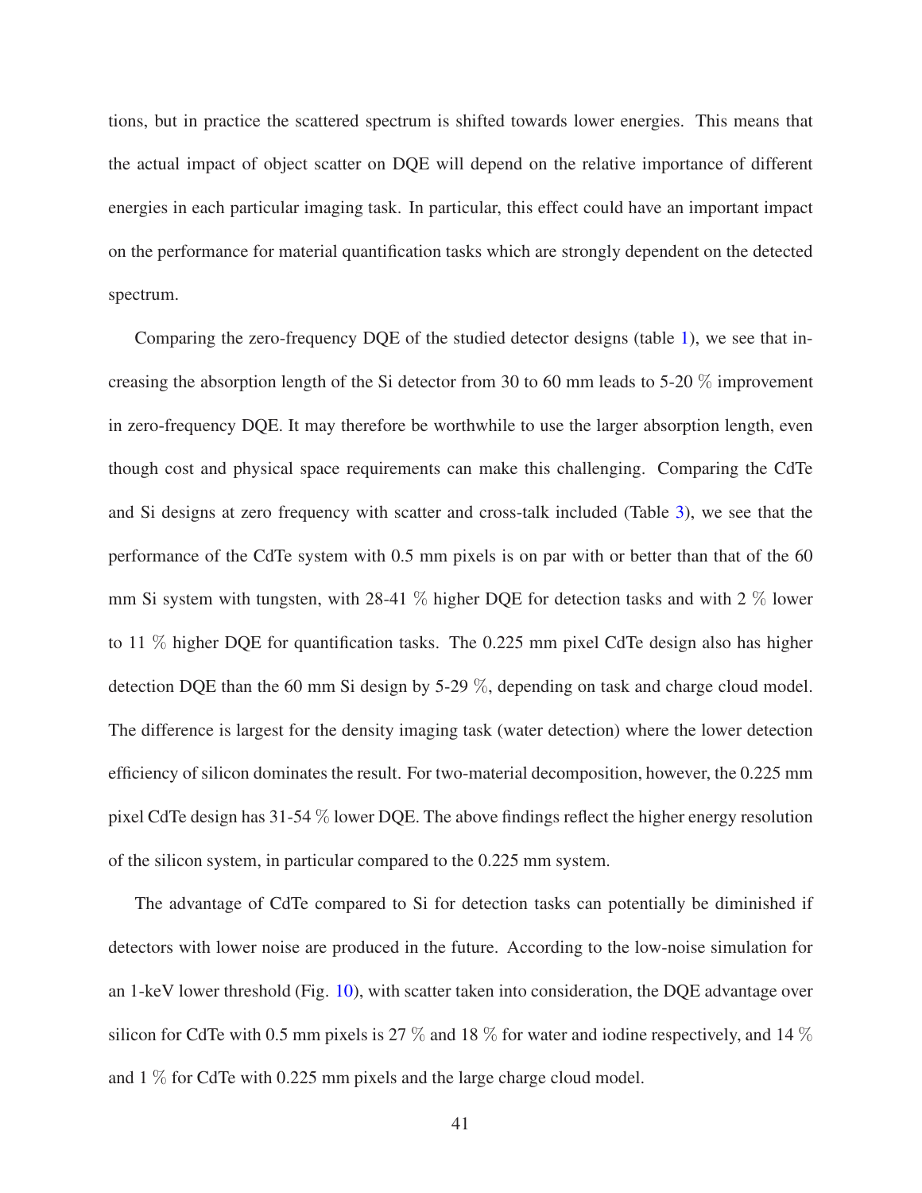tions, but in practice the scattered spectrum is shifted towards lower energies. This means that the actual impact of object scatter on DQE will depend on the relative importance of different energies in each particular imaging task. In particular, this effect could have an important impact on the performance for material quantification tasks which are strongly dependent on the detected spectrum.

Comparing the zero-frequency DQE of the studied detector designs (table 1), we see that increasing the absorption length of the Si detector from 30 to 60 mm leads to 5-20 % improvement in zero-frequency DQE. It may therefore be worthwhile to use the larger absorption length, even though cost and physical space requirements can make this challenging. Comparing the CdTe and Si designs at zero frequency with scatter and cross-talk included (Table 3), we see that the performance of the CdTe system with 0.5 mm pixels is on par with or better than that of the 60 mm Si system with tungsten, with 28-41 % higher DQE for detection tasks and with 2 % lower to 11 % higher DQE for quantification tasks. The 0.225 mm pixel CdTe design also has higher detection DQE than the 60 mm Si design by 5-29 %, depending on task and charge cloud model. The difference is largest for the density imaging task (water detection) where the lower detection efficiency of silicon dominates the result. For two-material decomposition, however, the 0.225 mm pixel CdTe design has 31-54 % lower DQE. The above findings reflect the higher energy resolution of the silicon system, in particular compared to the 0.225 mm system.

The advantage of CdTe compared to Si for detection tasks can potentially be diminished if detectors with lower noise are produced in the future. According to the low-noise simulation for an 1-keV lower threshold (Fig. 10), with scatter taken into consideration, the DQE advantage over silicon for CdTe with 0.5 mm pixels is 27 % and 18 % for water and iodine respectively, and 14 % and 1 % for CdTe with 0.225 mm pixels and the large charge cloud model.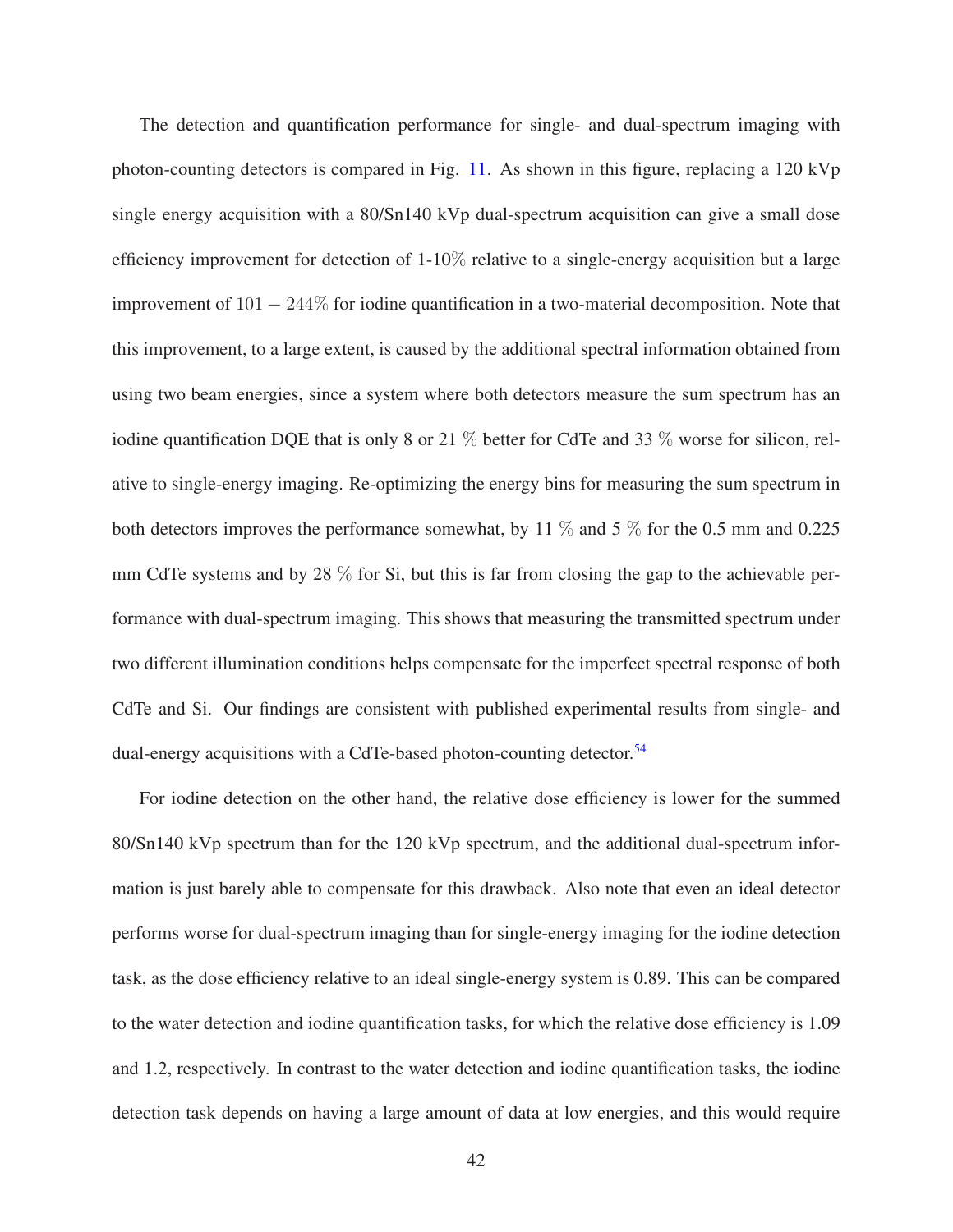The detection and quantification performance for single- and dual-spectrum imaging with photon-counting detectors is compared in Fig. 11. As shown in this figure, replacing a 120 kVp single energy acquisition with a 80/Sn140 kVp dual-spectrum acquisition can give a small dose efficiency improvement for detection of 1-10% relative to a single-energy acquisition but a large improvement of $101 - 244\%$ for iodine quantification in a two-material decomposition. Note that this improvement, to a large extent, is caused by the additional spectral information obtained from using two beam energies, since a system where both detectors measure the sum spectrum has an iodine quantification DQE that is only 8 or 21 % better for CdTe and 33 % worse for silicon, relative to single-energy imaging. Re-optimizing the energy bins for measuring the sum spectrum in both detectors improves the performance somewhat, by 11 % and 5 % for the 0.5 mm and 0.225 mm CdTe systems and by 28 % for Si, but this is far from closing the gap to the achievable performance with dual-spectrum imaging. This shows that measuring the transmitted spectrum under two different illumination conditions helps compensate for the imperfect spectral response of both CdTe and Si. Our findings are consistent with published experimental results from single- and dual-energy acquisitions with a CdTe-based photon-counting detector.[54]

For iodine detection on the other hand, the relative dose efficiency is lower for the summed 80/Sn140 kVp spectrum than for the 120 kVp spectrum, and the additional dual-spectrum information is just barely able to compensate for this drawback. Also note that even an ideal detector performs worse for dual-spectrum imaging than for single-energy imaging for the iodine detection task, as the dose efficiency relative to an ideal single-energy system is 0.89. This can be compared to the water detection and iodine quantification tasks, for which the relative dose efficiency is 1.09 and 1.2, respectively. In contrast to the water detection and iodine quantification tasks, the iodine detection task depends on having a large amount of data at low energies, and this would require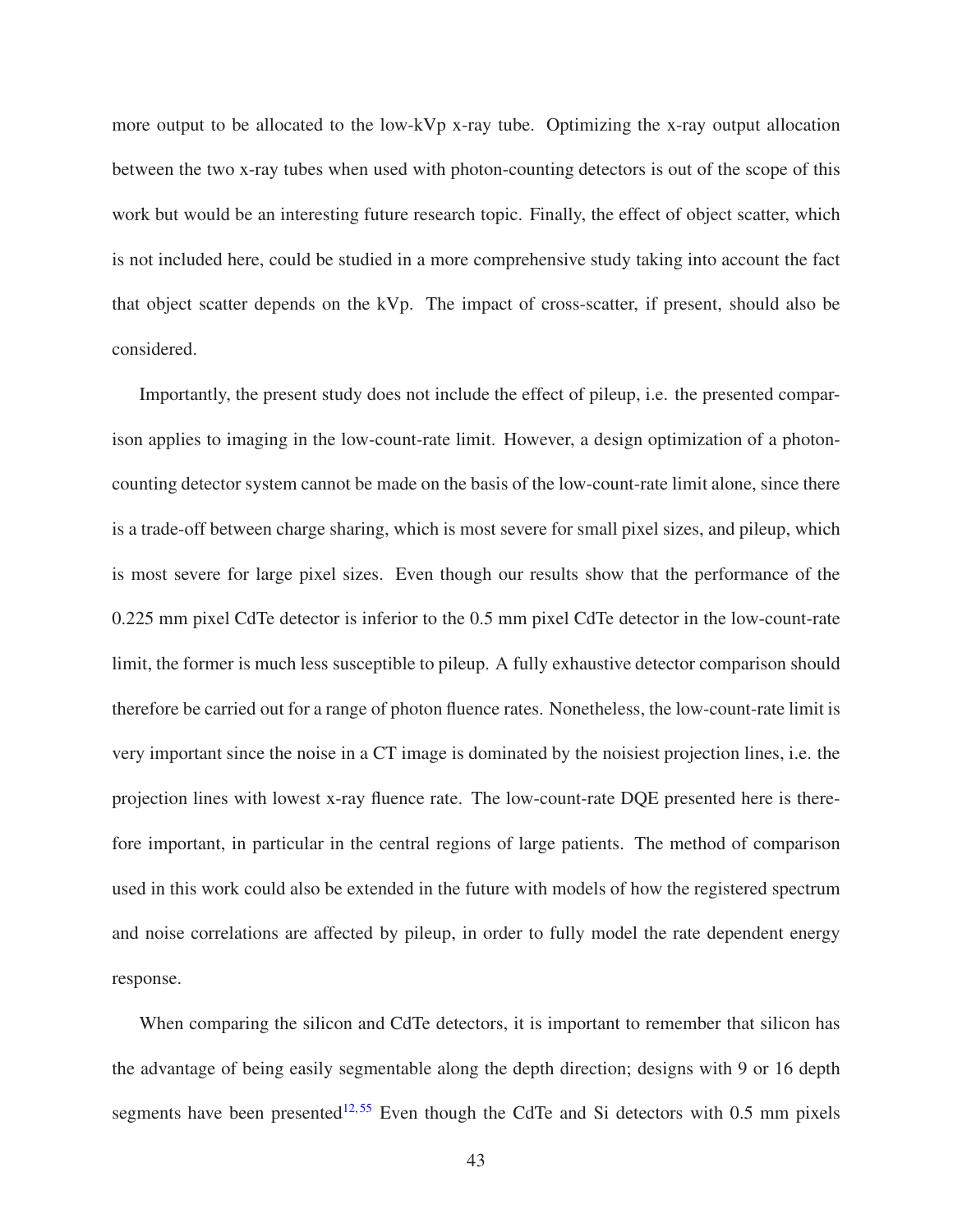more output to be allocated to the low-kVp x-ray tube. Optimizing the x-ray output allocation between the two x-ray tubes when used with photon-counting detectors is out of the scope of this work but would be an interesting future research topic. Finally, the effect of object scatter, which is not included here, could be studied in a more comprehensive study taking into account the fact that object scatter depends on the kVp. The impact of cross-scatter, if present, should also be considered.

Importantly, the present study does not include the effect of pileup, i.e. the presented comparison applies to imaging in the low-count-rate limit. However, a design optimization of a photon-counting detector system cannot be made on the basis of the low-count-rate limit alone, since there is a trade-off between charge sharing, which is most severe for small pixel sizes, and pileup, which is most severe for large pixel sizes. Even though our results show that the performance of the 0.225 mm pixel CdTe detector is inferior to the 0.5 mm pixel CdTe detector in the low-count-rate limit, the former is much less susceptible to pileup. A fully exhaustive detector comparison should therefore be carried out for a range of photon fluence rates. Nonetheless, the low-count-rate limit is very important since the noise in a CT image is dominated by the noisiest projection lines, i.e. the projection lines with lowest x-ray fluence rate. The low-count-rate DQE presented here is therefore important, in particular in the central regions of large patients. The method of comparison used in this work could also be extended in the future with models of how the registered spectrum and noise correlations are affected by pileup, in order to fully model the rate dependent energy response.

When comparing the silicon and CdTe detectors, it is important to remember that silicon has the advantage of being easily segmentable along the depth direction; designs with 9 or 16 depth segments have been presented[12,55] Even though the CdTe and Si detectors with 0.5 mm pixels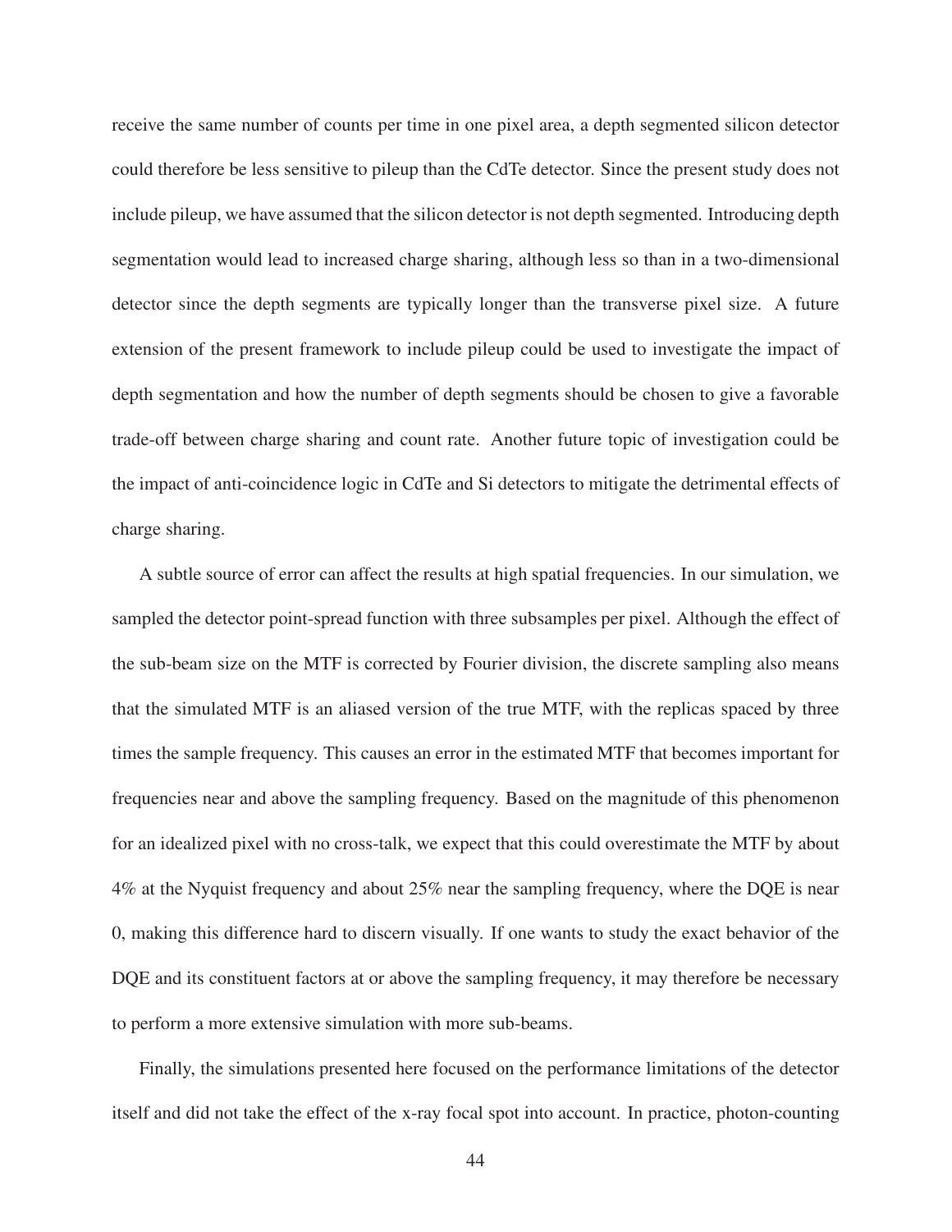receive the same number of counts per time in one pixel area, a depth segmented silicon detector could therefore be less sensitive to pileup than the CdTe detector. Since the present study does not include pileup, we have assumed that the silicon detector is not depth segmented. Introducing depth segmentation would lead to increased charge sharing, although less so than in a two-dimensional detector since the depth segments are typically longer than the transverse pixel size. A future extension of the present framework to include pileup could be used to investigate the impact of depth segmentation and how the number of depth segments should be chosen to give a favorable trade-off between charge sharing and count rate. Another future topic of investigation could be the impact of anti-coincidence logic in CdTe and Si detectors to mitigate the detrimental effects of charge sharing.

A subtle source of error can affect the results at high spatial frequencies. In our simulation, we sampled the detector point-spread function with three subsamples per pixel. Although the effect of the sub-beam size on the MTF is corrected by Fourier division, the discrete sampling also means that the simulated MTF is an aliased version of the true MTF, with the replicas spaced by three times the sample frequency. This causes an error in the estimated MTF that becomes important for frequencies near and above the sampling frequency. Based on the magnitude of this phenomenon for an idealized pixel with no cross-talk, we expect that this could overestimate the MTF by about 4% at the Nyquist frequency and about 25% near the sampling frequency, where the DQE is near 0, making this difference hard to discern visually. If one wants to study the exact behavior of the DQE and its constituent factors at or above the sampling frequency, it may therefore be necessary to perform a more extensive simulation with more sub-beams.

Finally, the simulations presented here focused on the performance limitations of the detector itself and did not take the effect of the x-ray focal spot into account. In practice, photon-counting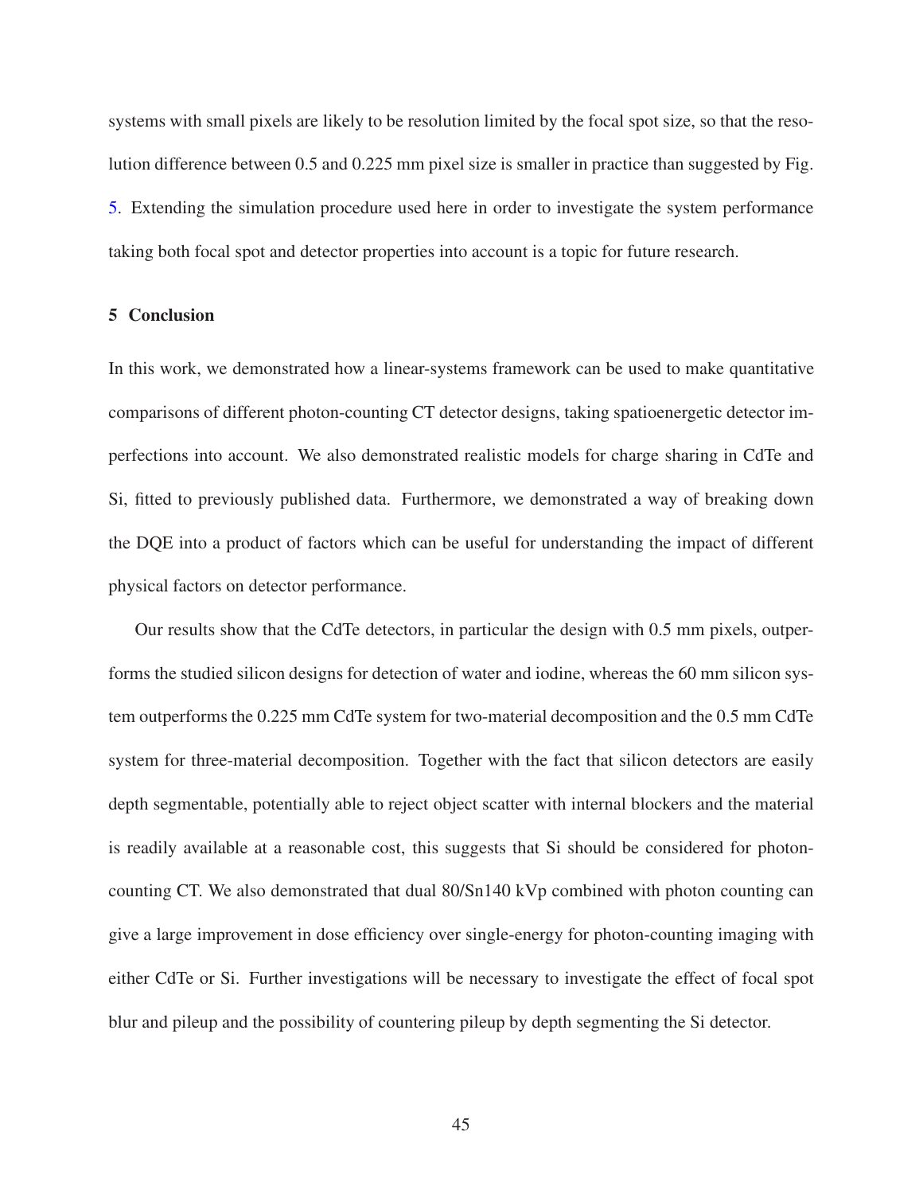systems with small pixels are likely to be resolution limited by the focal spot size, so that the resolution difference between 0.5 and 0.225 mm pixel size is smaller in practice than suggested by Fig. 5. Extending the simulation procedure used here in order to investigate the system performance taking both focal spot and detector properties into account is a topic for future research.

## 5 Conclusion

In this work, we demonstrated how a linear-systems framework can be used to make quantitative comparisons of different photon-counting CT detector designs, taking spatioenergetic detector imperfections into account. We also demonstrated realistic models for charge sharing in CdTe and Si, fitted to previously published data. Furthermore, we demonstrated a way of breaking down the DQE into a product of factors which can be useful for understanding the impact of different physical factors on detector performance.

Our results show that the CdTe detectors, in particular the design with 0.5 mm pixels, outperforms the studied silicon designs for detection of water and iodine, whereas the 60 mm silicon system outperforms the 0.225 mm CdTe system for two-material decomposition and the 0.5 mm CdTe system for three-material decomposition. Together with the fact that silicon detectors are easily depth segmentable, potentially able to reject object scatter with internal blockers and the material is readily available at a reasonable cost, this suggests that Si should be considered for photon-counting CT. We also demonstrated that dual 80/Sn140 kVp combined with photon counting can give a large improvement in dose efficiency over single-energy for photon-counting imaging with either CdTe or Si. Further investigations will be necessary to investigate the effect of focal spot blur and pileup and the possibility of countering pileup by depth segmenting the Si detector.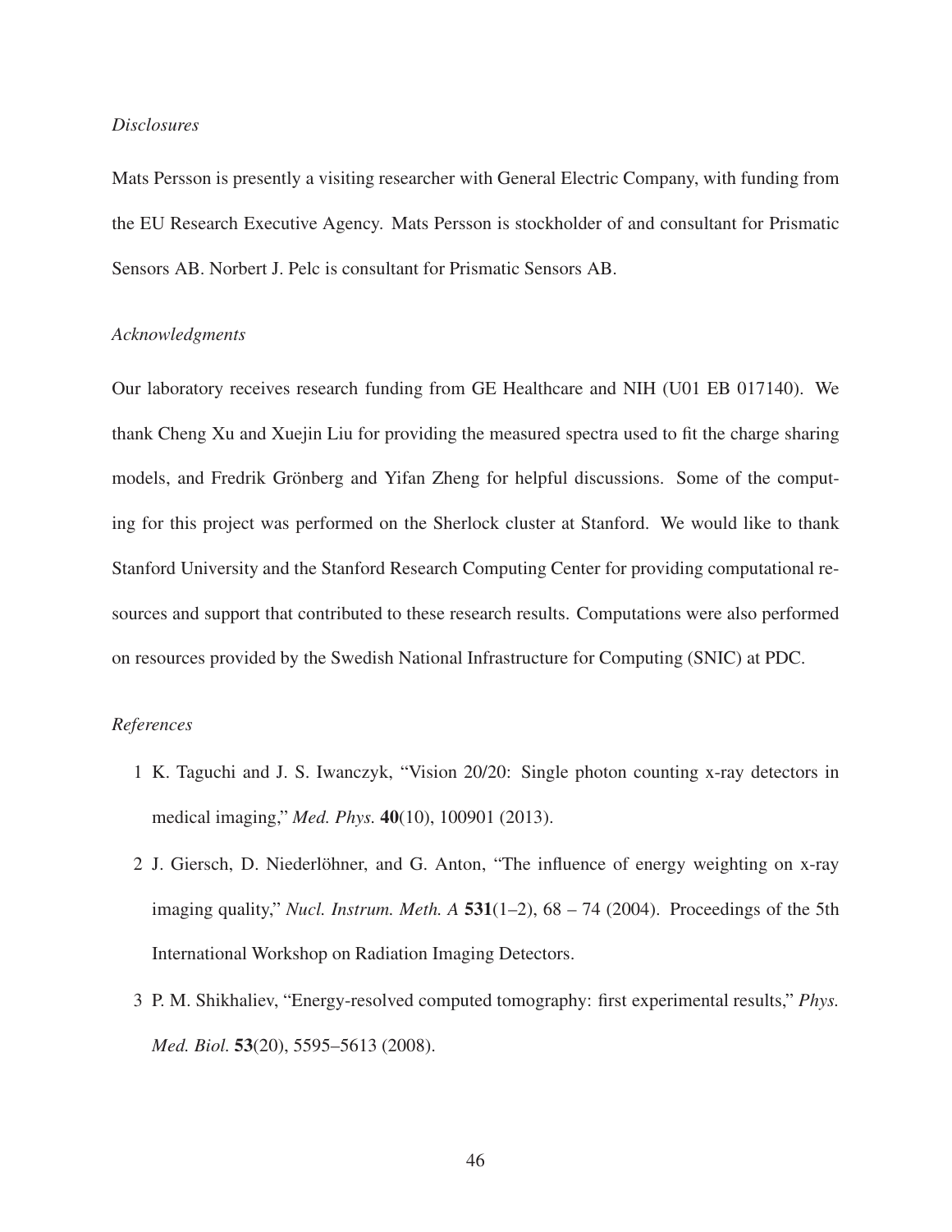*Disclosures*

Mats Persson is presently a visiting researcher with General Electric Company, with funding from the EU Research Executive Agency. Mats Persson is stockholder of and consultant for Prismatic Sensors AB. Norbert J. Pelc is consultant for Prismatic Sensors AB.

*Acknowledgments*

Our laboratory receives research funding from GE Healthcare and NIH (U01 EB 017140). We thank Cheng Xu and Xuejin Liu for providing the measured spectra used to fit the charge sharing models, and Fredrik Grönberg and Yifan Zheng for helpful discussions. Some of the computing for this project was performed on the Sherlock cluster at Stanford. We would like to thank Stanford University and the Stanford Research Computing Center for providing computational resources and support that contributed to these research results. Computations were also performed on resources provided by the Swedish National Infrastructure for Computing (SNIC) at PDC.

*References*

1 K. Taguchi and J. S. Iwanczyk, "Vision 20/20: Single photon counting x-ray detectors in medical imaging," *Med. Phys.* **40**(10), 100901 (2013).

2 J. Giersch, D. Niederlöhner, and G. Anton, "The influence of energy weighting on x-ray imaging quality," *Nucl. Instrum. Meth. A* **531**(1–2), 68 – 74 (2004). Proceedings of the 5th International Workshop on Radiation Imaging Detectors.

3 P. M. Shikhaliev, "Energy-resolved computed tomography: first experimental results," *Phys. Med. Biol.* **53**(20), 5595–5613 (2008).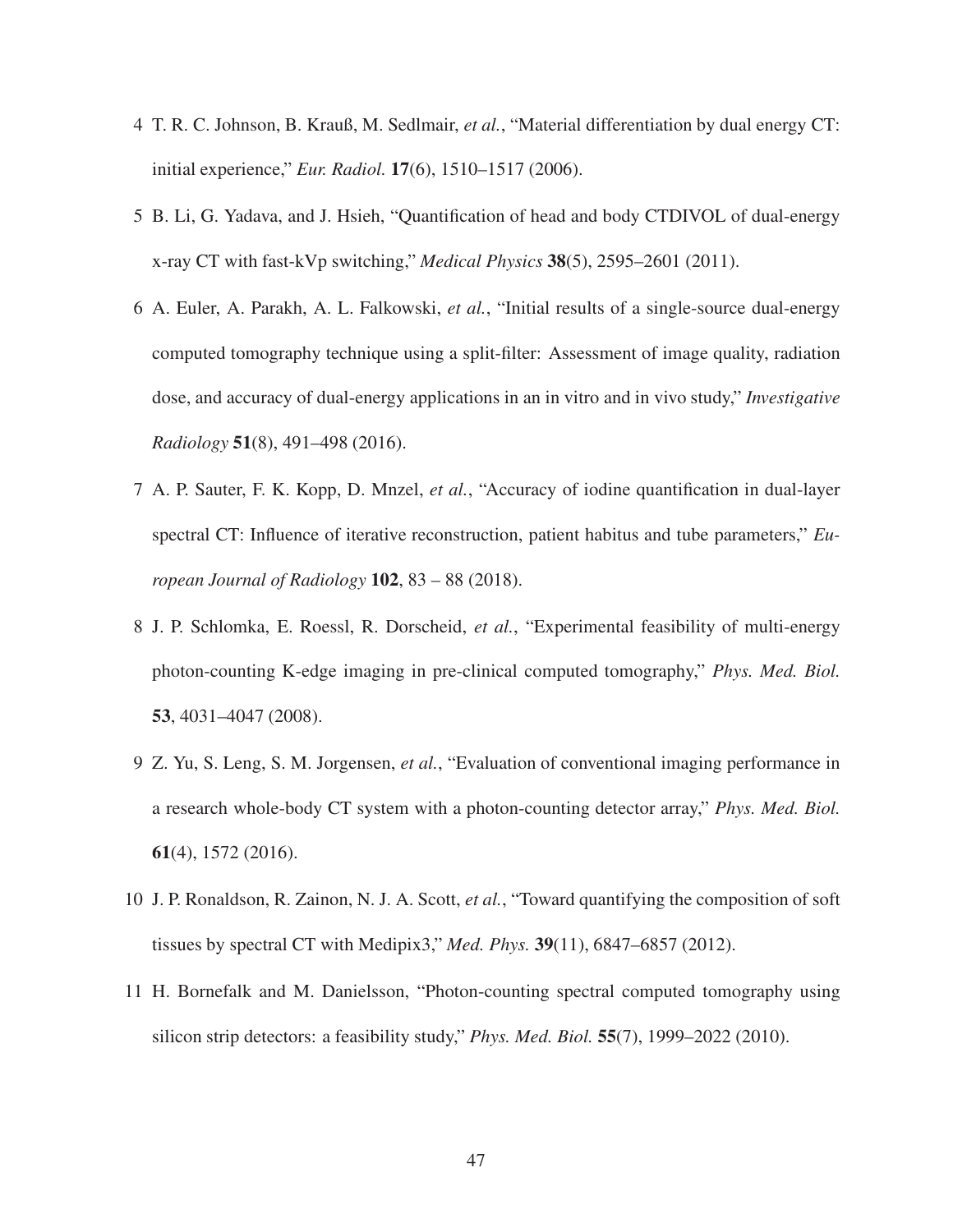4 T. R. C. Johnson, B. Krauß, M. Sedlmair, *et al.*, "Material differentiation by dual energy CT: initial experience," *Eur. Radiol.* **17**(6), 1510–1517 (2006).

5 B. Li, G. Yadava, and J. Hsieh, "Quantification of head and body CTDIVOL of dual-energy x-ray CT with fast-kVp switching," *Medical Physics* **38**(5), 2595–2601 (2011).

6 A. Euler, A. Parakh, A. L. Falkowski, *et al.*, "Initial results of a single-source dual-energy computed tomography technique using a split-filter: Assessment of image quality, radiation dose, and accuracy of dual-energy applications in an in vitro and in vivo study," *Investigative Radiology* **51**(8), 491–498 (2016).

7 A. P. Sauter, F. K. Kopp, D. Mnzel, *et al.*, "Accuracy of iodine quantification in dual-layer spectral CT: Influence of iterative reconstruction, patient habitus and tube parameters," *European Journal of Radiology* **102**, 83 – 88 (2018).

8 J. P. Schlomka, E. Roessl, R. Dorscheid, *et al.*, "Experimental feasibility of multi-energy photon-counting K-edge imaging in pre-clinical computed tomography," *Phys. Med. Biol.* **53**, 4031–4047 (2008).

9 Z. Yu, S. Leng, S. M. Jorgensen, *et al.*, "Evaluation of conventional imaging performance in a research whole-body CT system with a photon-counting detector array," *Phys. Med. Biol.* **61**(4), 1572 (2016).

10 J. P. Ronaldson, R. Zainon, N. J. A. Scott, *et al.*, "Toward quantifying the composition of soft tissues by spectral CT with Medipix3," *Med. Phys.* **39**(11), 6847–6857 (2012).

11 H. Bornefalk and M. Danielsson, "Photon-counting spectral computed tomography using silicon strip detectors: a feasibility study," *Phys. Med. Biol.* **55**(7), 1999–2022 (2010).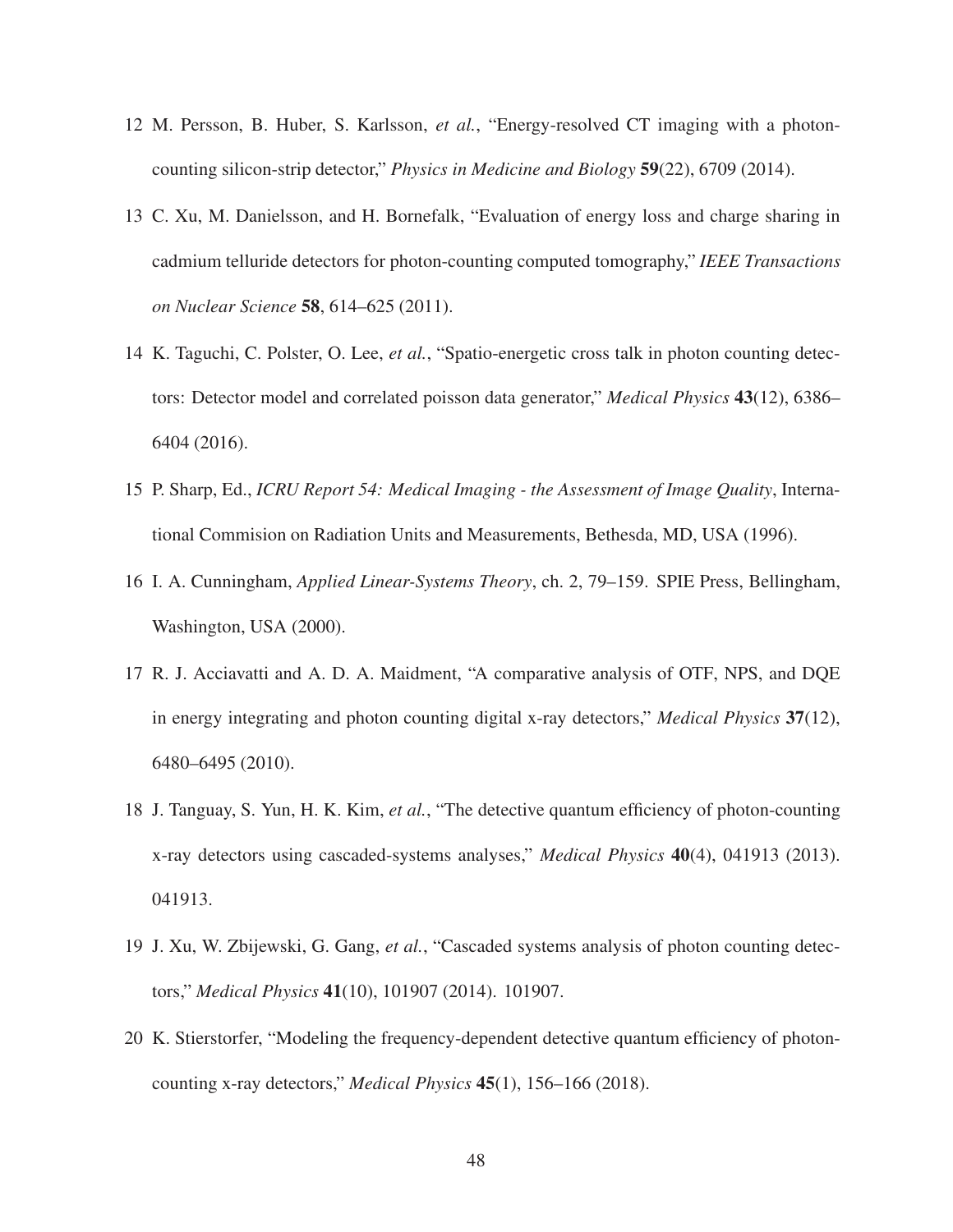12 M. Persson, B. Huber, S. Karlsson, *et al.*, "Energy-resolved CT imaging with a photon-counting silicon-strip detector," *Physics in Medicine and Biology* **59**(22), 6709 (2014).

13 C. Xu, M. Danielsson, and H. Bornefalk, "Evaluation of energy loss and charge sharing in cadmium telluride detectors for photon-counting computed tomography," *IEEE Transactions on Nuclear Science* **58**, 614–625 (2011).

14 K. Taguchi, C. Polster, O. Lee, *et al.*, "Spatio-energetic cross talk in photon counting detectors: Detector model and correlated poisson data generator," *Medical Physics* **43**(12), 6386–6404 (2016).

15 P. Sharp, Ed., *ICRU Report 54: Medical Imaging - the Assessment of Image Quality*, International Commision on Radiation Units and Measurements, Bethesda, MD, USA (1996).

16 I. A. Cunningham, *Applied Linear-Systems Theory*, ch. 2, 79–159. SPIE Press, Bellingham, Washington, USA (2000).

17 R. J. Acciavatti and A. D. A. Maidment, "A comparative analysis of OTF, NPS, and DQE in energy integrating and photon counting digital x-ray detectors," *Medical Physics* **37**(12), 6480–6495 (2010).

18 J. Tanguay, S. Yun, H. K. Kim, *et al.*, "The detective quantum efficiency of photon-counting x-ray detectors using cascaded-systems analyses," *Medical Physics* **40**(4), 041913 (2013). 041913.

19 J. Xu, W. Zbijewski, G. Gang, *et al.*, "Cascaded systems analysis of photon counting detectors," *Medical Physics* **41**(10), 101907 (2014). 101907.

20 K. Stierstorfer, "Modeling the frequency-dependent detective quantum efficiency of photon-counting x-ray detectors," *Medical Physics* **45**(1), 156–166 (2018).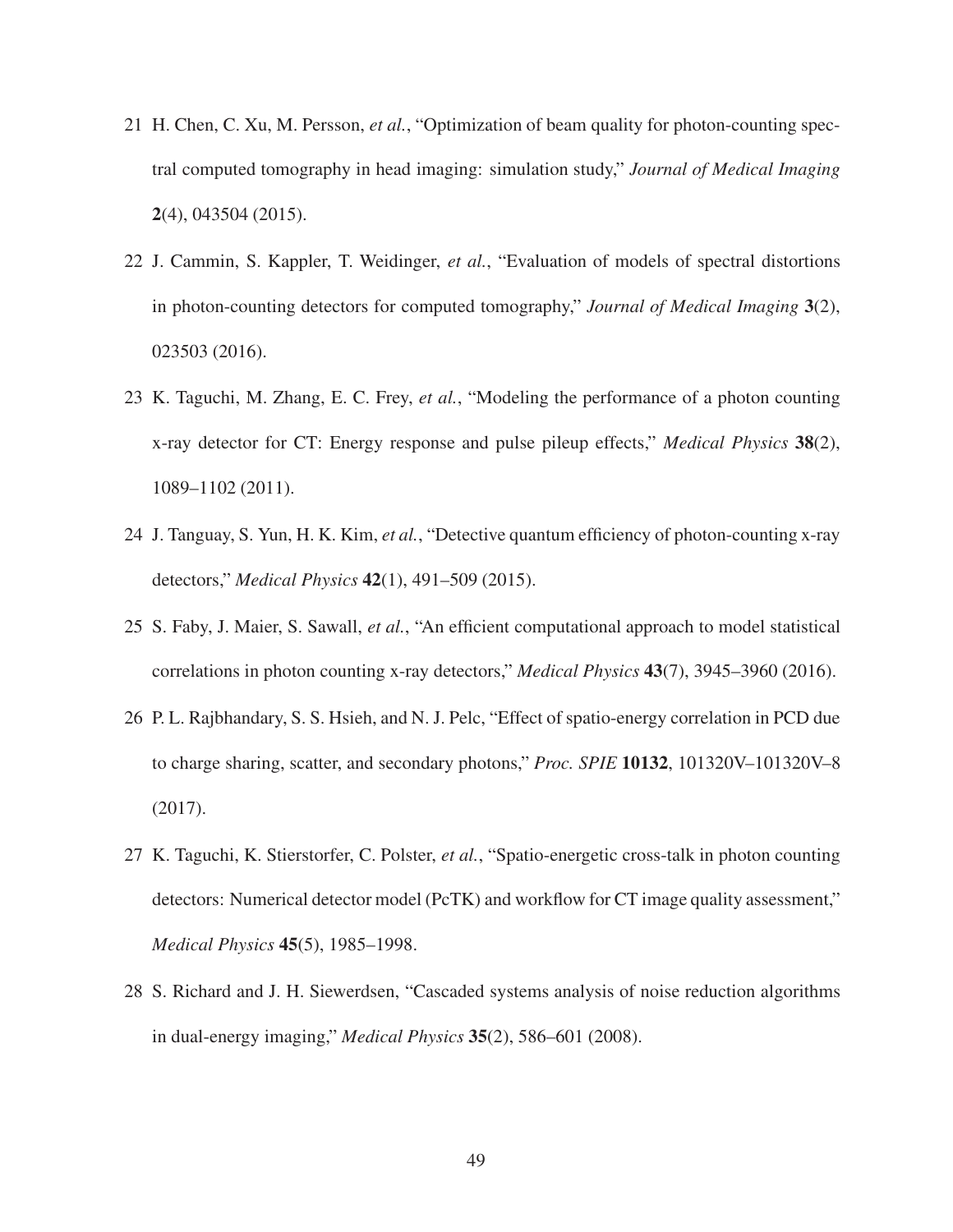21 H. Chen, C. Xu, M. Persson, *et al.*, "Optimization of beam quality for photon-counting spectral computed tomography in head imaging: simulation study," *Journal of Medical Imaging* **2**(4), 043504 (2015).

22 J. Cammin, S. Kappler, T. Weidinger, *et al.*, "Evaluation of models of spectral distortions in photon-counting detectors for computed tomography," *Journal of Medical Imaging* **3**(2), 023503 (2016).

23 K. Taguchi, M. Zhang, E. C. Frey, *et al.*, "Modeling the performance of a photon counting x-ray detector for CT: Energy response and pulse pileup effects," *Medical Physics* **38**(2), 1089–1102 (2011).

24 J. Tanguay, S. Yun, H. K. Kim, *et al.*, "Detective quantum efficiency of photon-counting x-ray detectors," *Medical Physics* **42**(1), 491–509 (2015).

25 S. Faby, J. Maier, S. Sawall, *et al.*, "An efficient computational approach to model statistical correlations in photon counting x-ray detectors," *Medical Physics* **43**(7), 3945–3960 (2016).

26 P. L. Rajbhandary, S. S. Hsieh, and N. J. Pelc, "Effect of spatio-energy correlation in PCD due to charge sharing, scatter, and secondary photons," *Proc. SPIE* **10132**, 101320V–101320V–8 (2017).

27 K. Taguchi, K. Stierstorfer, C. Polster, *et al.*, "Spatio-energetic cross-talk in photon counting detectors: Numerical detector model (PcTK) and workflow for CT image quality assessment," *Medical Physics* **45**(5), 1985–1998.

28 S. Richard and J. H. Siewerdsen, "Cascaded systems analysis of noise reduction algorithms in dual-energy imaging," *Medical Physics* **35**(2), 586–601 (2008).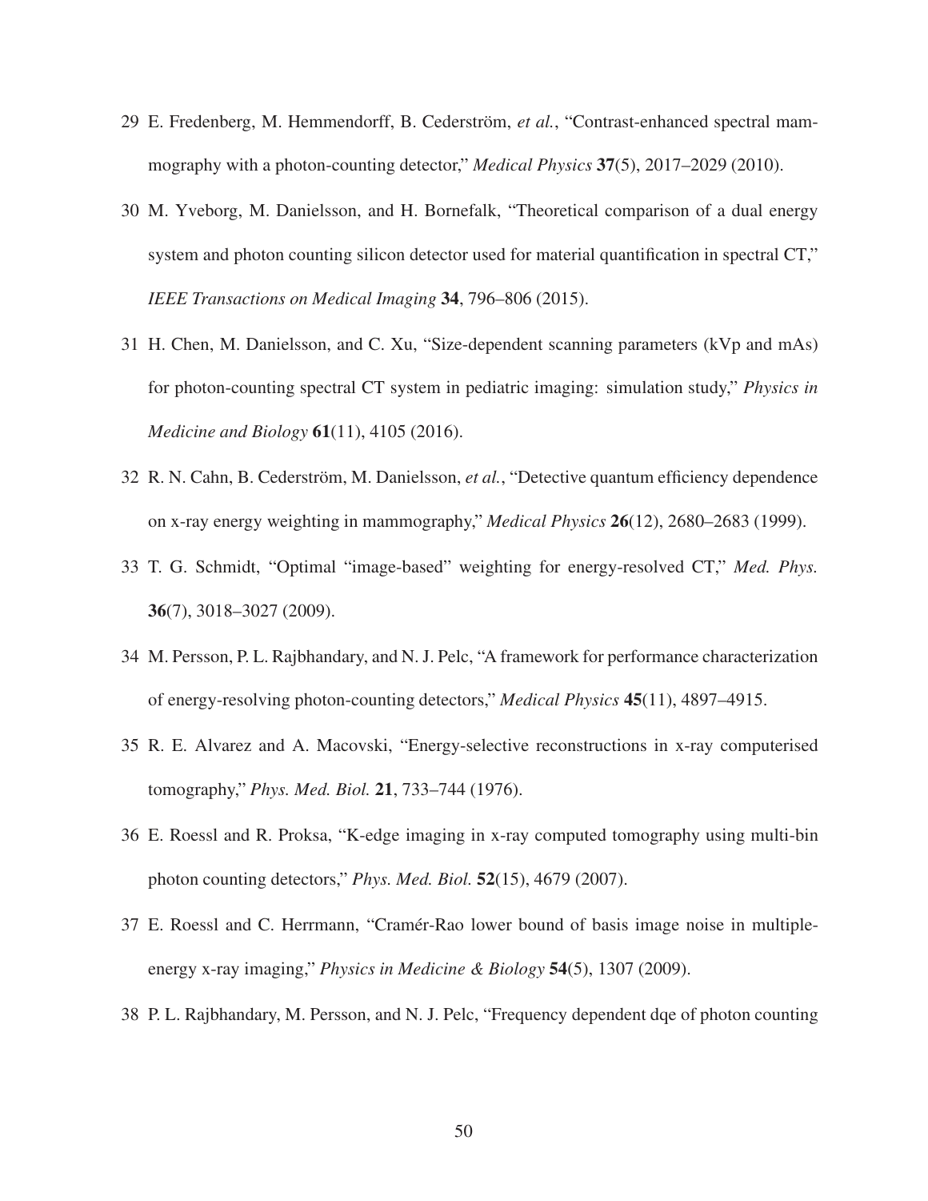29 E. Fredenberg, M. Hemmendorff, B. Cederström, *et al.*, "Contrast-enhanced spectral mammography with a photon-counting detector," *Medical Physics* **37**(5), 2017–2029 (2010).

30 M. Yveborg, M. Danielsson, and H. Bornefalk, "Theoretical comparison of a dual energy system and photon counting silicon detector used for material quantification in spectral CT," *IEEE Transactions on Medical Imaging* **34**, 796–806 (2015).

31 H. Chen, M. Danielsson, and C. Xu, "Size-dependent scanning parameters (kVp and mAs) for photon-counting spectral CT system in pediatric imaging: simulation study," *Physics in Medicine and Biology* **61**(11), 4105 (2016).

32 R. N. Cahn, B. Cederström, M. Danielsson, *et al.*, "Detective quantum efficiency dependence on x-ray energy weighting in mammography," *Medical Physics* **26**(12), 2680–2683 (1999).

33 T. G. Schmidt, "Optimal "image-based" weighting for energy-resolved CT," *Med. Phys.* **36**(7), 3018–3027 (2009).

34 M. Persson, P. L. Rajbhandary, and N. J. Pelc, "A framework for performance characterization of energy-resolving photon-counting detectors," *Medical Physics* **45**(11), 4897–4915.

35 R. E. Alvarez and A. Macovski, "Energy-selective reconstructions in x-ray computerised tomography," *Phys. Med. Biol.* **21**, 733–744 (1976).

36 E. Roessl and R. Proksa, "K-edge imaging in x-ray computed tomography using multi-bin photon counting detectors," *Phys. Med. Biol.* **52**(15), 4679 (2007).

37 E. Roessl and C. Herrmann, "Cramér-Rao lower bound of basis image noise in multiple-energy x-ray imaging," *Physics in Medicine & Biology* **54**(5), 1307 (2009).

38 P. L. Rajbhandary, M. Persson, and N. J. Pelc, "Frequency dependent dqe of photon counting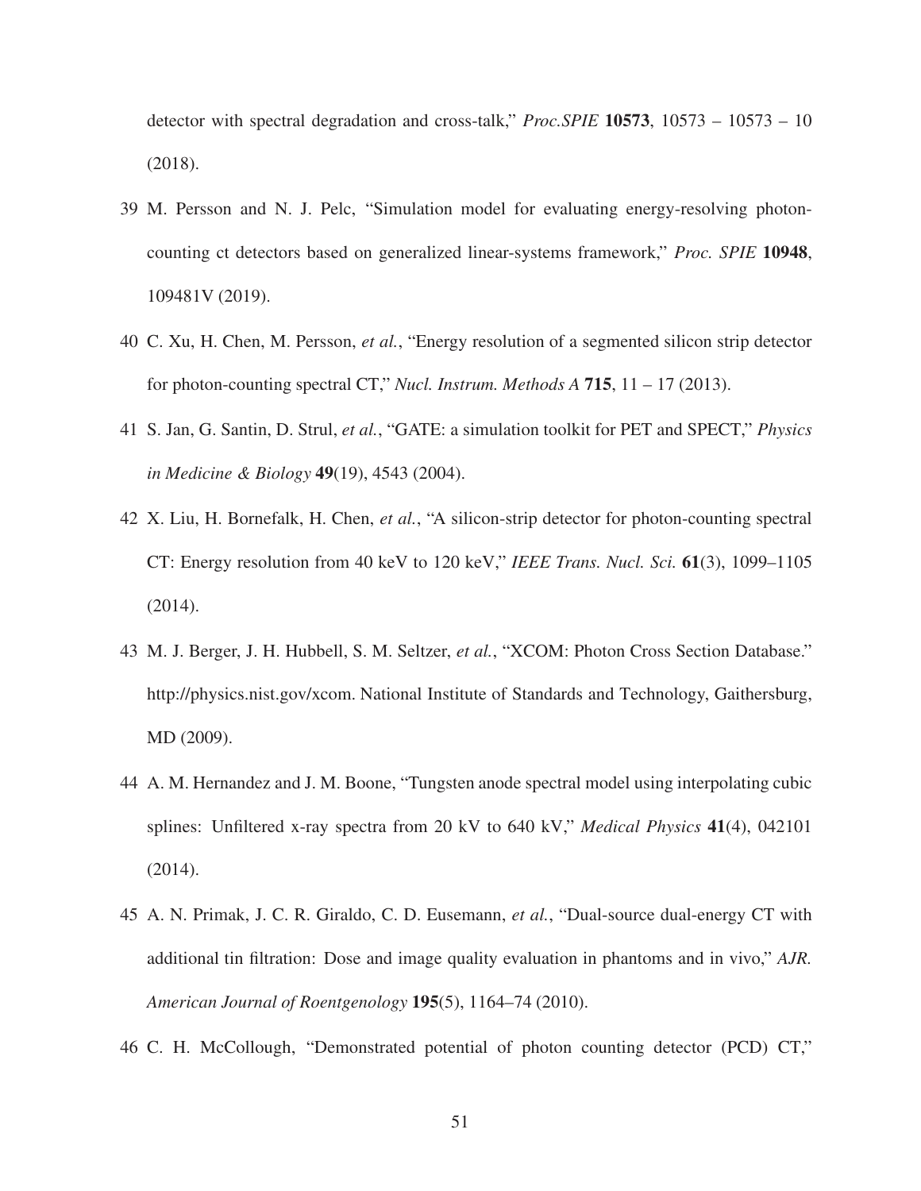detector with spectral degradation and cross-talk," *Proc.SPIE* **10573**, 10573 – 10573 – 10 (2018).

39 M. Persson and N. J. Pelc, "Simulation model for evaluating energy-resolving photon-counting ct detectors based on generalized linear-systems framework," *Proc. SPIE* **10948**, 109481V (2019).

40 C. Xu, H. Chen, M. Persson, *et al.*, "Energy resolution of a segmented silicon strip detector for photon-counting spectral CT," *Nucl. Instrum. Methods A* **715**, 11 – 17 (2013).

41 S. Jan, G. Santin, D. Strul, *et al.*, "GATE: a simulation toolkit for PET and SPECT," *Physics in Medicine & Biology* **49**(19), 4543 (2004).

42 X. Liu, H. Bornefalk, H. Chen, *et al.*, "A silicon-strip detector for photon-counting spectral CT: Energy resolution from 40 keV to 120 keV," *IEEE Trans. Nucl. Sci.* **61**(3), 1099–1105 (2014).

43 M. J. Berger, J. H. Hubbell, S. M. Seltzer, *et al.*, "XCOM: Photon Cross Section Database." http://physics.nist.gov/xcom. National Institute of Standards and Technology, Gaithersburg, MD (2009).

44 A. M. Hernandez and J. M. Boone, "Tungsten anode spectral model using interpolating cubic splines: Unfiltered x-ray spectra from 20 kV to 640 kV," *Medical Physics* **41**(4), 042101 (2014).

45 A. N. Primak, J. C. R. Giraldo, C. D. Eusemann, *et al.*, "Dual-source dual-energy CT with additional tin filtration: Dose and image quality evaluation in phantoms and in vivo," *AJR. American Journal of Roentgenology* **195**(5), 1164–74 (2010).

46 C. H. McCollough, "Demonstrated potential of photon counting detector (PCD) CT,"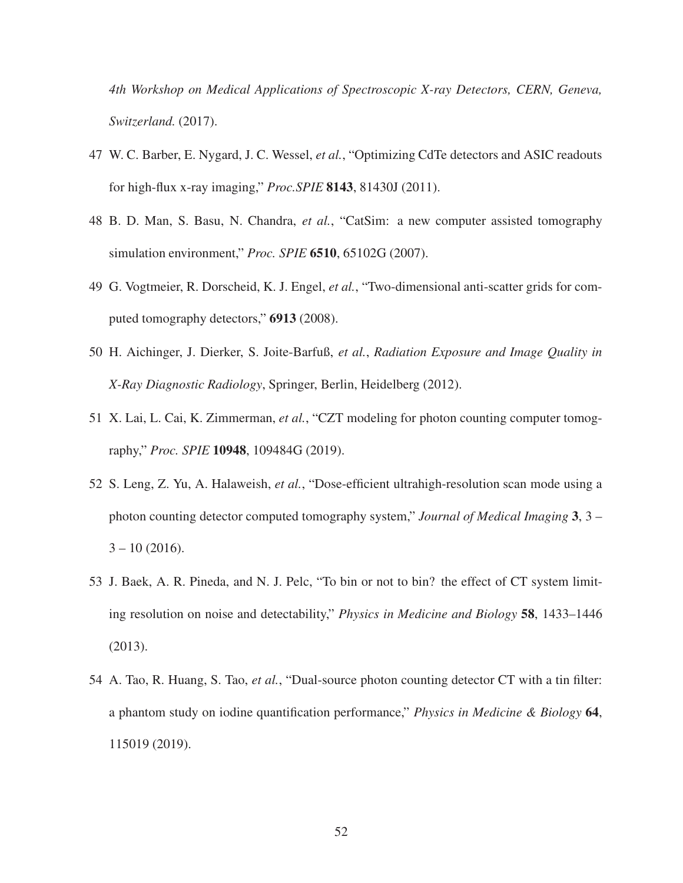*4th Workshop on Medical Applications of Spectroscopic X-ray Detectors, CERN, Geneva, Switzerland.* (2017).

47 W. C. Barber, E. Nygard, J. C. Wessel, *et al.*, "Optimizing CdTe detectors and ASIC readouts for high-flux x-ray imaging," *Proc.SPIE* **8143**, 81430J (2011).

48 B. D. Man, S. Basu, N. Chandra, *et al.*, "CatSim: a new computer assisted tomography simulation environment," *Proc. SPIE* **6510**, 65102G (2007).

49 G. Vogtmeier, R. Dorscheid, K. J. Engel, *et al.*, "Two-dimensional anti-scatter grids for computed tomography detectors," **6913** (2008).

50 H. Aichinger, J. Dierker, S. Joite-Barfuß, *et al.*, *Radiation Exposure and Image Quality in X-Ray Diagnostic Radiology*, Springer, Berlin, Heidelberg (2012).

51 X. Lai, L. Cai, K. Zimmerman, *et al.*, "CZT modeling for photon counting computer tomography," *Proc. SPIE* **10948**, 109484G (2019).

52 S. Leng, Z. Yu, A. Halaweish, *et al.*, "Dose-efficient ultrahigh-resolution scan mode using a photon counting detector computed tomography system," *Journal of Medical Imaging* **3**, 3 – 3 – 10 (2016).

53 J. Baek, A. R. Pineda, and N. J. Pelc, "To bin or not to bin? the effect of CT system limiting resolution on noise and detectability," *Physics in Medicine and Biology* **58**, 1433–1446 (2013).

54 A. Tao, R. Huang, S. Tao, *et al.*, "Dual-source photon counting detector CT with a tin filter: a phantom study on iodine quantification performance," *Physics in Medicine & Biology* **64**, 115019 (2019).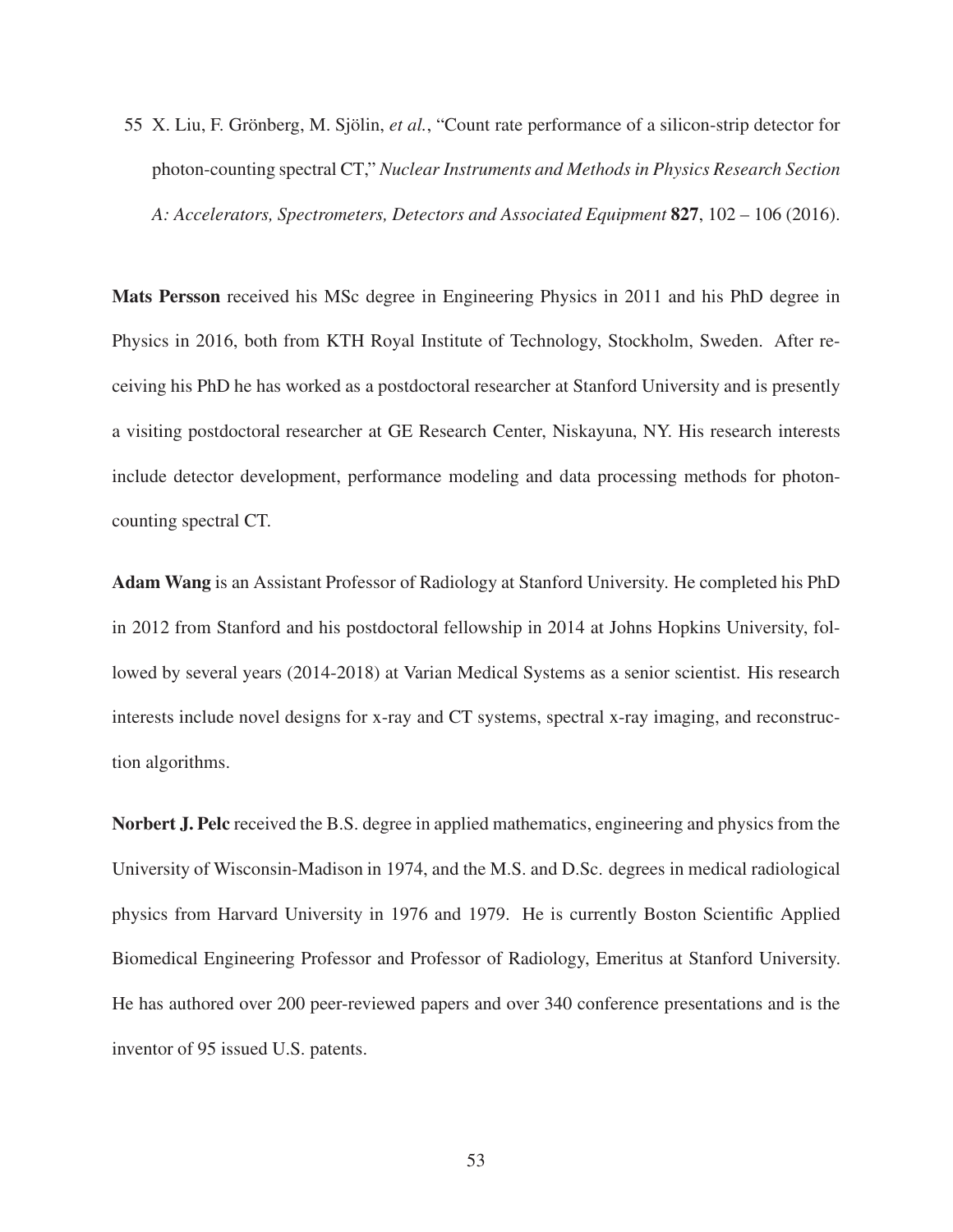55 X. Liu, F. Grönberg, M. Sjölin, *et al.*, "Count rate performance of a silicon-strip detector for photon-counting spectral CT," *Nuclear Instruments and Methods in Physics Research Section A: Accelerators, Spectrometers, Detectors and Associated Equipment* **827**, 102 – 106 (2016).

**Mats Persson** received his MSc degree in Engineering Physics in 2011 and his PhD degree in Physics in 2016, both from KTH Royal Institute of Technology, Stockholm, Sweden. After receiving his PhD he has worked as a postdoctoral researcher at Stanford University and is presently a visiting postdoctoral researcher at GE Research Center, Niskayuna, NY. His research interests include detector development, performance modeling and data processing methods for photon-counting spectral CT.

**Adam Wang** is an Assistant Professor of Radiology at Stanford University. He completed his PhD in 2012 from Stanford and his postdoctoral fellowship in 2014 at Johns Hopkins University, followed by several years (2014-2018) at Varian Medical Systems as a senior scientist. His research interests include novel designs for x-ray and CT systems, spectral x-ray imaging, and reconstruction algorithms.

**Norbert J. Pelc** received the B.S. degree in applied mathematics, engineering and physics from the University of Wisconsin-Madison in 1974, and the M.S. and D.Sc. degrees in medical radiological physics from Harvard University in 1976 and 1979. He is currently Boston Scientific Applied Biomedical Engineering Professor and Professor of Radiology, Emeritus at Stanford University. He has authored over 200 peer-reviewed papers and over 340 conference presentations and is the inventor of 95 issued U.S. patents.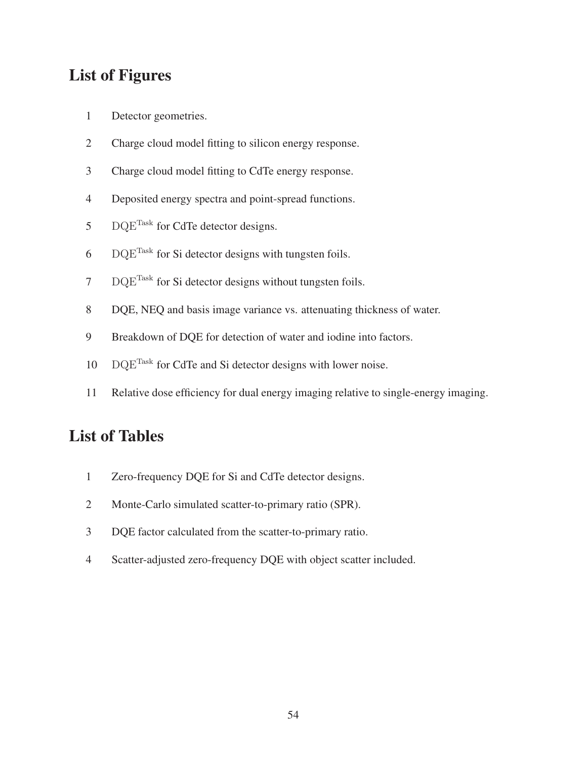## List of Figures

1 Detector geometries.

2 Charge cloud model fitting to silicon energy response.

3 Charge cloud model fitting to CdTe energy response.

4 Deposited energy spectra and point-spread functions.

5 $\mathrm{DQE}^{\mathrm{Task}}$ for CdTe detector designs.

6 $\mathrm{DQE}^{\mathrm{Task}}$ for Si detector designs with tungsten foils.

7 $\mathrm{DQE}^{\mathrm{Task}}$ for Si detector designs without tungsten foils.

8 DQE, NEQ and basis image variance vs. attenuating thickness of water.

9 Breakdown of DQE for detection of water and iodine into factors.

10 $\mathrm{DQE}^{\mathrm{Task}}$ for CdTe and Si detector designs with lower noise.

11 Relative dose efficiency for dual energy imaging relative to single-energy imaging.

## List of Tables

1 Zero-frequency DQE for Si and CdTe detector designs.

2 Monte-Carlo simulated scatter-to-primary ratio (SPR).

3 DQE factor calculated from the scatter-to-primary ratio.

4 Scatter-adjusted zero-frequency DQE with object scatter included.